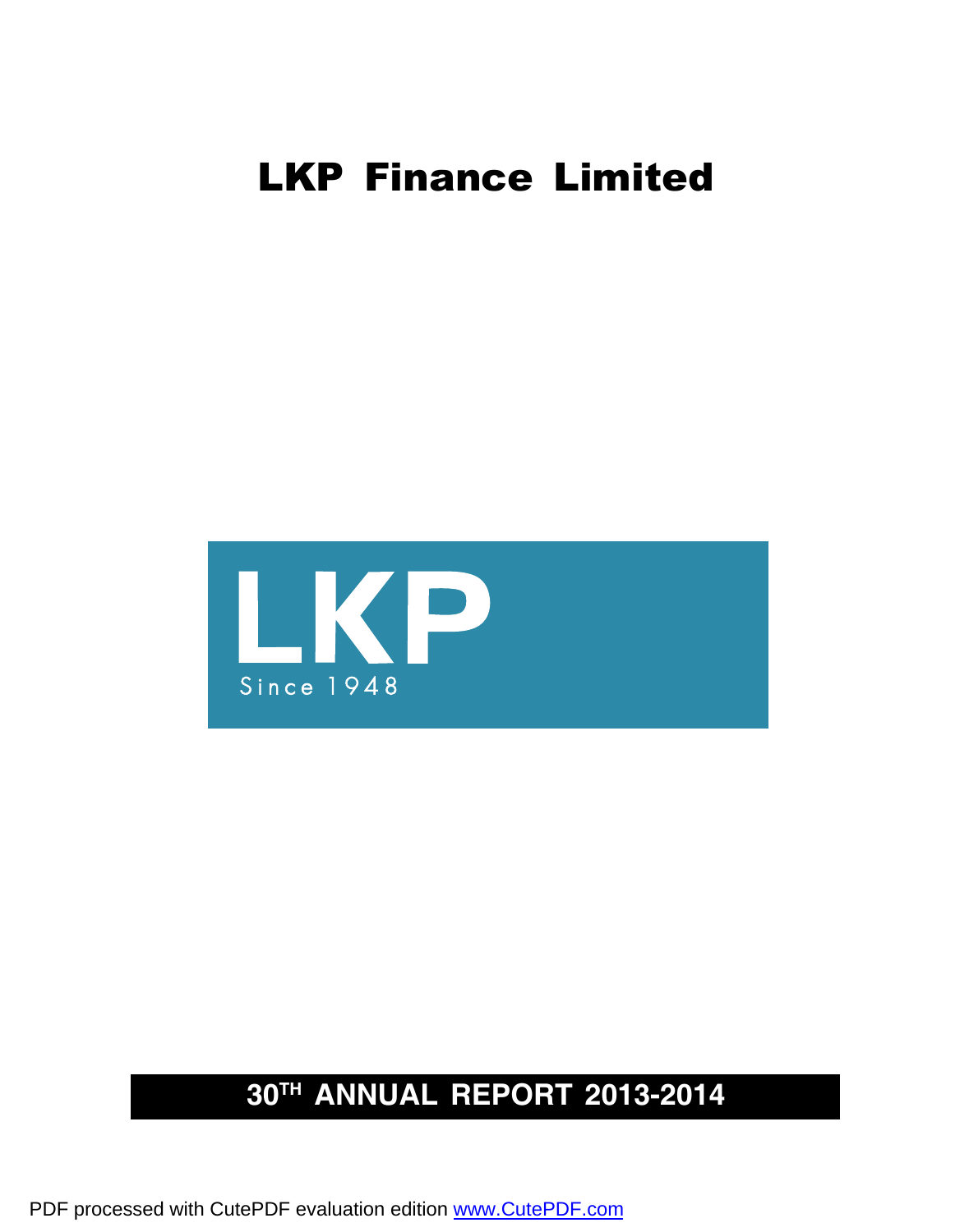# LKP Finance Limited

LKP

Since 1948

## 30TH ANNUAL REPORT 2013-2014

PDF processed with CutePDF evaluation edition www.CutePDF.com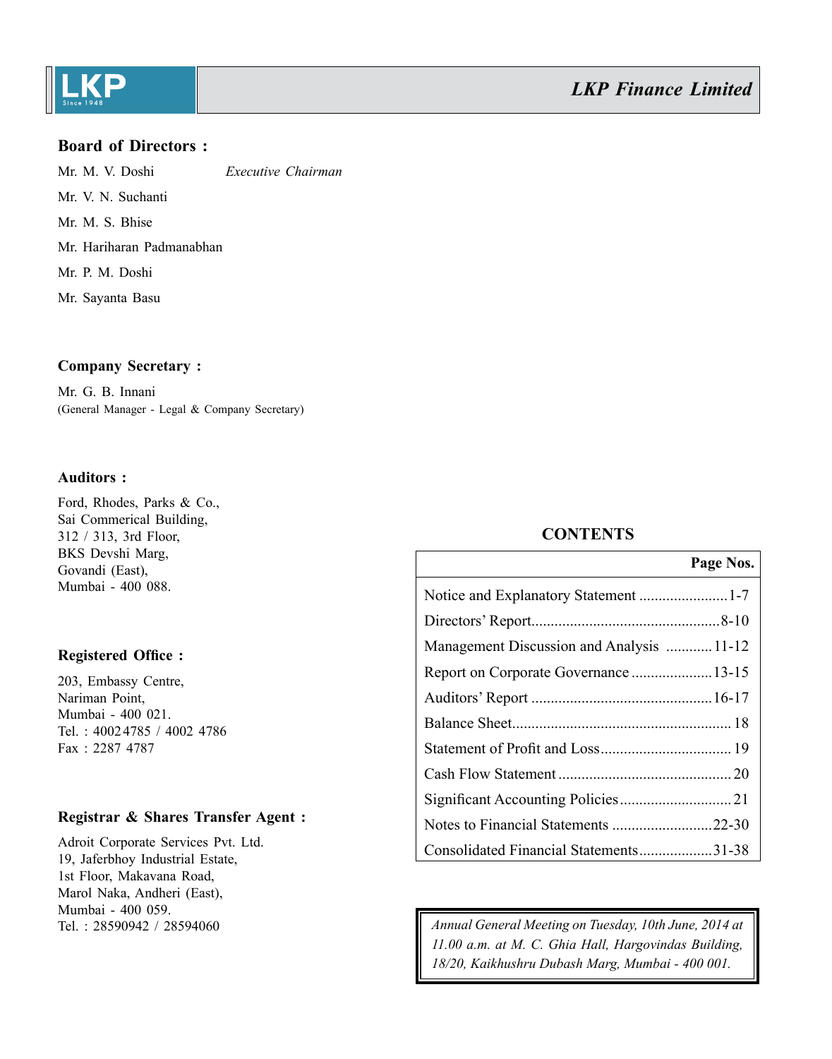# LKP Finance Limited

## Board of Directors :

Mr. M. V. Doshi *Executive Chairman*

Mr. V. N. Suchanti

Mr. M. S. Bhise

Mr. Hariharan Padmanabhan

Mr. P. M. Doshi

Mr. Sayanta Basu

## Company Secretary :

Mr. G. B. Innani
(General Manager - Legal & Company Secretary)

## Auditors :

Ford, Rhodes, Parks & Co.,
Sai Commerical Building,
312 / 313, 3rd Floor,
BKS Devshi Marg,
Govandi (East),
Mumbai - 400 088.

## Registered Office :

203, Embassy Centre,
Nariman Point,
Mumbai - 400 021.
Tel. : 40024785 / 4002 4786
Fax : 2287 4787

## Registrar & Shares Transfer Agent :

Adroit Corporate Services Pvt. Ltd.
19, Jaferbhoy Industrial Estate,
1st Floor, Makavana Road,
Marol Naka, Andheri (East),
Mumbai - 400 059.
Tel. : 28590942 / 28594060

## CONTENTS

| | Page Nos. |
|---|---|
| Notice and Explanatory Statement | 1-7 |
| Directors' Report | 8-10 |
| Management Discussion and Analysis | 11-12 |
| Report on Corporate Governance | 13-15 |
| Auditors' Report | 16-17 |
| Balance Sheet | 18 |
| Statement of Profit and Loss | 19 |
| Cash Flow Statement | 20 |
| Significant Accounting Policies | 21 |
| Notes to Financial Statements | 22-30 |
| Consolidated Financial Statements | 31-38 |

*Annual General Meeting on Tuesday, 10th June, 2014 at 11.00 a.m. at M. C. Ghia Hall, Hargovindas Building, 18/20, Kaikhushru Dubash Marg, Mumbai - 400 001.*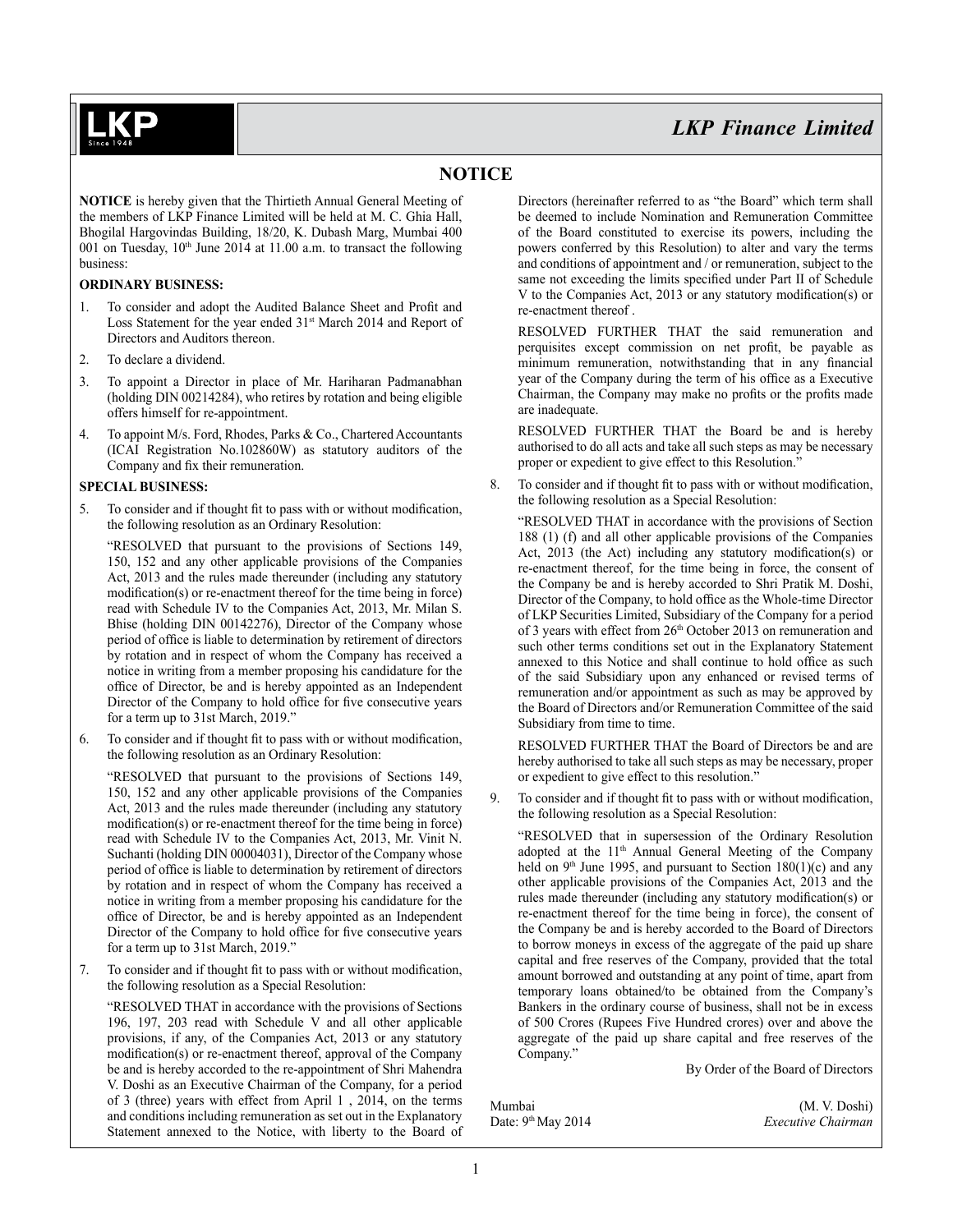# NOTICE

**NOTICE** is hereby given that the Thirtieth Annual General Meeting of the members of LKP Finance Limited will be held at M. C. Ghia Hall, Bhogilal Hargovindas Building, 18/20, K. Dubash Marg, Mumbai 400 001 on Tuesday, 10th June 2014 at 11.00 a.m. to transact the following business:

**ORDINARY BUSINESS:**

1. To consider and adopt the Audited Balance Sheet and Profit and Loss Statement for the year ended 31st March 2014 and Report of Directors and Auditors thereon.
2. To declare a dividend.
3. To appoint a Director in place of Mr. Hariharan Padmanabhan (holding DIN 00214284), who retires by rotation and being eligible offers himself for re-appointment.
4. To appoint M/s. Ford, Rhodes, Parks & Co., Chartered Accountants (ICAI Registration No.102860W) as statutory auditors of the Company and fix their remuneration.

**SPECIAL BUSINESS:**

5. To consider and if thought fit to pass with or without modification, the following resolution as an Ordinary Resolution:

   "RESOLVED that pursuant to the provisions of Sections 149, 150, 152 and any other applicable provisions of the Companies Act, 2013 and the rules made thereunder (including any statutory modification(s) or re-enactment thereof for the time being in force) read with Schedule IV to the Companies Act, 2013, Mr. Milan S. Bhise (holding DIN 00142276), Director of the Company whose period of office is liable to determination by retirement of directors by rotation and in respect of whom the Company has received a notice in writing from a member proposing his candidature for the office of Director, be and is hereby appointed as an Independent Director of the Company to hold office for five consecutive years for a term up to 31st March, 2019."

6. To consider and if thought fit to pass with or without modification, the following resolution as an Ordinary Resolution:

   "RESOLVED that pursuant to the provisions of Sections 149, 150, 152 and any other applicable provisions of the Companies Act, 2013 and the rules made thereunder (including any statutory modification(s) or re-enactment thereof for the time being in force) read with Schedule IV to the Companies Act, 2013, Mr. Vinit N. Suchanti (holding DIN 00004031), Director of the Company whose period of office is liable to determination by retirement of directors by rotation and in respect of whom the Company has received a notice in writing from a member proposing his candidature for the office of Director, be and is hereby appointed as an Independent Director of the Company to hold office for five consecutive years for a term up to 31st March, 2019."

7. To consider and if thought fit to pass with or without modification, the following resolution as a Special Resolution:

   "RESOLVED THAT in accordance with the provisions of Sections 196, 197, 203 read with Schedule V and all other applicable provisions, if any, of the Companies Act, 2013 or any statutory modification(s) or re-enactment thereof, approval of the Company be and is hereby accorded to the re-appointment of Shri Mahendra V. Doshi as an Executive Chairman of the Company, for a period of 3 (three) years with effect from April 1 , 2014, on the terms and conditions including remuneration as set out in the Explanatory Statement annexed to the Notice, with liberty to the Board of Directors (hereinafter referred to as "the Board" which term shall be deemed to include Nomination and Remuneration Committee of the Board constituted to exercise its powers, including the powers conferred by this Resolution) to alter and vary the terms and conditions of appointment and / or remuneration, subject to the same not exceeding the limits specified under Part II of Schedule V to the Companies Act, 2013 or any statutory modification(s) or re-enactment thereof .

   RESOLVED FURTHER THAT the said remuneration and perquisites except commission on net profit, be payable as minimum remuneration, notwithstanding that in any financial year of the Company during the term of his office as a Executive Chairman, the Company may make no profits or the profits made are inadequate.

   RESOLVED FURTHER THAT the Board be and is hereby authorised to do all acts and take all such steps as may be necessary proper or expedient to give effect to this Resolution."

8. To consider and if thought fit to pass with or without modification, the following resolution as a Special Resolution:

   "RESOLVED THAT in accordance with the provisions of Section 188 (1) (f) and all other applicable provisions of the Companies Act, 2013 (the Act) including any statutory modification(s) or re-enactment thereof, for the time being in force, the consent of the Company be and is hereby accorded to Shri Pratik M. Doshi, Director of the Company, to hold office as the Whole-time Director of LKP Securities Limited, Subsidiary of the Company for a period of 3 years with effect from 26th October 2013 on remuneration and such other terms conditions set out in the Explanatory Statement annexed to this Notice and shall continue to hold office as such of the said Subsidiary upon any enhanced or revised terms of remuneration and/or appointment as such as may be approved by the Board of Directors and/or Remuneration Committee of the said Subsidiary from time to time.

   RESOLVED FURTHER THAT the Board of Directors be and are hereby authorised to take all such steps as may be necessary, proper or expedient to give effect to this resolution."

9. To consider and if thought fit to pass with or without modification, the following resolution as a Special Resolution:

   "RESOLVED that in supersession of the Ordinary Resolution adopted at the 11th Annual General Meeting of the Company held on 9th June 1995, and pursuant to Section 180(1)(c) and any other applicable provisions of the Companies Act, 2013 and the rules made thereunder (including any statutory modification(s) or re-enactment thereof for the time being in force), the consent of the Company be and is hereby accorded to the Board of Directors to borrow moneys in excess of the aggregate of the paid up share capital and free reserves of the Company, provided that the total amount borrowed and outstanding at any point of time, apart from temporary loans obtained/to be obtained from the Company's Bankers in the ordinary course of business, shall not be in excess of 500 Crores (Rupees Five Hundred crores) over and above the aggregate of the paid up share capital and free reserves of the Company."

By Order of the Board of Directors

Mumbai
Date: 9th May 2014

(M. V. Doshi)
*Executive Chairman*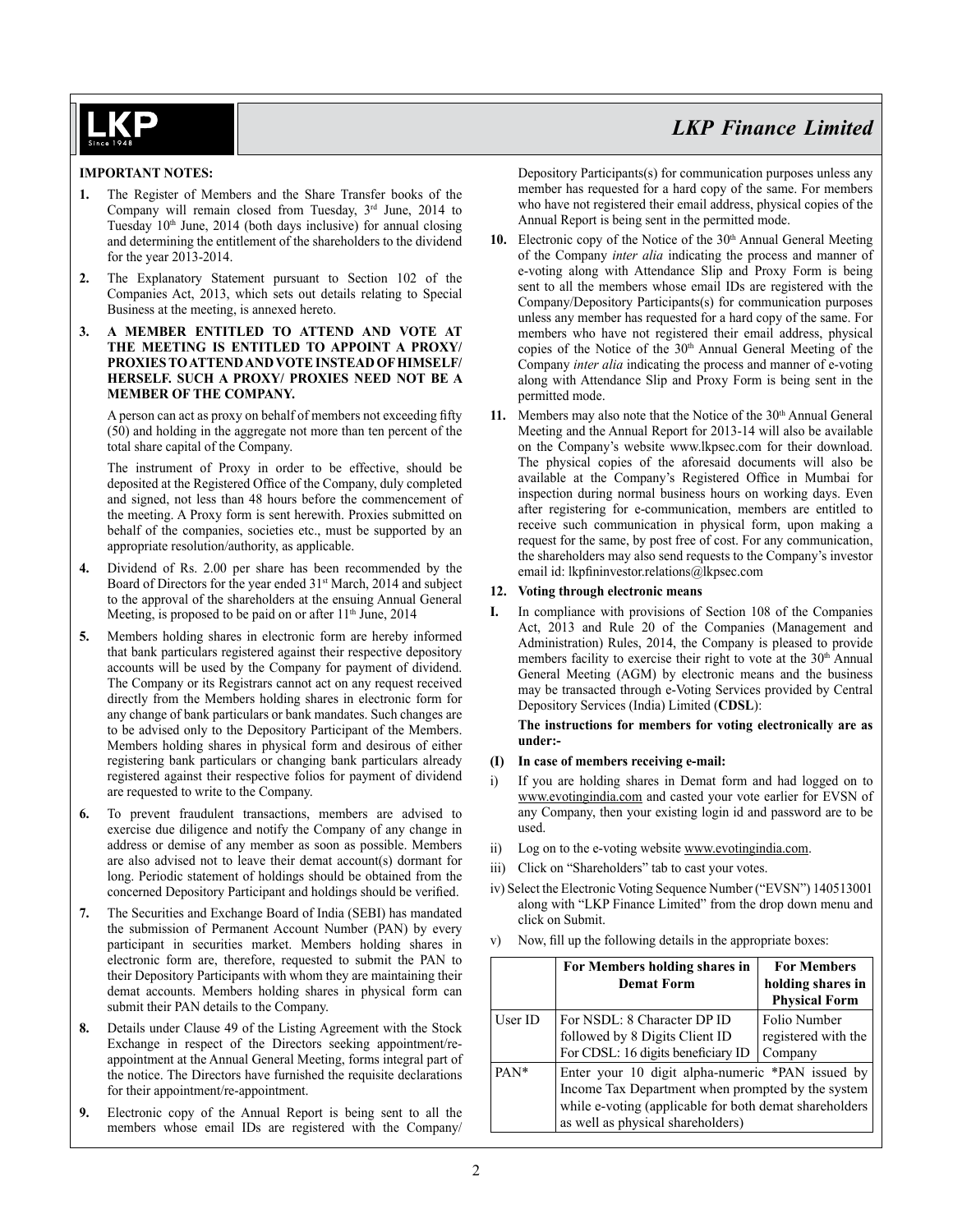**IMPORTANT NOTES:**

1. The Register of Members and the Share Transfer books of the Company will remain closed from Tuesday, 3rd June, 2014 to Tuesday 10th June, 2014 (both days inclusive) for annual closing and determining the entitlement of the shareholders to the dividend for the year 2013-2014.

2. The Explanatory Statement pursuant to Section 102 of the Companies Act, 2013, which sets out details relating to Special Business at the meeting, is annexed hereto.

3. **A MEMBER ENTITLED TO ATTEND AND VOTE AT THE MEETING IS ENTITLED TO APPOINT A PROXY/ PROXIES TO ATTEND AND VOTE INSTEAD OF HIMSELF/ HERSELF. SUCH A PROXY/ PROXIES NEED NOT BE A MEMBER OF THE COMPANY.**

   A person can act as proxy on behalf of members not exceeding fifty (50) and holding in the aggregate not more than ten percent of the total share capital of the Company.

   The instrument of Proxy in order to be effective, should be deposited at the Registered Office of the Company, duly completed and signed, not less than 48 hours before the commencement of the meeting. A Proxy form is sent herewith. Proxies submitted on behalf of the companies, societies etc., must be supported by an appropriate resolution/authority, as applicable.

4. Dividend of Rs. 2.00 per share has been recommended by the Board of Directors for the year ended 31st March, 2014 and subject to the approval of the shareholders at the ensuing Annual General Meeting, is proposed to be paid on or after 11th June, 2014

5. Members holding shares in electronic form are hereby informed that bank particulars registered against their respective depository accounts will be used by the Company for payment of dividend. The Company or its Registrars cannot act on any request received directly from the Members holding shares in electronic form for any change of bank particulars or bank mandates. Such changes are to be advised only to the Depository Participant of the Members. Members holding shares in physical form and desirous of either registering bank particulars or changing bank particulars already registered against their respective folios for payment of dividend are requested to write to the Company.

6. To prevent fraudulent transactions, members are advised to exercise due diligence and notify the Company of any change in address or demise of any member as soon as possible. Members are also advised not to leave their demat account(s) dormant for long. Periodic statement of holdings should be obtained from the concerned Depository Participant and holdings should be verified.

7. The Securities and Exchange Board of India (SEBI) has mandated the submission of Permanent Account Number (PAN) by every participant in securities market. Members holding shares in electronic form are, therefore, requested to submit the PAN to their Depository Participants with whom they are maintaining their demat accounts. Members holding shares in physical form can submit their PAN details to the Company.

8. Details under Clause 49 of the Listing Agreement with the Stock Exchange in respect of the Directors seeking appointment/re-appointment at the Annual General Meeting, forms integral part of the notice. The Directors have furnished the requisite declarations for their appointment/re-appointment.

9. Electronic copy of the Annual Report is being sent to all the members whose email IDs are registered with the Company/ Depository Participants(s) for communication purposes unless any member has requested for a hard copy of the same. For members who have not registered their email address, physical copies of the Annual Report is being sent in the permitted mode.

10. Electronic copy of the Notice of the 30th Annual General Meeting of the Company *inter alia* indicating the process and manner of e-voting along with Attendance Slip and Proxy Form is being sent to all the members whose email IDs are registered with the Company/Depository Participants(s) for communication purposes unless any member has requested for a hard copy of the same. For members who have not registered their email address, physical copies of the Notice of the 30th Annual General Meeting of the Company *inter alia* indicating the process and manner of e-voting along with Attendance Slip and Proxy Form is being sent in the permitted mode.

11. Members may also note that the Notice of the 30th Annual General Meeting and the Annual Report for 2013-14 will also be available on the Company's website www.lkpsec.com for their download. The physical copies of the aforesaid documents will also be available at the Company's Registered Office in Mumbai for inspection during normal business hours on working days. Even after registering for e-communication, members are entitled to receive such communication in physical form, upon making a request for the same, by post free of cost. For any communication, the shareholders may also send requests to the Company's investor email id: lkpfininvestor.relations@lkpsec.com

12. **Voting through electronic means**

**I.** In compliance with provisions of Section 108 of the Companies Act, 2013 and Rule 20 of the Companies (Management and Administration) Rules, 2014, the Company is pleased to provide members facility to exercise their right to vote at the 30th Annual General Meeting (AGM) by electronic means and the business may be transacted through e-Voting Services provided by Central Depository Services (India) Limited (**CDSL**):

**The instructions for members for voting electronically are as under:-**

**(I) In case of members receiving e-mail:**

i) If you are holding shares in Demat form and had logged on to www.evotingindia.com and casted your vote earlier for EVSN of any Company, then your existing login id and password are to be used.

ii) Log on to the e-voting website www.evotingindia.com.

iii) Click on "Shareholders" tab to cast your votes.

iv) Select the Electronic Voting Sequence Number ("EVSN") 140513001 along with "LKP Finance Limited" from the drop down menu and click on Submit.

v) Now, fill up the following details in the appropriate boxes:

| | For Members holding shares in Demat Form | For Members holding shares in Physical Form |
|---|---|---|
| User ID | For NSDL: 8 Character DP ID followed by 8 Digits Client ID<br>For CDSL: 16 digits beneficiary ID | Folio Number registered with the Company |
| PAN* | Enter your 10 digit alpha-numeric *PAN issued by Income Tax Department when prompted by the system while e-voting (applicable for both demat shareholders as well as physical shareholders) | |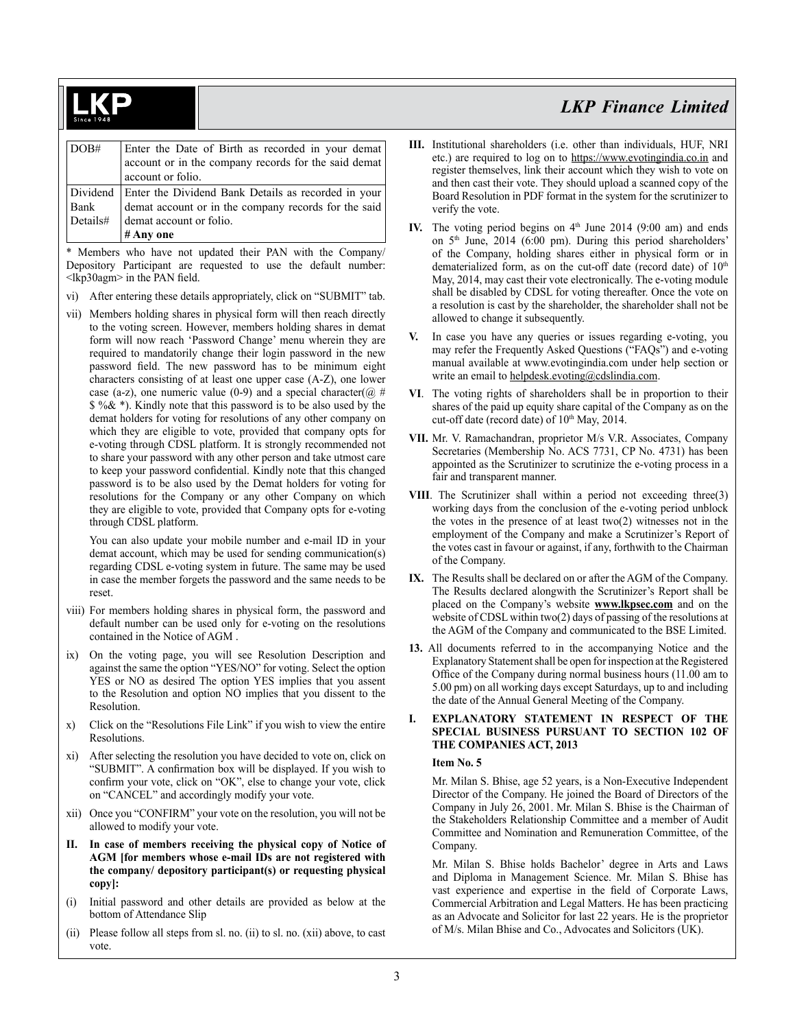| DOB# | Enter the Date of Birth as recorded in your demat account or in the company records for the said demat account or folio. |
|---|---|
| Dividend Bank Details# | Enter the Dividend Bank Details as recorded in your demat account or in the company records for the said demat account or folio. **# Any one** |

* Members who have not updated their PAN with the Company/ Depository Participant are requested to use the default number: <lkp30agm> in the PAN field.

vi) After entering these details appropriately, click on "SUBMIT" tab.

vii) Members holding shares in physical form will then reach directly to the voting screen. However, members holding shares in demat form will now reach 'Password Change' menu wherein they are required to mandatorily change their login password in the new password field. The new password has to be minimum eight characters consisting of at least one upper case (A-Z), one lower case (a-z), one numeric value (0-9) and a special character(@ # $ %& *). Kindly note that this password is to be also used by the demat holders for voting for resolutions of any other company on which they are eligible to vote, provided that company opts for e-voting through CDSL platform. It is strongly recommended not to share your password with any other person and take utmost care to keep your password confidential. Kindly note that this changed password is to be also used by the Demat holders for voting for resolutions for the Company or any other Company on which they are eligible to vote, provided that Company opts for e-voting through CDSL platform.

You can also update your mobile number and e-mail ID in your demat account, which may be used for sending communication(s) regarding CDSL e-voting system in future. The same may be used in case the member forgets the password and the same needs to be reset.

viii) For members holding shares in physical form, the password and default number can be used only for e-voting on the resolutions contained in the Notice of AGM .

ix) On the voting page, you will see Resolution Description and against the same the option "YES/NO" for voting. Select the option YES or NO as desired The option YES implies that you assent to the Resolution and option NO implies that you dissent to the Resolution.

x) Click on the "Resolutions File Link" if you wish to view the entire Resolutions.

xi) After selecting the resolution you have decided to vote on, click on "SUBMIT". A confirmation box will be displayed. If you wish to confirm your vote, click on "OK", else to change your vote, click on "CANCEL" and accordingly modify your vote.

xii) Once you "CONFIRM" your vote on the resolution, you will not be allowed to modify your vote.

**II. In case of members receiving the physical copy of Notice of AGM [for members whose e-mail IDs are not registered with the company/ depository participant(s) or requesting physical copy]:**

(i) Initial password and other details are provided as below at the bottom of Attendance Slip

(ii) Please follow all steps from sl. no. (ii) to sl. no. (xii) above, to cast vote.

**III.** Institutional shareholders (i.e. other than individuals, HUF, NRI etc.) are required to log on to https://www.evotingindia.co.in and register themselves, link their account which they wish to vote on and then cast their vote. They should upload a scanned copy of the Board Resolution in PDF format in the system for the scrutinizer to verify the vote.

**IV.** The voting period begins on 4th June 2014 (9:00 am) and ends on 5th June, 2014 (6:00 pm). During this period shareholders' of the Company, holding shares either in physical form or in dematerialized form, as on the cut-off date (record date) of 10th May, 2014, may cast their vote electronically. The e-voting module shall be disabled by CDSL for voting thereafter. Once the vote on a resolution is cast by the shareholder, the shareholder shall not be allowed to change it subsequently.

**V.** In case you have any queries or issues regarding e-voting, you may refer the Frequently Asked Questions ("FAQs") and e-voting manual available at www.evotingindia.com under help section or write an email to helpdesk.evoting@cdslindia.com.

**VI**. The voting rights of shareholders shall be in proportion to their shares of the paid up equity share capital of the Company as on the cut-off date (record date) of 10th May, 2014.

**VII.** Mr. V. Ramachandran, proprietor M/s V.R. Associates, Company Secretaries (Membership No. ACS 7731, CP No. 4731) has been appointed as the Scrutinizer to scrutinize the e-voting process in a fair and transparent manner.

**VIII**. The Scrutinizer shall within a period not exceeding three(3) working days from the conclusion of the e-voting period unblock the votes in the presence of at least two(2) witnesses not in the employment of the Company and make a Scrutinizer's Report of the votes cast in favour or against, if any, forthwith to the Chairman of the Company.

**IX.** The Results shall be declared on or after the AGM of the Company. The Results declared alongwith the Scrutinizer's Report shall be placed on the Company's website **www.lkpsec.com** and on the website of CDSL within two(2) days of passing of the resolutions at the AGM of the Company and communicated to the BSE Limited.

**13.** All documents referred to in the accompanying Notice and the Explanatory Statement shall be open for inspection at the Registered Office of the Company during normal business hours (11.00 am to 5.00 pm) on all working days except Saturdays, up to and including the date of the Annual General Meeting of the Company.

## I. EXPLANATORY STATEMENT IN RESPECT OF THE SPECIAL BUSINESS PURSUANT TO SECTION 102 OF THE COMPANIES ACT, 2013

**Item No. 5**

Mr. Milan S. Bhise, age 52 years, is a Non-Executive Independent Director of the Company. He joined the Board of Directors of the Company in July 26, 2001. Mr. Milan S. Bhise is the Chairman of the Stakeholders Relationship Committee and a member of Audit Committee and Nomination and Remuneration Committee, of the Company.

Mr. Milan S. Bhise holds Bachelor' degree in Arts and Laws and Diploma in Management Science. Mr. Milan S. Bhise has vast experience and expertise in the field of Corporate Laws, Commercial Arbitration and Legal Matters. He has been practicing as an Advocate and Solicitor for last 22 years. He is the proprietor of M/s. Milan Bhise and Co., Advocates and Solicitors (UK).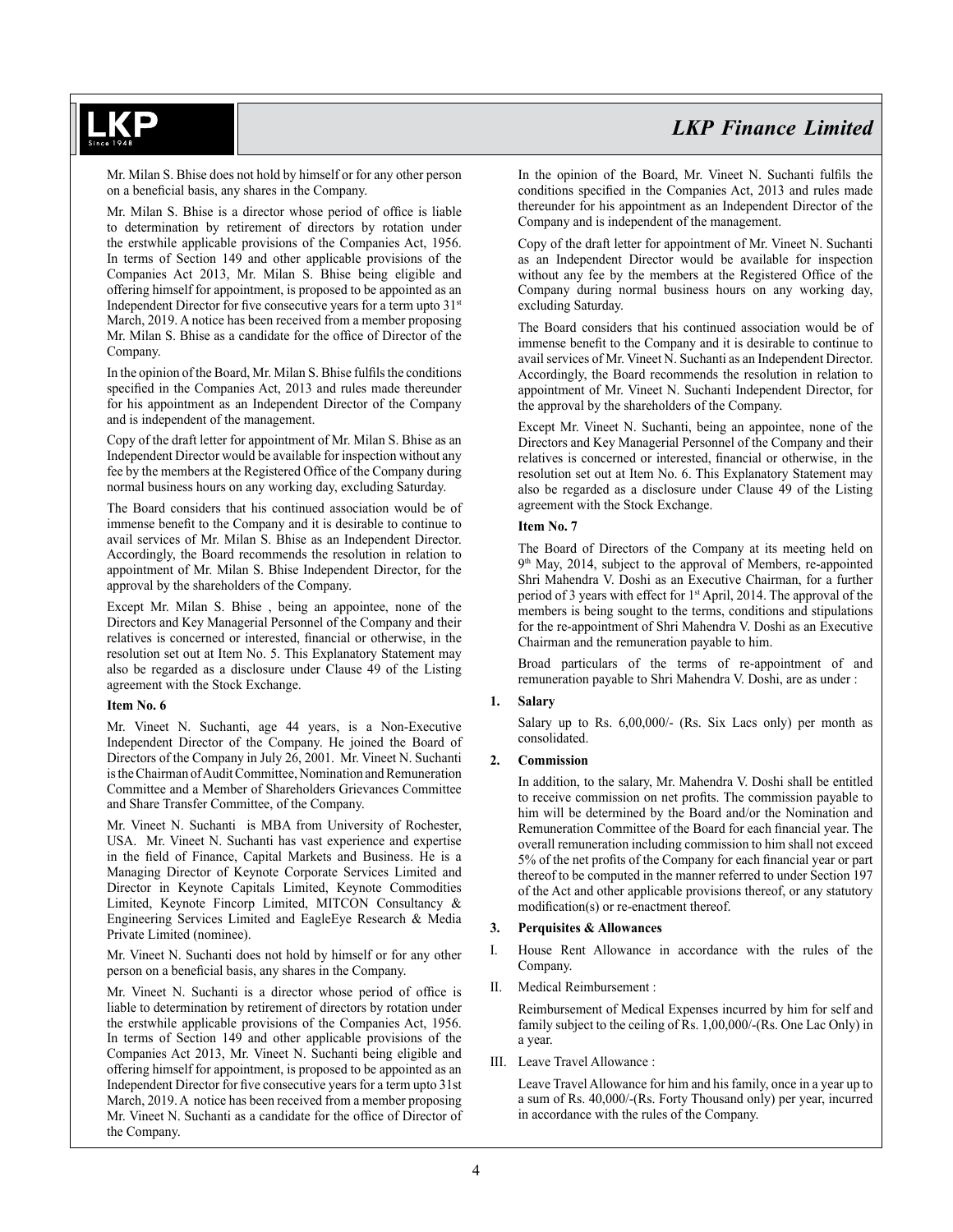Mr. Milan S. Bhise does not hold by himself or for any other person on a beneficial basis, any shares in the Company.

Mr. Milan S. Bhise is a director whose period of office is liable to determination by retirement of directors by rotation under the erstwhile applicable provisions of the Companies Act, 1956. In terms of Section 149 and other applicable provisions of the Companies Act 2013, Mr. Milan S. Bhise being eligible and offering himself for appointment, is proposed to be appointed as an Independent Director for five consecutive years for a term upto 31st March, 2019. A notice has been received from a member proposing Mr. Milan S. Bhise as a candidate for the office of Director of the Company.

In the opinion of the Board, Mr. Milan S. Bhise fulfils the conditions specified in the Companies Act, 2013 and rules made thereunder for his appointment as an Independent Director of the Company and is independent of the management.

Copy of the draft letter for appointment of Mr. Milan S. Bhise as an Independent Director would be available for inspection without any fee by the members at the Registered Office of the Company during normal business hours on any working day, excluding Saturday.

The Board considers that his continued association would be of immense benefit to the Company and it is desirable to continue to avail services of Mr. Milan S. Bhise as an Independent Director. Accordingly, the Board recommends the resolution in relation to appointment of Mr. Milan S. Bhise Independent Director, for the approval by the shareholders of the Company.

Except Mr. Milan S. Bhise , being an appointee, none of the Directors and Key Managerial Personnel of the Company and their relatives is concerned or interested, financial or otherwise, in the resolution set out at Item No. 5. This Explanatory Statement may also be regarded as a disclosure under Clause 49 of the Listing agreement with the Stock Exchange.

**Item No. 6**

Mr. Vineet N. Suchanti, age 44 years, is a Non-Executive Independent Director of the Company. He joined the Board of Directors of the Company in July 26, 2001. Mr. Vineet N. Suchanti is the Chairman of Audit Committee, Nomination and Remuneration Committee and a Member of Shareholders Grievances Committee and Share Transfer Committee, of the Company.

Mr. Vineet N. Suchanti is MBA from University of Rochester, USA. Mr. Vineet N. Suchanti has vast experience and expertise in the field of Finance, Capital Markets and Business. He is a Managing Director of Keynote Corporate Services Limited and Director in Keynote Capitals Limited, Keynote Commodities Limited, Keynote Fincorp Limited, MITCON Consultancy & Engineering Services Limited and EagleEye Research & Media Private Limited (nominee).

Mr. Vineet N. Suchanti does not hold by himself or for any other person on a beneficial basis, any shares in the Company.

Mr. Vineet N. Suchanti is a director whose period of office is liable to determination by retirement of directors by rotation under the erstwhile applicable provisions of the Companies Act, 1956. In terms of Section 149 and other applicable provisions of the Companies Act 2013, Mr. Vineet N. Suchanti being eligible and offering himself for appointment, is proposed to be appointed as an Independent Director for five consecutive years for a term upto 31st March, 2019. A notice has been received from a member proposing Mr. Vineet N. Suchanti as a candidate for the office of Director of the Company.

In the opinion of the Board, Mr. Vineet N. Suchanti fulfils the conditions specified in the Companies Act, 2013 and rules made thereunder for his appointment as an Independent Director of the Company and is independent of the management.

Copy of the draft letter for appointment of Mr. Vineet N. Suchanti as an Independent Director would be available for inspection without any fee by the members at the Registered Office of the Company during normal business hours on any working day, excluding Saturday.

The Board considers that his continued association would be of immense benefit to the Company and it is desirable to continue to avail services of Mr. Vineet N. Suchanti as an Independent Director. Accordingly, the Board recommends the resolution in relation to appointment of Mr. Vineet N. Suchanti Independent Director, for the approval by the shareholders of the Company.

Except Mr. Vineet N. Suchanti, being an appointee, none of the Directors and Key Managerial Personnel of the Company and their relatives is concerned or interested, financial or otherwise, in the resolution set out at Item No. 6. This Explanatory Statement may also be regarded as a disclosure under Clause 49 of the Listing agreement with the Stock Exchange.

**Item No. 7**

The Board of Directors of the Company at its meeting held on 9th May, 2014, subject to the approval of Members, re-appointed Shri Mahendra V. Doshi as an Executive Chairman, for a further period of 3 years with effect for 1st April, 2014. The approval of the members is being sought to the terms, conditions and stipulations for the re-appointment of Shri Mahendra V. Doshi as an Executive Chairman and the remuneration payable to him.

Broad particulars of the terms of re-appointment of and remuneration payable to Shri Mahendra V. Doshi, are as under :

**1. Salary**

Salary up to Rs. 6,00,000/- (Rs. Six Lacs only) per month as consolidated.

**2. Commission**

In addition, to the salary, Mr. Mahendra V. Doshi shall be entitled to receive commission on net profits. The commission payable to him will be determined by the Board and/or the Nomination and Remuneration Committee of the Board for each financial year. The overall remuneration including commission to him shall not exceed 5% of the net profits of the Company for each financial year or part thereof to be computed in the manner referred to under Section 197 of the Act and other applicable provisions thereof, or any statutory modification(s) or re-enactment thereof.

**3. Perquisites & Allowances**

I. House Rent Allowance in accordance with the rules of the Company.

II. Medical Reimbursement :

Reimbursement of Medical Expenses incurred by him for self and family subject to the ceiling of Rs. 1,00,000/-(Rs. One Lac Only) in a year.

III. Leave Travel Allowance :

Leave Travel Allowance for him and his family, once in a year up to a sum of Rs. 40,000/-(Rs. Forty Thousand only) per year, incurred in accordance with the rules of the Company.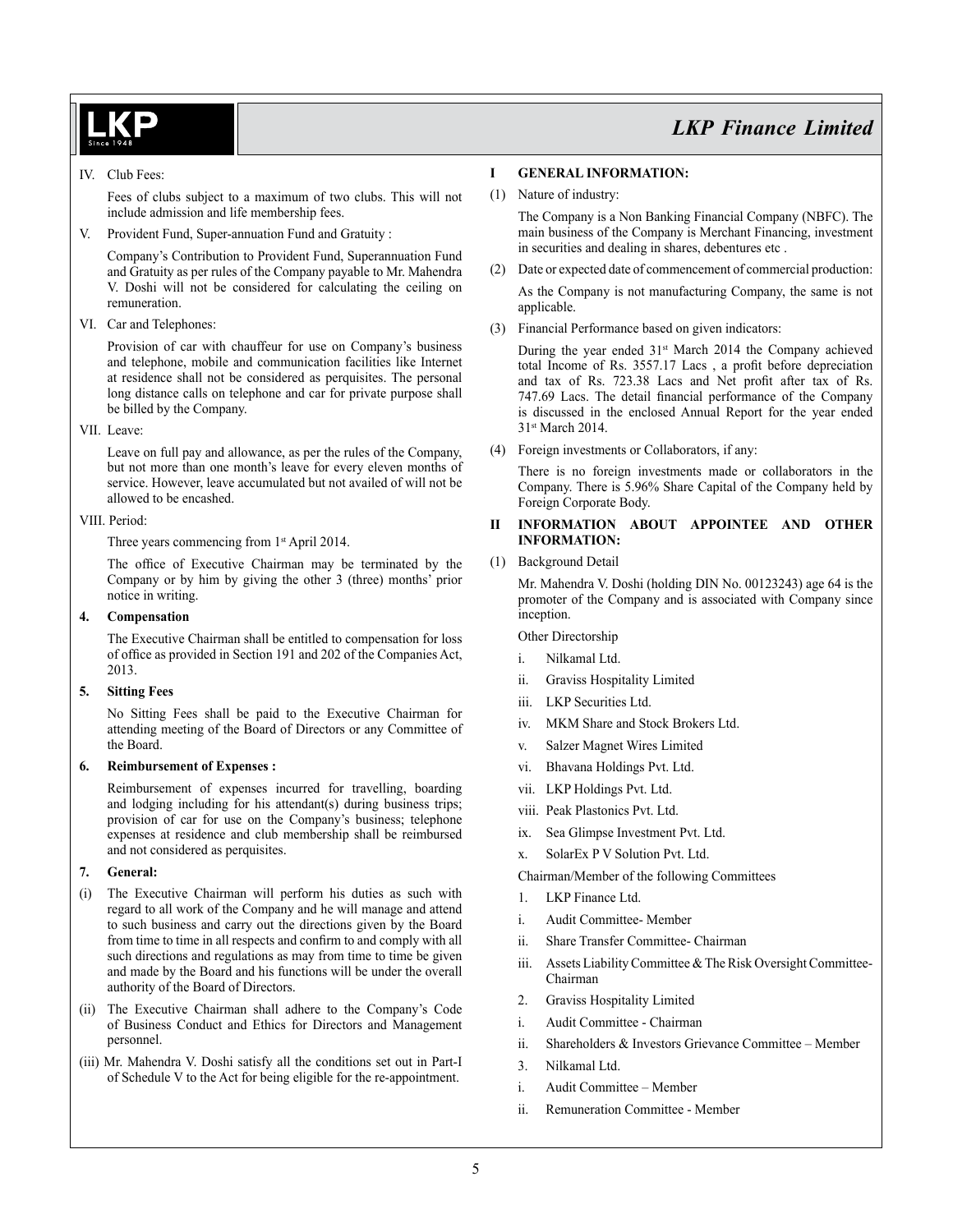IV. Club Fees:

Fees of clubs subject to a maximum of two clubs. This will not include admission and life membership fees.

V. Provident Fund, Super-annuation Fund and Gratuity :

Company's Contribution to Provident Fund, Superannuation Fund and Gratuity as per rules of the Company payable to Mr. Mahendra V. Doshi will not be considered for calculating the ceiling on remuneration.

VI. Car and Telephones:

Provision of car with chauffeur for use on Company's business and telephone, mobile and communication facilities like Internet at residence shall not be considered as perquisites. The personal long distance calls on telephone and car for private purpose shall be billed by the Company.

VII. Leave:

Leave on full pay and allowance, as per the rules of the Company, but not more than one month's leave for every eleven months of service. However, leave accumulated but not availed of will not be allowed to be encashed.

VIII. Period:

Three years commencing from 1st April 2014.

The office of Executive Chairman may be terminated by the Company or by him by giving the other 3 (three) months' prior notice in writing.

**4. Compensation**

The Executive Chairman shall be entitled to compensation for loss of office as provided in Section 191 and 202 of the Companies Act, 2013.

**5. Sitting Fees**

No Sitting Fees shall be paid to the Executive Chairman for attending meeting of the Board of Directors or any Committee of the Board.

**6. Reimbursement of Expenses :**

Reimbursement of expenses incurred for travelling, boarding and lodging including for his attendant(s) during business trips; provision of car for use on the Company's business; telephone expenses at residence and club membership shall be reimbursed and not considered as perquisites.

**7. General:**

(i) The Executive Chairman will perform his duties as such with regard to all work of the Company and he will manage and attend to such business and carry out the directions given by the Board from time to time in all respects and confirm to and comply with all such directions and regulations as may from time to time be given and made by the Board and his functions will be under the overall authority of the Board of Directors.

(ii) The Executive Chairman shall adhere to the Company's Code of Business Conduct and Ethics for Directors and Management personnel.

(iii) Mr. Mahendra V. Doshi satisfy all the conditions set out in Part-I of Schedule V to the Act for being eligible for the re-appointment.

**I GENERAL INFORMATION:**

(1) Nature of industry:

The Company is a Non Banking Financial Company (NBFC). The main business of the Company is Merchant Financing, investment in securities and dealing in shares, debentures etc .

(2) Date or expected date of commencement of commercial production:

As the Company is not manufacturing Company, the same is not applicable.

(3) Financial Performance based on given indicators:

During the year ended 31st March 2014 the Company achieved total Income of Rs. 3557.17 Lacs , a profit before depreciation and tax of Rs. 723.38 Lacs and Net profit after tax of Rs. 747.69 Lacs. The detail financial performance of the Company is discussed in the enclosed Annual Report for the year ended 31st March 2014.

(4) Foreign investments or Collaborators, if any:

There is no foreign investments made or collaborators in the Company. There is 5.96% Share Capital of the Company held by Foreign Corporate Body.

**II INFORMATION ABOUT APPOINTEE AND OTHER INFORMATION:**

(1) Background Detail

Mr. Mahendra V. Doshi (holding DIN No. 00123243) age 64 is the promoter of the Company and is associated with Company since inception.

Other Directorship

i. Nilkamal Ltd.
ii. Graviss Hospitality Limited
iii. LKP Securities Ltd.
iv. MKM Share and Stock Brokers Ltd.
v. Salzer Magnet Wires Limited
vi. Bhavana Holdings Pvt. Ltd.
vii. LKP Holdings Pvt. Ltd.
viii. Peak Plastonics Pvt. Ltd.
ix. Sea Glimpse Investment Pvt. Ltd.
x. SolarEx P V Solution Pvt. Ltd.

Chairman/Member of the following Committees

1. LKP Finance Ltd.
   i. Audit Committee- Member
   ii. Share Transfer Committee- Chairman
   iii. Assets Liability Committee & The Risk Oversight Committee- Chairman
2. Graviss Hospitality Limited
   i. Audit Committee - Chairman
   ii. Shareholders & Investors Grievance Committee – Member
3. Nilkamal Ltd.
   i. Audit Committee – Member
   ii. Remuneration Committee - Member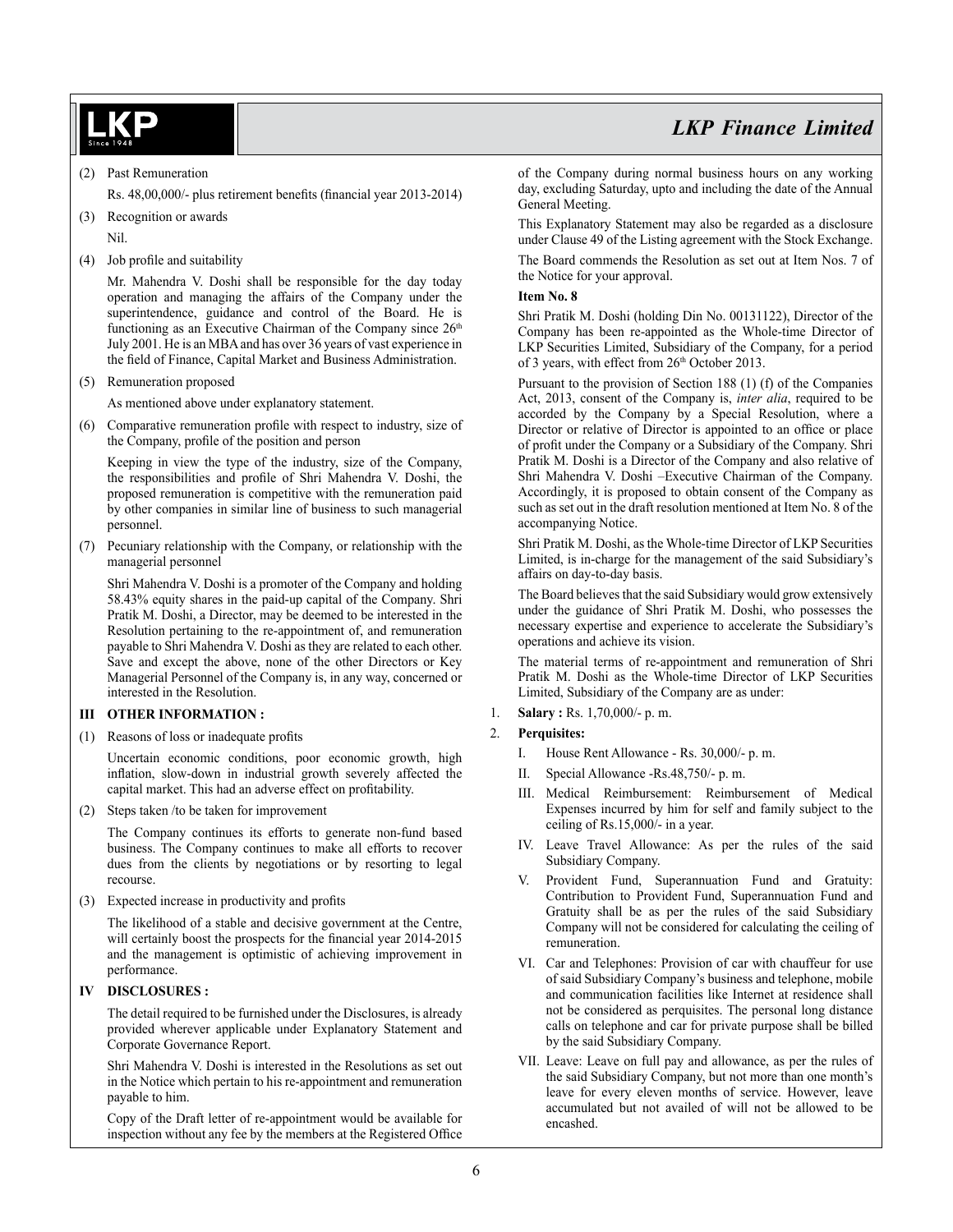(2) Past Remuneration

Rs. 48,00,000/- plus retirement benefits (financial year 2013-2014)

(3) Recognition or awards

Nil.

(4) Job profile and suitability

Mr. Mahendra V. Doshi shall be responsible for the day today operation and managing the affairs of the Company under the superintendence, guidance and control of the Board. He is functioning as an Executive Chairman of the Company since 26th July 2001. He is an MBA and has over 36 years of vast experience in the field of Finance, Capital Market and Business Administration.

(5) Remuneration proposed

As mentioned above under explanatory statement.

(6) Comparative remuneration profile with respect to industry, size of the Company, profile of the position and person

Keeping in view the type of the industry, size of the Company, the responsibilities and profile of Shri Mahendra V. Doshi, the proposed remuneration is competitive with the remuneration paid by other companies in similar line of business to such managerial personnel.

(7) Pecuniary relationship with the Company, or relationship with the managerial personnel

Shri Mahendra V. Doshi is a promoter of the Company and holding 58.43% equity shares in the paid-up capital of the Company. Shri Pratik M. Doshi, a Director, may be deemed to be interested in the Resolution pertaining to the re-appointment of, and remuneration payable to Shri Mahendra V. Doshi as they are related to each other. Save and except the above, none of the other Directors or Key Managerial Personnel of the Company is, in any way, concerned or interested in the Resolution.

**III OTHER INFORMATION :**

(1) Reasons of loss or inadequate profits

Uncertain economic conditions, poor economic growth, high inflation, slow-down in industrial growth severely affected the capital market. This had an adverse effect on profitability.

(2) Steps taken /to be taken for improvement

The Company continues its efforts to generate non-fund based business. The Company continues to make all efforts to recover dues from the clients by negotiations or by resorting to legal recourse.

(3) Expected increase in productivity and profits

The likelihood of a stable and decisive government at the Centre, will certainly boost the prospects for the financial year 2014-2015 and the management is optimistic of achieving improvement in performance.

**IV DISCLOSURES :**

The detail required to be furnished under the Disclosures, is already provided wherever applicable under Explanatory Statement and Corporate Governance Report.

Shri Mahendra V. Doshi is interested in the Resolutions as set out in the Notice which pertain to his re-appointment and remuneration payable to him.

Copy of the Draft letter of re-appointment would be available for inspection without any fee by the members at the Registered Office of the Company during normal business hours on any working day, excluding Saturday, upto and including the date of the Annual General Meeting.

This Explanatory Statement may also be regarded as a disclosure under Clause 49 of the Listing agreement with the Stock Exchange.

The Board commends the Resolution as set out at Item Nos. 7 of the Notice for your approval.

**Item No. 8**

Shri Pratik M. Doshi (holding Din No. 00131122), Director of the Company has been re-appointed as the Whole-time Director of LKP Securities Limited, Subsidiary of the Company, for a period of 3 years, with effect from 26th October 2013.

Pursuant to the provision of Section 188 (1) (f) of the Companies Act, 2013, consent of the Company is, *inter alia*, required to be accorded by the Company by a Special Resolution, where a Director or relative of Director is appointed to an office or place of profit under the Company or a Subsidiary of the Company. Shri Pratik M. Doshi is a Director of the Company and also relative of Shri Mahendra V. Doshi –Executive Chairman of the Company. Accordingly, it is proposed to obtain consent of the Company as such as set out in the draft resolution mentioned at Item No. 8 of the accompanying Notice.

Shri Pratik M. Doshi, as the Whole-time Director of LKP Securities Limited, is in-charge for the management of the said Subsidiary's affairs on day-to-day basis.

The Board believes that the said Subsidiary would grow extensively under the guidance of Shri Pratik M. Doshi, who possesses the necessary expertise and experience to accelerate the Subsidiary's operations and achieve its vision.

The material terms of re-appointment and remuneration of Shri Pratik M. Doshi as the Whole-time Director of LKP Securities Limited, Subsidiary of the Company are as under:

1. **Salary :** Rs. 1,70,000/- p. m.
2. **Perquisites:**
   I. House Rent Allowance - Rs. 30,000/- p. m.
   II. Special Allowance -Rs.48,750/- p. m.
   III. Medical Reimbursement: Reimbursement of Medical Expenses incurred by him for self and family subject to the ceiling of Rs.15,000/- in a year.
   IV. Leave Travel Allowance: As per the rules of the said Subsidiary Company.
   V. Provident Fund, Superannuation Fund and Gratuity: Contribution to Provident Fund, Superannuation Fund and Gratuity shall be as per the rules of the said Subsidiary Company will not be considered for calculating the ceiling of remuneration.
   VI. Car and Telephones: Provision of car with chauffeur for use of said Subsidiary Company's business and telephone, mobile and communication facilities like Internet at residence shall not be considered as perquisites. The personal long distance calls on telephone and car for private purpose shall be billed by the said Subsidiary Company.
   VII. Leave: Leave on full pay and allowance, as per the rules of the said Subsidiary Company, but not more than one month's leave for every eleven months of service. However, leave accumulated but not availed of will not be allowed to be encashed.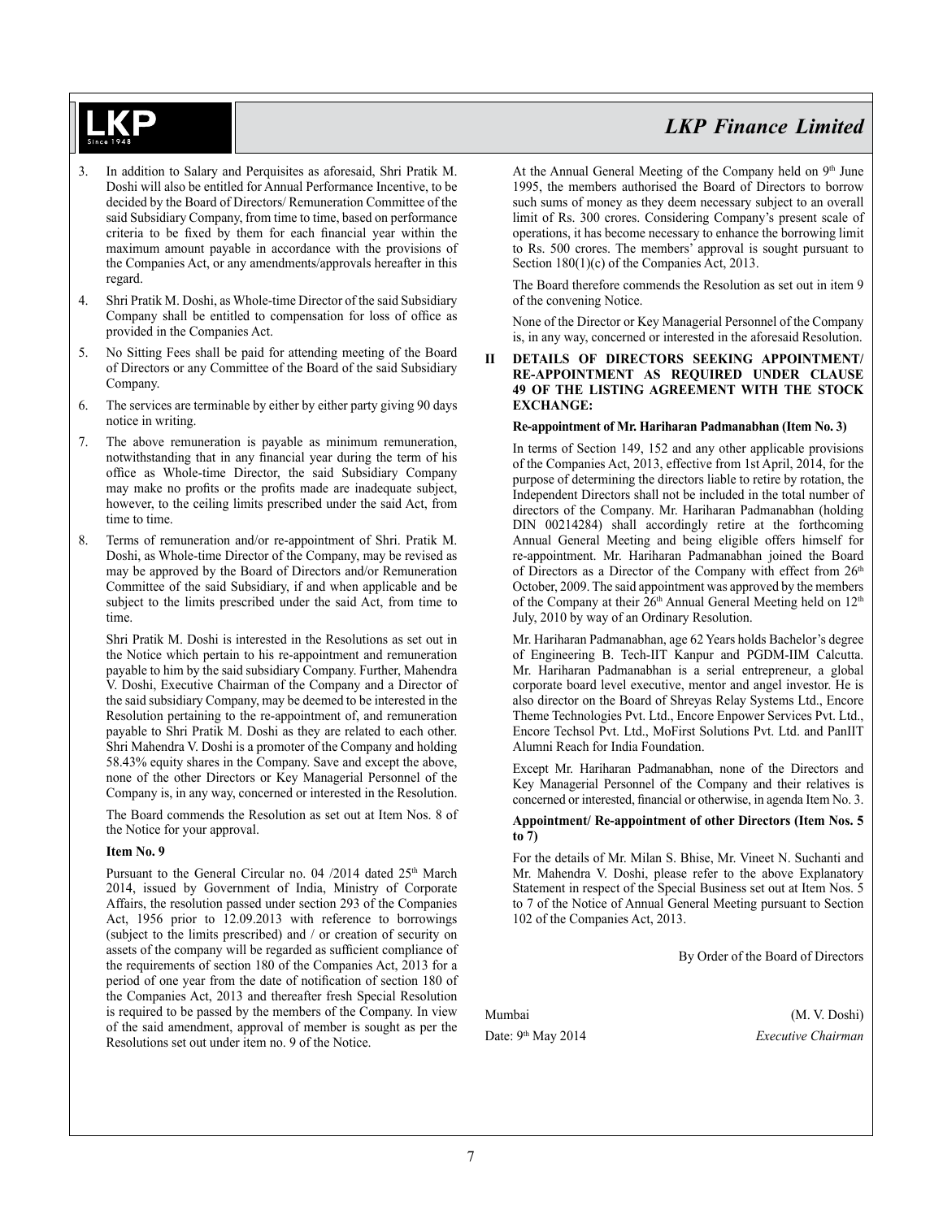3. In addition to Salary and Perquisites as aforesaid, Shri Pratik M. Doshi will also be entitled for Annual Performance Incentive, to be decided by the Board of Directors/ Remuneration Committee of the said Subsidiary Company, from time to time, based on performance criteria to be fixed by them for each financial year within the maximum amount payable in accordance with the provisions of the Companies Act, or any amendments/approvals hereafter in this regard.
4. Shri Pratik M. Doshi, as Whole-time Director of the said Subsidiary Company shall be entitled to compensation for loss of office as provided in the Companies Act.
5. No Sitting Fees shall be paid for attending meeting of the Board of Directors or any Committee of the Board of the said Subsidiary Company.
6. The services are terminable by either by either party giving 90 days notice in writing.
7. The above remuneration is payable as minimum remuneration, notwithstanding that in any financial year during the term of his office as Whole-time Director, the said Subsidiary Company may make no profits or the profits made are inadequate subject, however, to the ceiling limits prescribed under the said Act, from time to time.
8. Terms of remuneration and/or re-appointment of Shri. Pratik M. Doshi, as Whole-time Director of the Company, may be revised as may be approved by the Board of Directors and/or Remuneration Committee of the said Subsidiary, if and when applicable and be subject to the limits prescribed under the said Act, from time to time.

Shri Pratik M. Doshi is interested in the Resolutions as set out in the Notice which pertain to his re-appointment and remuneration payable to him by the said subsidiary Company. Further, Mahendra V. Doshi, Executive Chairman of the Company and a Director of the said subsidiary Company, may be deemed to be interested in the Resolution pertaining to the re-appointment of, and remuneration payable to Shri Pratik M. Doshi as they are related to each other. Shri Mahendra V. Doshi is a promoter of the Company and holding 58.43% equity shares in the Company. Save and except the above, none of the other Directors or Key Managerial Personnel of the Company is, in any way, concerned or interested in the Resolution.

The Board commends the Resolution as set out at Item Nos. 8 of the Notice for your approval.

**Item No. 9**

Pursuant to the General Circular no. 04 /2014 dated 25th March 2014, issued by Government of India, Ministry of Corporate Affairs, the resolution passed under section 293 of the Companies Act, 1956 prior to 12.09.2013 with reference to borrowings (subject to the limits prescribed) and / or creation of security on assets of the company will be regarded as sufficient compliance of the requirements of section 180 of the Companies Act, 2013 for a period of one year from the date of notification of section 180 of the Companies Act, 2013 and thereafter fresh Special Resolution is required to be passed by the members of the Company. In view of the said amendment, approval of member is sought as per the Resolutions set out under item no. 9 of the Notice.

At the Annual General Meeting of the Company held on 9th June 1995, the members authorised the Board of Directors to borrow such sums of money as they deem necessary subject to an overall limit of Rs. 300 crores. Considering Company's present scale of operations, it has become necessary to enhance the borrowing limit to Rs. 500 crores. The members' approval is sought pursuant to Section 180(1)(c) of the Companies Act, 2013.

The Board therefore commends the Resolution as set out in item 9 of the convening Notice.

None of the Director or Key Managerial Personnel of the Company is, in any way, concerned or interested in the aforesaid Resolution.

**II DETAILS OF DIRECTORS SEEKING APPOINTMENT/ RE-APPOINTMENT AS REQUIRED UNDER CLAUSE 49 OF THE LISTING AGREEMENT WITH THE STOCK EXCHANGE:**

**Re-appointment of Mr. Hariharan Padmanabhan (Item No. 3)**

In terms of Section 149, 152 and any other applicable provisions of the Companies Act, 2013, effective from 1st April, 2014, for the purpose of determining the directors liable to retire by rotation, the Independent Directors shall not be included in the total number of directors of the Company. Mr. Hariharan Padmanabhan (holding DIN 00214284) shall accordingly retire at the forthcoming Annual General Meeting and being eligible offers himself for re-appointment. Mr. Hariharan Padmanabhan joined the Board of Directors as a Director of the Company with effect from 26th October, 2009. The said appointment was approved by the members of the Company at their 26th Annual General Meeting held on 12th July, 2010 by way of an Ordinary Resolution.

Mr. Hariharan Padmanabhan, age 62 Years holds Bachelor's degree of Engineering B. Tech-IIT Kanpur and PGDM-IIM Calcutta. Mr. Hariharan Padmanabhan is a serial entrepreneur, a global corporate board level executive, mentor and angel investor. He is also director on the Board of Shreyas Relay Systems Ltd., Encore Theme Technologies Pvt. Ltd., Encore Enpower Services Pvt. Ltd., Encore Techsol Pvt. Ltd., MoFirst Solutions Pvt. Ltd. and PanIIT Alumni Reach for India Foundation.

Except Mr. Hariharan Padmanabhan, none of the Directors and Key Managerial Personnel of the Company and their relatives is concerned or interested, financial or otherwise, in agenda Item No. 3.

**Appointment/ Re-appointment of other Directors (Item Nos. 5 to 7)**

For the details of Mr. Milan S. Bhise, Mr. Vineet N. Suchanti and Mr. Mahendra V. Doshi, please refer to the above Explanatory Statement in respect of the Special Business set out at Item Nos. 5 to 7 of the Notice of Annual General Meeting pursuant to Section 102 of the Companies Act, 2013.

By Order of the Board of Directors

Mumbai
Date: 9th May 2014

(M. V. Doshi)
*Executive Chairman*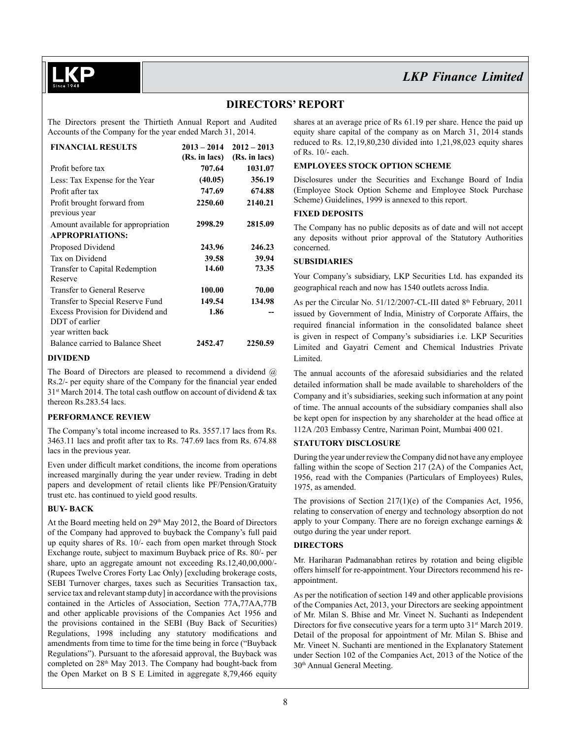## DIRECTORS' REPORT

The Directors present the Thirtieth Annual Report and Audited Accounts of the Company for the year ended March 31, 2014.

| FINANCIAL RESULTS | 2013 – 2014 (Rs. in lacs) | 2012 – 2013 (Rs. in lacs) |
|---|---|---|
| Profit before tax | **707.64** | **1031.07** |
| Less: Tax Expense for the Year | **(40.05)** | **356.19** |
| Profit after tax | **747.69** | **674.88** |
| Profit brought forward from previous year | **2250.60** | **2140.21** |
| Amount available for appropriation | **2998.29** | **2815.09** |
| **APPROPRIATIONS:** | | |
| Proposed Dividend | **243.96** | **246.23** |
| Tax on Dividend | **39.58** | **39.94** |
| Transfer to Capital Redemption Reserve | **14.60** | **73.35** |
| Transfer to General Reserve | **100.00** | **70.00** |
| Transfer to Special Reserve Fund | **149.54** | **134.98** |
| Excess Provision for Dividend and DDT of earlier year written back | **1.86** | **--** |
| Balance carried to Balance Sheet | **2452.47** | **2250.59** |

### DIVIDEND

The Board of Directors are pleased to recommend a dividend @ Rs.2/- per equity share of the Company for the financial year ended 31st March 2014. The total cash outflow on account of dividend & tax thereon Rs.283.54 lacs.

### PERFORMANCE REVIEW

The Company's total income increased to Rs. 3557.17 lacs from Rs. 3463.11 lacs and profit after tax to Rs. 747.69 lacs from Rs. 674.88 lacs in the previous year.

Even under difficult market conditions, the income from operations increased marginally during the year under review. Trading in debt papers and development of retail clients like PF/Pension/Gratuity trust etc. has continued to yield good results.

### BUY- BACK

At the Board meeting held on 29th May 2012, the Board of Directors of the Company had approved to buyback the Company's full paid up equity shares of Rs. 10/- each from open market through Stock Exchange route, subject to maximum Buyback price of Rs. 80/- per share, upto an aggregate amount not exceeding Rs.12,40,00,000/- (Rupees Twelve Crores Forty Lac Only) [excluding brokerage costs, SEBI Turnover charges, taxes such as Securities Transaction tax, service tax and relevant stamp duty] in accordance with the provisions contained in the Articles of Association, Section 77A,77AA,77B and other applicable provisions of the Companies Act 1956 and the provisions contained in the SEBI (Buy Back of Securities) Regulations, 1998 including any statutory modifications and amendments from time to time for the time being in force ("Buyback Regulations"). Pursuant to the aforesaid approval, the Buyback was completed on 28th May 2013. The Company had bought-back from the Open Market on B S E Limited in aggregate 8,79,466 equity shares at an average price of Rs 61.19 per share. Hence the paid up equity share capital of the company as on March 31, 2014 stands reduced to Rs. 12,19,80,230 divided into 1,21,98,023 equity shares of Rs. 10/- each.

### EMPLOYEES STOCK OPTION SCHEME

Disclosures under the Securities and Exchange Board of India (Employee Stock Option Scheme and Employee Stock Purchase Scheme) Guidelines, 1999 is annexed to this report.

### FIXED DEPOSITS

The Company has no public deposits as of date and will not accept any deposits without prior approval of the Statutory Authorities concerned.

### SUBSIDIARIES

Your Company's subsidiary, LKP Securities Ltd. has expanded its geographical reach and now has 1540 outlets across India.

As per the Circular No. 51/12/2007-CL-III dated 8th February, 2011 issued by Government of India, Ministry of Corporate Affairs, the required financial information in the consolidated balance sheet is given in respect of Company's subsidiaries i.e. LKP Securities Limited and Gayatri Cement and Chemical Industries Private Limited.

The annual accounts of the aforesaid subsidiaries and the related detailed information shall be made available to shareholders of the Company and it's subsidiaries, seeking such information at any point of time. The annual accounts of the subsidiary companies shall also be kept open for inspection by any shareholder at the head office at 112A /203 Embassy Centre, Nariman Point, Mumbai 400 021.

### STATUTORY DISCLOSURE

During the year under review the Company did not have any employee falling within the scope of Section 217 (2A) of the Companies Act, 1956, read with the Companies (Particulars of Employees) Rules, 1975, as amended.

The provisions of Section 217(1)(e) of the Companies Act, 1956, relating to conservation of energy and technology absorption do not apply to your Company. There are no foreign exchange earnings & outgo during the year under report.

### DIRECTORS

Mr. Hariharan Padmanabhan retires by rotation and being eligible offers himself for re-appointment. Your Directors recommend his re-appointment.

As per the notification of section 149 and other applicable provisions of the Companies Act, 2013, your Directors are seeking appointment of Mr. Milan S. Bhise and Mr. Vineet N. Suchanti as Independent Directors for five consecutive years for a term upto 31st March 2019. Detail of the proposal for appointment of Mr. Milan S. Bhise and Mr. Vineet N. Suchanti are mentioned in the Explanatory Statement under Section 102 of the Companies Act, 2013 of the Notice of the 30th Annual General Meeting.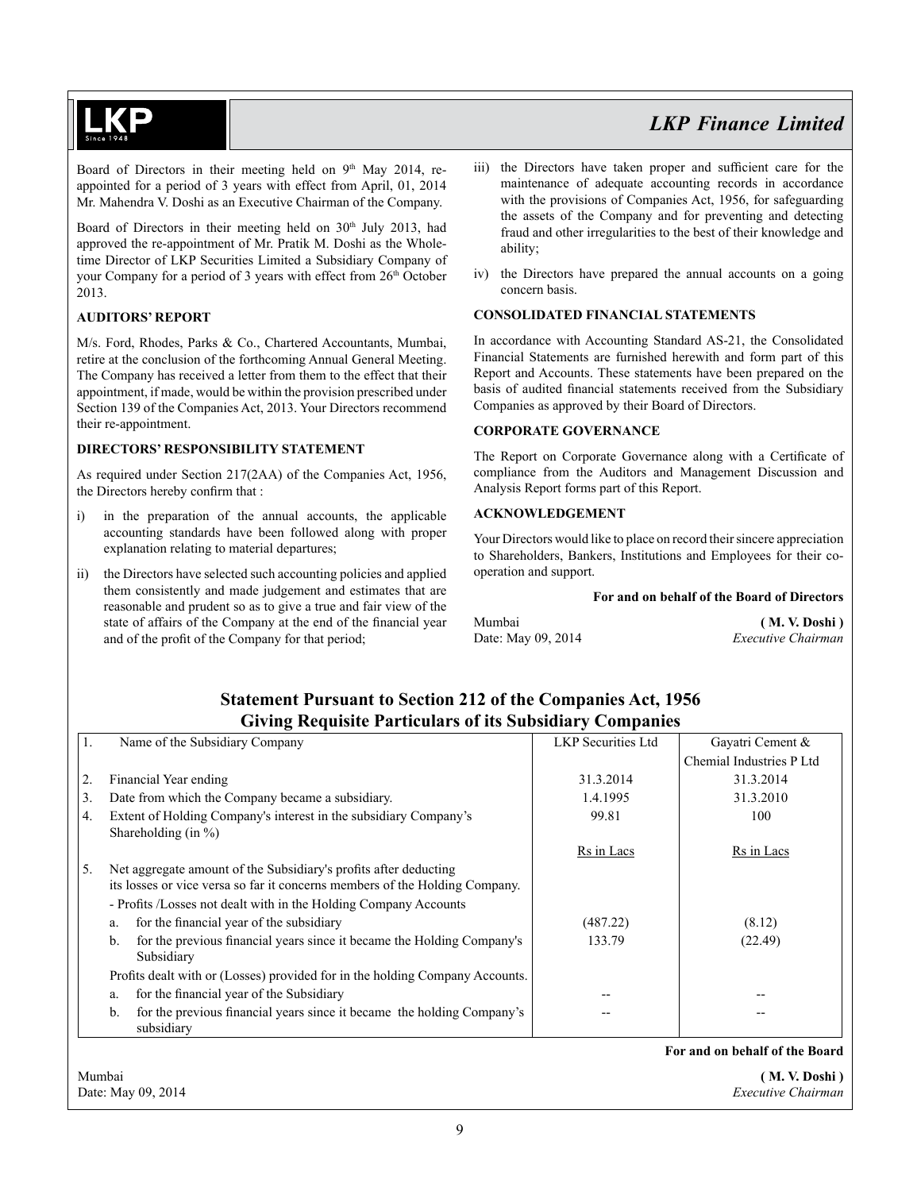Board of Directors in their meeting held on 9th May 2014, re-appointed for a period of 3 years with effect from April, 01, 2014 Mr. Mahendra V. Doshi as an Executive Chairman of the Company.

Board of Directors in their meeting held on 30th July 2013, had approved the re-appointment of Mr. Pratik M. Doshi as the Whole-time Director of LKP Securities Limited a Subsidiary Company of your Company for a period of 3 years with effect from 26th October 2013.

## AUDITORS' REPORT

M/s. Ford, Rhodes, Parks & Co., Chartered Accountants, Mumbai, retire at the conclusion of the forthcoming Annual General Meeting. The Company has received a letter from them to the effect that their appointment, if made, would be within the provision prescribed under Section 139 of the Companies Act, 2013. Your Directors recommend their re-appointment.

## DIRECTORS' RESPONSIBILITY STATEMENT

As required under Section 217(2AA) of the Companies Act, 1956, the Directors hereby confirm that :

i) in the preparation of the annual accounts, the applicable accounting standards have been followed along with proper explanation relating to material departures;

ii) the Directors have selected such accounting policies and applied them consistently and made judgement and estimates that are reasonable and prudent so as to give a true and fair view of the state of affairs of the Company at the end of the financial year and of the profit of the Company for that period;

iii) the Directors have taken proper and sufficient care for the maintenance of adequate accounting records in accordance with the provisions of Companies Act, 1956, for safeguarding the assets of the Company and for preventing and detecting fraud and other irregularities to the best of their knowledge and ability;

iv) the Directors have prepared the annual accounts on a going concern basis.

## CONSOLIDATED FINANCIAL STATEMENTS

In accordance with Accounting Standard AS-21, the Consolidated Financial Statements are furnished herewith and form part of this Report and Accounts. These statements have been prepared on the basis of audited financial statements received from the Subsidiary Companies as approved by their Board of Directors.

## CORPORATE GOVERNANCE

The Report on Corporate Governance along with a Certificate of compliance from the Auditors and Management Discussion and Analysis Report forms part of this Report.

## ACKNOWLEDGEMENT

Your Directors would like to place on record their sincere appreciation to Shareholders, Bankers, Institutions and Employees for their co-operation and support.

**For and on behalf of the Board of Directors**

Mumbai
Date: May 09, 2014

**( M. V. Doshi )**
*Executive Chairman*

## Statement Pursuant to Section 212 of the Companies Act, 1956 Giving Requisite Particulars of its Subsidiary Companies

| | | LKP Securities Ltd | Gayatri Cement & Chemial Industries P Ltd |
|---|---|---|---|
| 1. | Name of the Subsidiary Company | LKP Securities Ltd | Gayatri Cement & Chemial Industries P Ltd |
| 2. | Financial Year ending | 31.3.2014 | 31.3.2014 |
| 3. | Date from which the Company became a subsidiary. | 1.4.1995 | 31.3.2010 |
| 4. | Extent of Holding Company's interest in the subsidiary Company's Shareholding (in %) | 99.81 | 100 |
| | | Rs in Lacs | Rs in Lacs |
| 5. | Net aggregate amount of the Subsidiary's profits after deducting its losses or vice versa so far it concerns members of the Holding Company. | | |
| | - Profits /Losses not dealt with in the Holding Company Accounts | | |
| | a. for the financial year of the subsidiary | (487.22) | (8.12) |
| | b. for the previous financial years since it became the Holding Company's Subsidiary | 133.79 | (22.49) |
| | Profits dealt with or (Losses) provided for in the holding Company Accounts. | | |
| | a. for the financial year of the Subsidiary | -- | -- |
| | b. for the previous financial years since it became the holding Company's subsidiary | -- | -- |

**For and on behalf of the Board**

Mumbai
Date: May 09, 2014

**( M. V. Doshi )**
*Executive Chairman*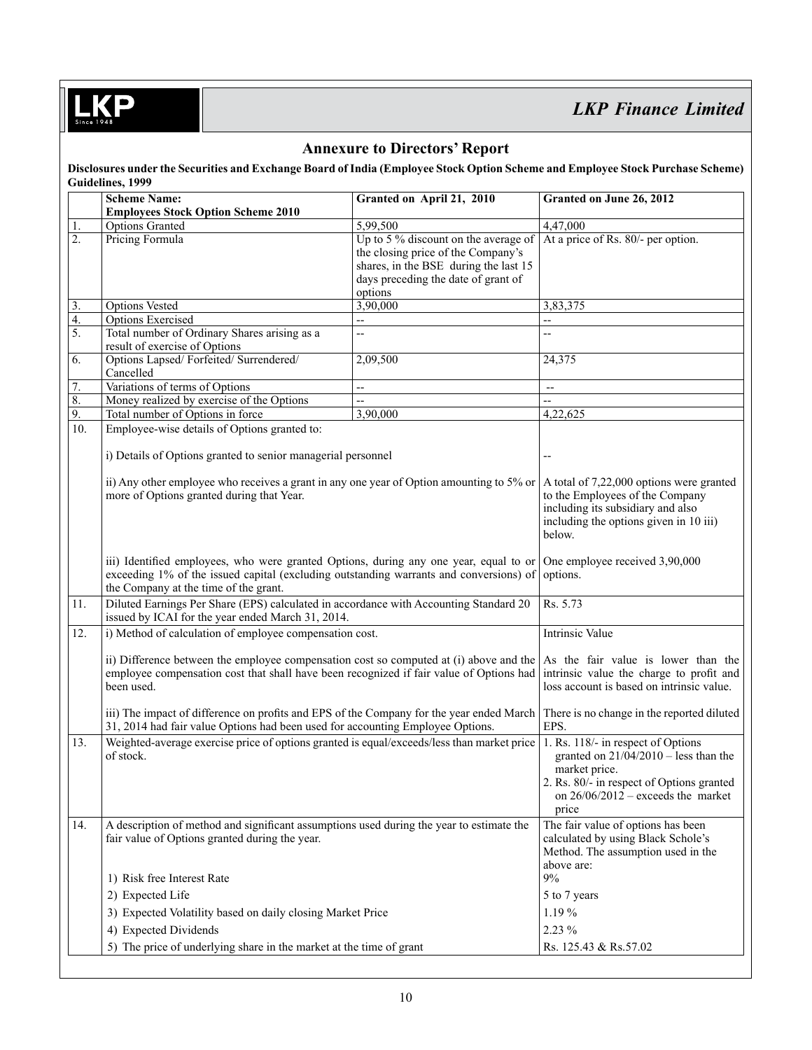## Annexure to Directors' Report

**Disclosures under the Securities and Exchange Board of India (Employee Stock Option Scheme and Employee Stock Purchase Scheme) Guidelines, 1999**

| | **Scheme Name: Employees Stock Option Scheme 2010** | **Granted on April 21, 2010** | **Granted on June 26, 2012** |
|---|---|---|---|
| 1. | Options Granted | 5,99,500 | 4,47,000 |
| 2. | Pricing Formula | Up to 5 % discount on the average of the closing price of the Company's shares, in the BSE during the last 15 days preceding the date of grant of options | At a price of Rs. 80/- per option. |
| 3. | Options Vested | 3,90,000 | 3,83,375 |
| 4. | Options Exercised | -- | -- |
| 5. | Total number of Ordinary Shares arising as a result of exercise of Options | -- | -- |
| 6. | Options Lapsed/ Forfeited/ Surrendered/ Cancelled | 2,09,500 | 24,375 |
| 7. | Variations of terms of Options | -- | -- |
| 8. | Money realized by exercise of the Options | -- | -- |
| 9. | Total number of Options in force | 3,90,000 | 4,22,625 |
| 10. | Employee-wise details of Options granted to: | | |
| | i) Details of Options granted to senior managerial personnel | | -- |
| | ii) Any other employee who receives a grant in any one year of Option amounting to 5% or more of Options granted during that Year. | | A total of 7,22,000 options were granted to the Employees of the Company including its subsidiary and also including the options given in 10 iii) below. |
| | iii) Identified employees, who were granted Options, during any one year, equal to or exceeding 1% of the issued capital (excluding outstanding warrants and conversions) of the Company at the time of the grant. | | One employee received 3,90,000 options. |
| 11. | Diluted Earnings Per Share (EPS) calculated in accordance with Accounting Standard 20 issued by ICAI for the year ended March 31, 2014. | | Rs. 5.73 |
| 12. | i) Method of calculation of employee compensation cost. | | Intrinsic Value |
| | ii) Difference between the employee compensation cost so computed at (i) above and the employee compensation cost that shall have been recognized if fair value of Options had been used. | | As the fair value is lower than the intrinsic value the charge to profit and loss account is based on intrinsic value. |
| | iii) The impact of difference on profits and EPS of the Company for the year ended March 31, 2014 had fair value Options had been used for accounting Employee Options. | | There is no change in the reported diluted EPS. |
| 13. | Weighted-average exercise price of options granted is equal/exceeds/less than market price of stock. | | 1. Rs. 118/- in respect of Options granted on 21/04/2010 – less than the market price.<br>2. Rs. 80/- in respect of Options granted on 26/06/2012 – exceeds the market price |
| 14. | A description of method and significant assumptions used during the year to estimate the fair value of Options granted during the year. | | The fair value of options has been calculated by using Black Schole's Method. The assumption used in the above are: |
| | 1) Risk free Interest Rate | | 9% |
| | 2) Expected Life | | 5 to 7 years |
| | 3) Expected Volatility based on daily closing Market Price | | 1.19 % |
| | 4) Expected Dividends | | 2.23 % |
| | 5) The price of underlying share in the market at the time of grant | | Rs. 125.43 & Rs.57.02 |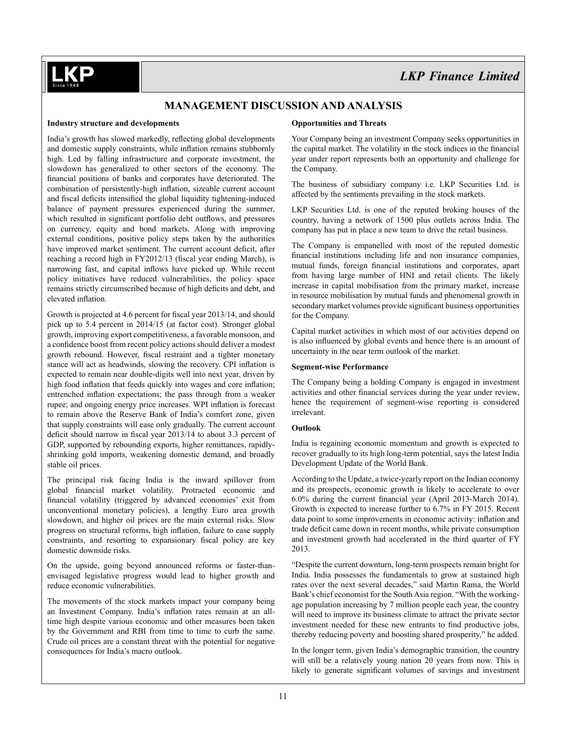# MANAGEMENT DISCUSSION AND ANALYSIS

**Industry structure and developments**

India's growth has slowed markedly, reflecting global developments and domestic supply constraints, while inflation remains stubbornly high. Led by falling infrastructure and corporate investment, the slowdown has generalized to other sectors of the economy. The financial positions of banks and corporates have deteriorated. The combination of persistently-high inflation, sizeable current account and fiscal deficits intensified the global liquidity tightening-induced balance of payment pressures experienced during the summer, which resulted in significant portfolio debt outflows, and pressures on currency, equity and bond markets. Along with improving external conditions, positive policy steps taken by the authorities have improved market sentiment. The current account deficit, after reaching a record high in FY2012/13 (fiscal year ending March), is narrowing fast, and capital inflows have picked up. While recent policy initiatives have reduced vulnerabilities, the policy space remains strictly circumscribed because of high deficits and debt, and elevated inflation.

Growth is projected at 4.6 percent for fiscal year 2013/14, and should pick up to 5.4 percent in 2014/15 (at factor cost). Stronger global growth, improving export competitiveness, a favorable monsoon, and a confidence boost from recent policy actions should deliver a modest growth rebound. However, fiscal restraint and a tighter monetary stance will act as headwinds, slowing the recovery. CPI inflation is expected to remain near double-digits well into next year, driven by high food inflation that feeds quickly into wages and core inflation; entrenched inflation expectations; the pass through from a weaker rupee; and ongoing energy price increases. WPI inflation is forecast to remain above the Reserve Bank of India's comfort zone, given that supply constraints will ease only gradually. The current account deficit should narrow in fiscal year 2013/14 to about 3.3 percent of GDP, supported by rebounding exports, higher remittances, rapidly-shrinking gold imports, weakening domestic demand, and broadly stable oil prices.

The principal risk facing India is the inward spillover from global financial market volatility. Protracted economic and financial volatility (triggered by advanced economies' exit from unconventional monetary policies), a lengthy Euro area growth slowdown, and higher oil prices are the main external risks. Slow progress on structural reforms, high inflation, failure to ease supply constraints, and resorting to expansionary fiscal policy are key domestic downside risks.

On the upside, going beyond announced reforms or faster-than-envisaged legislative progress would lead to higher growth and reduce economic vulnerabilities.

The movements of the stock markets impact your company being an Investment Company. India's inflation rates remain at an all-time high despite various economic and other measures been taken by the Government and RBI from time to time to curb the same. Crude oil prices are a constant threat with the potential for negative consequences for India's macro outlook.

**Opportunities and Threats**

Your Company being an investment Company seeks opportunities in the capital market. The volatility in the stock indices in the financial year under report represents both an opportunity and challenge for the Company.

The business of subsidiary company i.e. LKP Securities Ltd. is affected by the sentiments prevailing in the stock markets.

LKP Securities Ltd. is one of the reputed broking houses of the country, having a network of 1500 plus outlets across India. The company has put in place a new team to drive the retail business.

The Company is empanelled with most of the reputed domestic financial institutions including life and non insurance companies, mutual funds, foreign financial institutions and corporates, apart from having large number of HNI and retail clients. The likely increase in capital mobilisation from the primary market, increase in resource mobilisation by mutual funds and phenomenal growth in secondary market volumes provide significant business opportunities for the Company.

Capital market activities in which most of our activities depend on is also influenced by global events and hence there is an amount of uncertainty in the near term outlook of the market.

**Segment-wise Performance**

The Company being a holding Company is engaged in investment activities and other financial services during the year under review, hence the requirement of segment-wise reporting is considered irrelevant.

**Outlook**

India is regaining economic momentum and growth is expected to recover gradually to its high long-term potential, says the latest India Development Update of the World Bank.

According to the Update, a twice-yearly report on the Indian economy and its prospects, economic growth is likely to accelerate to over 6.0% during the current financial year (April 2013-March 2014). Growth is expected to increase further to 6.7% in FY 2015. Recent data point to some improvements in economic activity: inflation and trade deficit came down in recent months, while private consumption and investment growth had accelerated in the third quarter of FY 2013.

"Despite the current downturn, long-term prospects remain bright for India. India possesses the fundamentals to grow at sustained high rates over the next several decades," said Martin Rama, the World Bank's chief economist for the South Asia region. "With the working-age population increasing by 7 million people each year, the country will need to improve its business climate to attract the private sector investment needed for these new entrants to find productive jobs, thereby reducing poverty and boosting shared prosperity," he added.

In the longer term, given India's demographic transition, the country will still be a relatively young nation 20 years from now. This is likely to generate significant volumes of savings and investment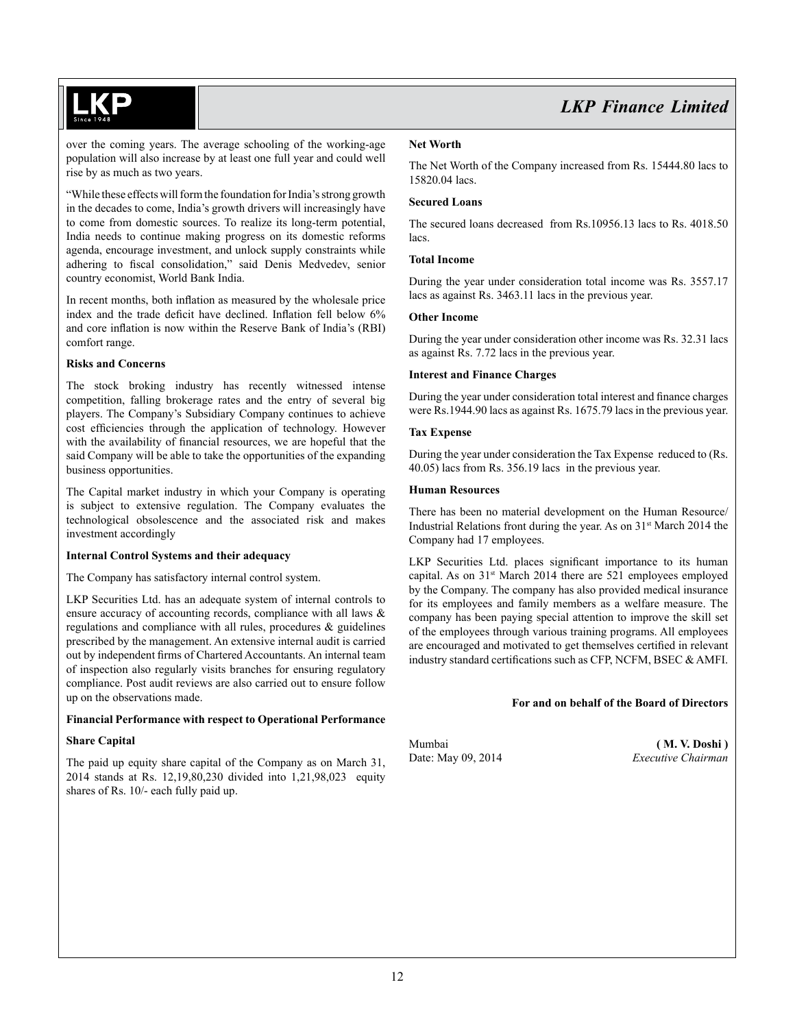over the coming years. The average schooling of the working-age population will also increase by at least one full year and could well rise by as much as two years.

"While these effects will form the foundation for India's strong growth in the decades to come, India's growth drivers will increasingly have to come from domestic sources. To realize its long-term potential, India needs to continue making progress on its domestic reforms agenda, encourage investment, and unlock supply constraints while adhering to fiscal consolidation," said Denis Medvedev, senior country economist, World Bank India.

In recent months, both inflation as measured by the wholesale price index and the trade deficit have declined. Inflation fell below 6% and core inflation is now within the Reserve Bank of India's (RBI) comfort range.

**Risks and Concerns**

The stock broking industry has recently witnessed intense competition, falling brokerage rates and the entry of several big players. The Company's Subsidiary Company continues to achieve cost efficiencies through the application of technology. However with the availability of financial resources, we are hopeful that the said Company will be able to take the opportunities of the expanding business opportunities.

The Capital market industry in which your Company is operating is subject to extensive regulation. The Company evaluates the technological obsolescence and the associated risk and makes investment accordingly

**Internal Control Systems and their adequacy**

The Company has satisfactory internal control system.

LKP Securities Ltd. has an adequate system of internal controls to ensure accuracy of accounting records, compliance with all laws & regulations and compliance with all rules, procedures & guidelines prescribed by the management. An extensive internal audit is carried out by independent firms of Chartered Accountants. An internal team of inspection also regularly visits branches for ensuring regulatory compliance. Post audit reviews are also carried out to ensure follow up on the observations made.

**Financial Performance with respect to Operational Performance**

**Share Capital**

The paid up equity share capital of the Company as on March 31, 2014 stands at Rs. 12,19,80,230 divided into 1,21,98,023 equity shares of Rs. 10/- each fully paid up.

**Net Worth**

The Net Worth of the Company increased from Rs. 15444.80 lacs to 15820.04 lacs.

**Secured Loans**

The secured loans decreased from Rs.10956.13 lacs to Rs. 4018.50 lacs.

**Total Income**

During the year under consideration total income was Rs. 3557.17 lacs as against Rs. 3463.11 lacs in the previous year.

**Other Income**

During the year under consideration other income was Rs. 32.31 lacs as against Rs. 7.72 lacs in the previous year.

**Interest and Finance Charges**

During the year under consideration total interest and finance charges were Rs.1944.90 lacs as against Rs. 1675.79 lacs in the previous year.

**Tax Expense**

During the year under consideration the Tax Expense reduced to (Rs. 40.05) lacs from Rs. 356.19 lacs in the previous year.

**Human Resources**

There has been no material development on the Human Resource/ Industrial Relations front during the year. As on 31st March 2014 the Company had 17 employees.

LKP Securities Ltd. places significant importance to its human capital. As on 31st March 2014 there are 521 employees employed by the Company. The company has also provided medical insurance for its employees and family members as a welfare measure. The company has been paying special attention to improve the skill set of the employees through various training programs. All employees are encouraged and motivated to get themselves certified in relevant industry standard certifications such as CFP, NCFM, BSEC & AMFI.

**For and on behalf of the Board of Directors**

Mumbai
Date: May 09, 2014

**( M. V. Doshi )**
*Executive Chairman*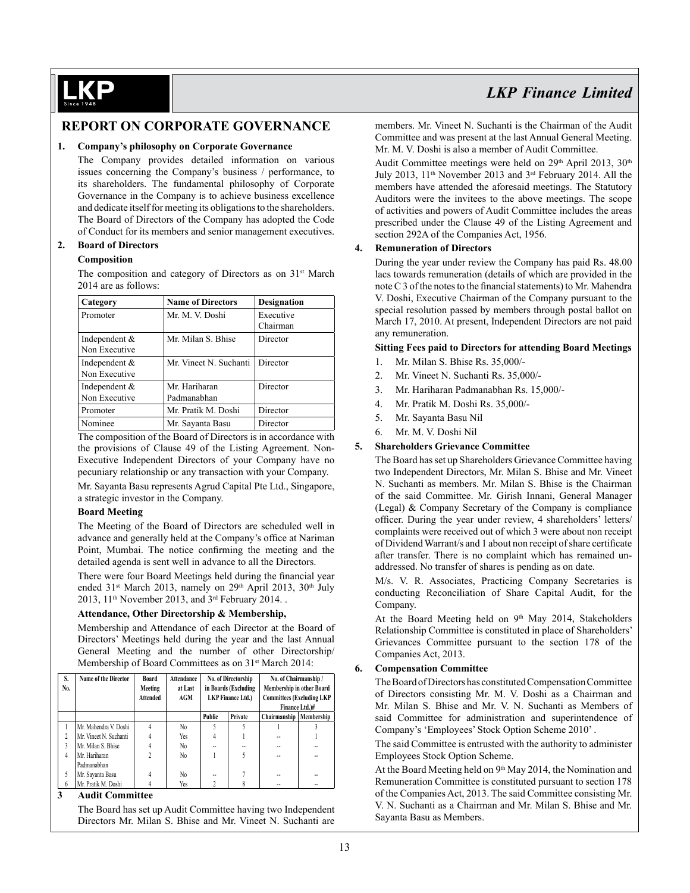# REPORT ON CORPORATE GOVERNANCE

## 1. Company's philosophy on Corporate Governance

The Company provides detailed information on various issues concerning the Company's business / performance, to its shareholders. The fundamental philosophy of Corporate Governance in the Company is to achieve business excellence and dedicate itself for meeting its obligations to the shareholders. The Board of Directors of the Company has adopted the Code of Conduct for its members and senior management executives.

## 2. Board of Directors

### Composition

The composition and category of Directors as on 31st March 2014 are as follows:

| Category | Name of Directors | Designation |
|---|---|---|
| Promoter | Mr. M. V. Doshi | Executive Chairman |
| Independent & Non Executive | Mr. Milan S. Bhise | Director |
| Independent & Non Executive | Mr. Vineet N. Suchanti | Director |
| Independent & Non Executive | Mr. Hariharan Padmanabhan | Director |
| Promoter | Mr. Pratik M. Doshi | Director |
| Nominee | Mr. Sayanta Basu | Director |

The composition of the Board of Directors is in accordance with the provisions of Clause 49 of the Listing Agreement. Non-Executive Independent Directors of your Company have no pecuniary relationship or any transaction with your Company.

Mr. Sayanta Basu represents Agrud Capital Pte Ltd., Singapore, a strategic investor in the Company.

### Board Meeting

The Meeting of the Board of Directors are scheduled well in advance and generally held at the Company's office at Nariman Point, Mumbai. The notice confirming the meeting and the detailed agenda is sent well in advance to all the Directors.

There were four Board Meetings held during the financial year ended 31st March 2013, namely on 29th April 2013, 30th July 2013, 11th November 2013, and 3rd February 2014. .

### Attendance, Other Directorship & Membership,

Membership and Attendance of each Director at the Board of Directors' Meetings held during the year and the last Annual General Meeting and the number of other Directorship/ Membership of Board Committees as on 31st March 2014:

| S. No. | Name of the Director | Board Meeting Attended | Attendance at Last AGM | No. of Directorship in Boards (Excluding LKP Finance Ltd.) | | No. of Chairmanship / Membership in other Board Committees (Excluding LKP Finance Ltd.)# | |
|---|---|---|---|---|---|---|---|
| | | | | Public | Private | Chairmanship | Membership |
| 1 | Mr. Mahendra V. Doshi | 4 | No | 5 | 5 | 1 | 3 |
| 2 | Mr. Vineet N. Suchanti | 4 | Yes | 4 | 1 | -- | 1 |
| 3 | Mr. Milan S. Bhise | 4 | No | -- | -- | -- | -- |
| 4 | Mr. Hariharan Padmanabhan | 2 | No | 1 | 5 | -- | -- |
| 5 | Mr. Sayanta Basu | 4 | No | -- | 7 | -- | -- |
| 6 | Mr. Pratik M. Doshi | 4 | Yes | 2 | 8 | -- | -- |

## 3 Audit Committee

The Board has set up Audit Committee having two Independent Directors Mr. Milan S. Bhise and Mr. Vineet N. Suchanti are members. Mr. Vineet N. Suchanti is the Chairman of the Audit Committee and was present at the last Annual General Meeting. Mr. M. V. Doshi is also a member of Audit Committee.

Audit Committee meetings were held on 29th April 2013, 30th July 2013, 11th November 2013 and 3rd February 2014. All the members have attended the aforesaid meetings. The Statutory Auditors were the invitees to the above meetings. The scope of activities and powers of Audit Committee includes the areas prescribed under the Clause 49 of the Listing Agreement and section 292A of the Companies Act, 1956.

## 4. Remuneration of Directors

During the year under review the Company has paid Rs. 48.00 lacs towards remuneration (details of which are provided in the note C 3 of the notes to the financial statements) to Mr. Mahendra V. Doshi, Executive Chairman of the Company pursuant to the special resolution passed by members through postal ballot on March 17, 2010. At present, Independent Directors are not paid any remuneration.

### Sitting Fees paid to Directors for attending Board Meetings

1. Mr. Milan S. Bhise Rs. 35,000/-
2. Mr. Vineet N. Suchanti Rs. 35,000/-
3. Mr. Hariharan Padmanabhan Rs. 15,000/-
4. Mr. Pratik M. Doshi Rs. 35,000/-
5. Mr. Sayanta Basu Nil
6. Mr. M. V. Doshi Nil

## 5. Shareholders Grievance Committee

The Board has set up Shareholders Grievance Committee having two Independent Directors, Mr. Milan S. Bhise and Mr. Vineet N. Suchanti as members. Mr. Milan S. Bhise is the Chairman of the said Committee. Mr. Girish Innani, General Manager (Legal) & Company Secretary of the Company is compliance officer. During the year under review, 4 shareholders' letters/ complaints were received out of which 3 were about non receipt of Dividend Warrant/s and 1 about non receipt of share certificate after transfer. There is no complaint which has remained un-addressed. No transfer of shares is pending as on date.

M/s. V. R. Associates, Practicing Company Secretaries is conducting Reconciliation of Share Capital Audit, for the Company.

At the Board Meeting held on 9th May 2014, Stakeholders Relationship Committee is constituted in place of Shareholders' Grievances Committee pursuant to the section 178 of the Companies Act, 2013.

## 6. Compensation Committee

The Board of Directors has constituted Compensation Committee of Directors consisting Mr. M. V. Doshi as a Chairman and Mr. Milan S. Bhise and Mr. V. N. Suchanti as Members of said Committee for administration and superintendence of Company's 'Employees' Stock Option Scheme 2010' .

The said Committee is entrusted with the authority to administer Employees Stock Option Scheme.

At the Board Meeting held on 9th May 2014, the Nomination and Remuneration Committee is constituted pursuant to section 178 of the Companies Act, 2013. The said Committee consisting Mr. V. N. Suchanti as a Chairman and Mr. Milan S. Bhise and Mr. Sayanta Basu as Members.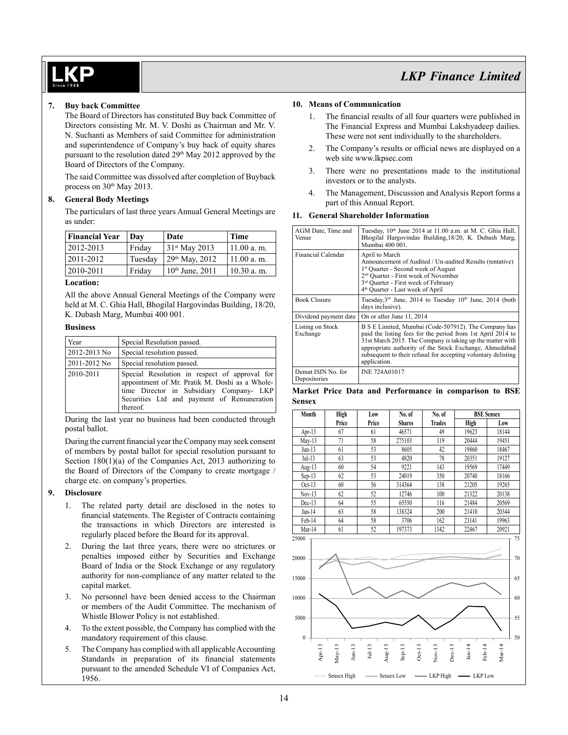### 7. Buy back Committee

The Board of Directors has constituted Buy back Committee of Directors consisting Mr. M. V. Doshi as Chairman and Mr. V. N. Suchanti as Members of said Committee for administration and superintendence of Company's buy back of equity shares pursuant to the resolution dated 29th May 2012 approved by the Board of Directors of the Company.

The said Committee was dissolved after completion of Buyback process on 30th May 2013.

### 8. General Body Meetings

The particulars of last three years Annual General Meetings are as under:

| Financial Year | Day | Date | Time |
|---|---|---|---|
| 2012-2013 | Friday | 31st May 2013 | 11.00 a. m. |
| 2011-2012 | Tuesday | 29th May, 2012 | 11.00 a. m. |
| 2010-2011 | Friday | 10th June, 2011 | 10.30 a. m. |

**Location:**

All the above Annual General Meetings of the Company were held at M. C. Ghia Hall, Bhogilal Hargovindas Building, 18/20, K. Dubash Marg, Mumbai 400 001.

**Business**

| Year | Special Resolution passed. |
|---|---|
| 2012-2013 No | Special resolution passed. |
| 2011-2012 No | Special resolution passed. |
| 2010-2011 | Special Resolution in respect of approval for appointment of Mr. Pratik M. Doshi as a Whole-time Director in Subsidiary Company- LKP Securities Ltd and payment of Remuneration thereof. |

During the last year no business had been conducted through postal ballot.

During the current financial year the Company may seek consent of members by postal ballot for special resolution pursuant to Section 180(1)(a) of the Companies Act, 2013 authorizing to the Board of Directors of the Company to create mortgage / charge etc. on company's properties.

### 9. Disclosure

1. The related party detail are disclosed in the notes to financial statements. The Register of Contracts containing the transactions in which Directors are interested is regularly placed before the Board for its approval.
2. During the last three years, there were no strictures or penalties imposed either by Securities and Exchange Board of India or the Stock Exchange or any regulatory authority for non-compliance of any matter related to the capital market.
3. No personnel have been denied access to the Chairman or members of the Audit Committee. The mechanism of Whistle Blower Policy is not established.
4. To the extent possible, the Company has complied with the mandatory requirement of this clause.
5. The Company has complied with all applicable Accounting Standards in preparation of its financial statements pursuant to the amended Schedule VI of Companies Act, 1956.

### 10. Means of Communication

1. The financial results of all four quarters were published in The Financial Express and Mumbai Lakshyadeep dailies. These were not sent individually to the shareholders.
2. The Company's results or official news are displayed on a web site www.lkpsec.com
3. There were no presentations made to the institutional investors or to the analysts.
4. The Management, Discussion and Analysis Report forms a part of this Annual Report.

### 11. General Shareholder Information

| AGM Date, Time and Venue | Tuesday, 10th June 2014 at 11.00 a.m. at M. C. Ghia Hall, Bhogilal Hargovindas Building,18/20, K. Dubash Marg, Mumbai 400 001. |
|---|---|
| Financial Calendar | April to March<br>Announcement of Audited / Un-audited Results (tentative)<br>1st Quarter - Second week of August<br>2nd Quarter - First week of November<br>3rd Quarter - First week of February<br>4th Quarter - Last week of April |
| Book Closure | Tuesday,3rd June, 2014 to Tuesday 10th June, 2014 (both days inclusive). |
| Dividend payment date | On or after June 11, 2014 |
| Listing on Stock Exchange | B S E Limited, Mumbai (Code-507912). The Company has paid the listing fees for the period from 1st April 2014 to 31st March 2015. The Company is taking up the matter with appropriate authority of the Stock Exchange, Ahmedabad subsequent to their refusal for accepting voluntary delisting application. |
| Demat ISIN No. for Depositories | INE 724A01017 |

**Market Price Data and Performance in comparison to BSE Sensex**

| Month | High Price | Low Price | No. of Shares | No. of Trades | BSE Sensex High | BSE Sensex Low |
|---|---|---|---|---|---|---|
| Apr-13 | 67 | 61 | 46571 | 49 | 19623 | 18144 |
| May-13 | 71 | 58 | 275103 | 119 | 20444 | 19451 |
| Jun-13 | 61 | 53 | 8605 | 42 | 19860 | 18467 |
| Jul-13 | 63 | 53 | 4820 | 78 | 20351 | 19127 |
| Aug-13 | 60 | 54 | 9221 | 143 | 19569 | 17449 |
| Sep-13 | 62 | 53 | 24019 | 350 | 20740 | 18166 |
| Oct-13 | 60 | 56 | 314364 | 138 | 21205 | 19265 |
| Nov-13 | 62 | 52 | 12746 | 100 | 21322 | 20138 |
| Dec-13 | 64 | 55 | 65550 | 116 | 21484 | 20569 |
| Jan-14 | 63 | 58 | 138324 | 200 | 21410 | 20344 |
| Feb-14 | 64 | 58 | 3706 | 162 | 21141 | 19963 |
| Mar-14 | 61 | 52 | 197373 | 1342 | 22467 | 20921 |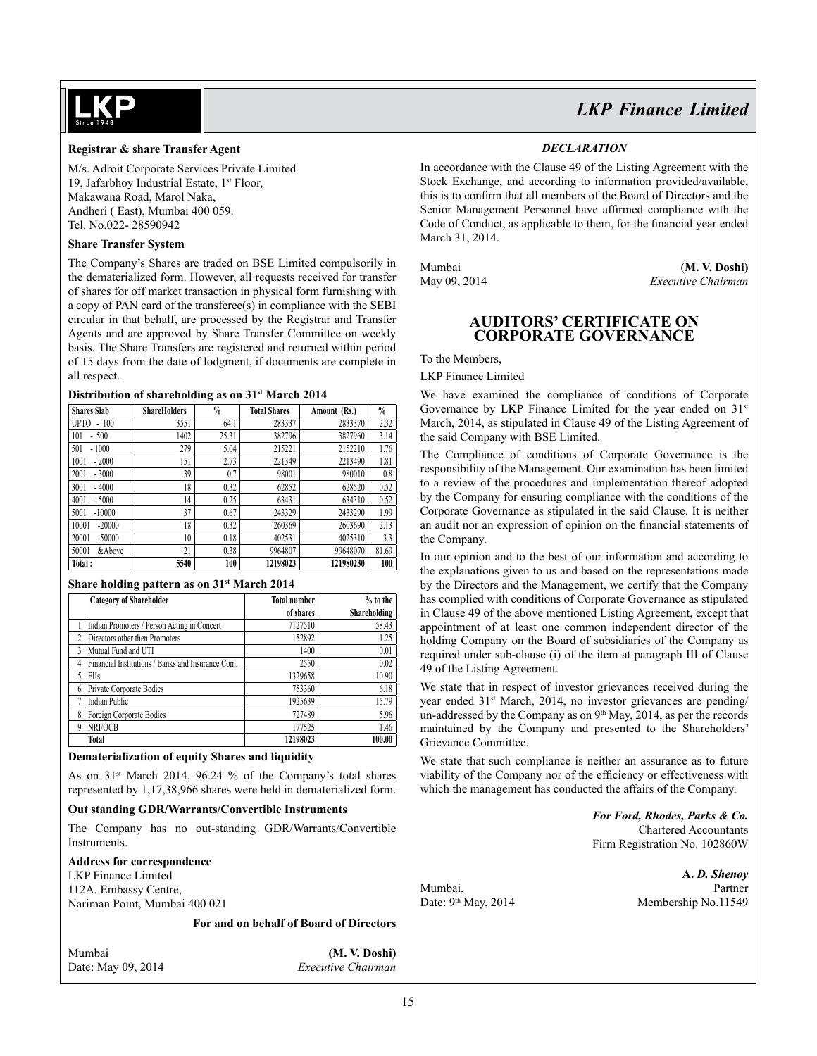**Registrar & share Transfer Agent**

M/s. Adroit Corporate Services Private Limited
19, Jafarbhoy Industrial Estate, 1st Floor,
Makawana Road, Marol Naka,
Andheri ( East), Mumbai 400 059.
Tel. No.022- 28590942

**Share Transfer System**

The Company's Shares are traded on BSE Limited compulsorily in the dematerialized form. However, all requests received for transfer of shares for off market transaction in physical form furnishing with a copy of PAN card of the transferee(s) in compliance with the SEBI circular in that behalf, are processed by the Registrar and Transfer Agents and are approved by Share Transfer Committee on weekly basis. The Share Transfers are registered and returned within period of 15 days from the date of lodgment, if documents are complete in all respect.

**Distribution of shareholding as on 31st March 2014**

| Shares Slab | ShareHolders | % | Total Shares | Amount (Rs.) | % |
|---|---|---|---|---|---|
| UPTO - 100 | 3551 | 64.1 | 283337 | 2833370 | 2.32 |
| 101 - 500 | 1402 | 25.31 | 382796 | 3827960 | 3.14 |
| 501 - 1000 | 279 | 5.04 | 215221 | 2152210 | 1.76 |
| 1001 - 2000 | 151 | 2.73 | 221349 | 2213490 | 1.81 |
| 2001 - 3000 | 39 | 0.7 | 98001 | 980010 | 0.8 |
| 3001 - 4000 | 18 | 0.32 | 62852 | 628520 | 0.52 |
| 4001 - 5000 | 14 | 0.25 | 63431 | 634310 | 0.52 |
| 5001 -10000 | 37 | 0.67 | 243329 | 2433290 | 1.99 |
| 10001 -20000 | 18 | 0.32 | 260369 | 2603690 | 2.13 |
| 20001 -50000 | 10 | 0.18 | 402531 | 4025310 | 3.3 |
| 50001 &Above | 21 | 0.38 | 9964807 | 99648070 | 81.69 |
| **Total :** | **5540** | **100** | **12198023** | **121980230** | **100** |

**Share holding pattern as on 31st March 2014**

| | Category of Shareholder | Total number of shares | % to the Shareholding |
|---|---|---|---|
| 1 | Indian Promoters / Person Acting in Concert | 7127510 | 58.43 |
| 2 | Directors other then Promoters | 152892 | 1.25 |
| 3 | Mutual Fund and UTI | 1400 | 0.01 |
| 4 | Financial Institutions / Banks and Insurance Com. | 2550 | 0.02 |
| 5 | FIIs | 1329658 | 10.90 |
| 6 | Private Corporate Bodies | 753360 | 6.18 |
| 7 | Indian Public | 1925639 | 15.79 |
| 8 | Foreign Corporate Bodies | 727489 | 5.96 |
| 9 | NRI/OCB | 177525 | 1.46 |
| | **Total** | **12198023** | **100.00** |

**Dematerialization of equity Shares and liquidity**

As on 31st March 2014, 96.24 % of the Company's total shares represented by 1,17,38,966 shares were held in dematerialized form.

**Out standing GDR/Warrants/Convertible Instruments**

The Company has no out-standing GDR/Warrants/Convertible Instruments.

**Address for correspondence**
LKP Finance Limited
112A, Embassy Centre,
Nariman Point, Mumbai 400 021

**For and on behalf of Board of Directors**

Mumbai
Date: May 09, 2014

**(M. V. Doshi)**
*Executive Chairman*

***DECLARATION***

In accordance with the Clause 49 of the Listing Agreement with the Stock Exchange, and according to information provided/available, this is to confirm that all members of the Board of Directors and the Senior Management Personnel have affirmed compliance with the Code of Conduct, as applicable to them, for the financial year ended March 31, 2014.

Mumbai
May 09, 2014

(**M. V. Doshi)**
*Executive Chairman*

## AUDITORS' CERTIFICATE ON CORPORATE GOVERNANCE

To the Members,

LKP Finance Limited

We have examined the compliance of conditions of Corporate Governance by LKP Finance Limited for the year ended on 31st March, 2014, as stipulated in Clause 49 of the Listing Agreement of the said Company with BSE Limited.

The Compliance of conditions of Corporate Governance is the responsibility of the Management. Our examination has been limited to a review of the procedures and implementation thereof adopted by the Company for ensuring compliance with the conditions of the Corporate Governance as stipulated in the said Clause. It is neither an audit nor an expression of opinion on the financial statements of the Company.

In our opinion and to the best of our information and according to the explanations given to us and based on the representations made by the Directors and the Management, we certify that the Company has complied with conditions of Corporate Governance as stipulated in Clause 49 of the above mentioned Listing Agreement, except that appointment of at least one common independent director of the holding Company on the Board of subsidiaries of the Company as required under sub-clause (i) of the item at paragraph III of Clause 49 of the Listing Agreement.

We state that in respect of investor grievances received during the year ended 31st March, 2014, no investor grievances are pending/ un-addressed by the Company as on 9th May, 2014, as per the records maintained by the Company and presented to the Shareholders' Grievance Committee.

We state that such compliance is neither an assurance as to future viability of the Company nor of the efficiency or effectiveness with which the management has conducted the affairs of the Company.

***For Ford, Rhodes, Parks & Co.***
Chartered Accountants
Firm Registration No. 102860W

**A. *D. Shenoy***
Partner
Membership No.11549

Mumbai,
Date: 9th May, 2014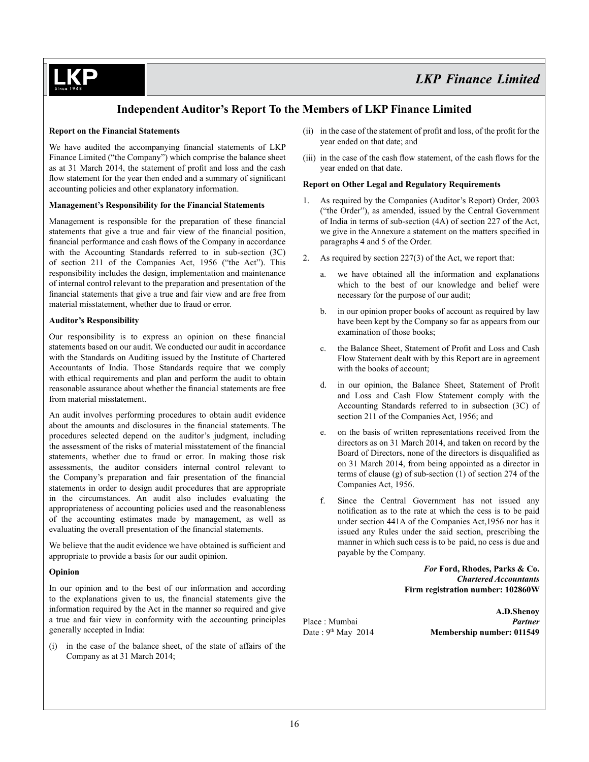# Independent Auditor's Report To the Members of LKP Finance Limited

**Report on the Financial Statements**

We have audited the accompanying financial statements of LKP Finance Limited ("the Company") which comprise the balance sheet as at 31 March 2014, the statement of profit and loss and the cash flow statement for the year then ended and a summary of significant accounting policies and other explanatory information.

**Management's Responsibility for the Financial Statements**

Management is responsible for the preparation of these financial statements that give a true and fair view of the financial position, financial performance and cash flows of the Company in accordance with the Accounting Standards referred to in sub-section (3C) of section 211 of the Companies Act, 1956 ("the Act"). This responsibility includes the design, implementation and maintenance of internal control relevant to the preparation and presentation of the financial statements that give a true and fair view and are free from material misstatement, whether due to fraud or error.

**Auditor's Responsibility**

Our responsibility is to express an opinion on these financial statements based on our audit. We conducted our audit in accordance with the Standards on Auditing issued by the Institute of Chartered Accountants of India. Those Standards require that we comply with ethical requirements and plan and perform the audit to obtain reasonable assurance about whether the financial statements are free from material misstatement.

An audit involves performing procedures to obtain audit evidence about the amounts and disclosures in the financial statements. The procedures selected depend on the auditor's judgment, including the assessment of the risks of material misstatement of the financial statements, whether due to fraud or error. In making those risk assessments, the auditor considers internal control relevant to the Company's preparation and fair presentation of the financial statements in order to design audit procedures that are appropriate in the circumstances. An audit also includes evaluating the appropriateness of accounting policies used and the reasonableness of the accounting estimates made by management, as well as evaluating the overall presentation of the financial statements.

We believe that the audit evidence we have obtained is sufficient and appropriate to provide a basis for our audit opinion.

**Opinion**

In our opinion and to the best of our information and according to the explanations given to us, the financial statements give the information required by the Act in the manner so required and give a true and fair view in conformity with the accounting principles generally accepted in India:

(i) in the case of the balance sheet, of the state of affairs of the Company as at 31 March 2014;

(ii) in the case of the statement of profit and loss, of the profit for the year ended on that date; and

(iii) in the case of the cash flow statement, of the cash flows for the year ended on that date.

**Report on Other Legal and Regulatory Requirements**

1. As required by the Companies (Auditor's Report) Order, 2003 ("the Order"), as amended, issued by the Central Government of India in terms of sub-section (4A) of section 227 of the Act, we give in the Annexure a statement on the matters specified in paragraphs 4 and 5 of the Order.

2. As required by section 227(3) of the Act, we report that:

   a. we have obtained all the information and explanations which to the best of our knowledge and belief were necessary for the purpose of our audit;

   b. in our opinion proper books of account as required by law have been kept by the Company so far as appears from our examination of those books;

   c. the Balance Sheet, Statement of Profit and Loss and Cash Flow Statement dealt with by this Report are in agreement with the books of account;

   d. in our opinion, the Balance Sheet, Statement of Profit and Loss and Cash Flow Statement comply with the Accounting Standards referred to in subsection (3C) of section 211 of the Companies Act, 1956; and

   e. on the basis of written representations received from the directors as on 31 March 2014, and taken on record by the Board of Directors, none of the directors is disqualified as on 31 March 2014, from being appointed as a director in terms of clause (g) of sub-section (1) of section 274 of the Companies Act, 1956.

   f. Since the Central Government has not issued any notification as to the rate at which the cess is to be paid under section 441A of the Companies Act,1956 nor has it issued any Rules under the said section, prescribing the manner in which such cess is to be paid, no cess is due and payable by the Company.

*For* **Ford, Rhodes, Parks & Co.**
***Chartered Accountants***
**Firm registration number: 102860W**

**A.D.Shenoy**
***Partner***
**Membership number: 011549**

Place : Mumbai
Date : 9th May 2014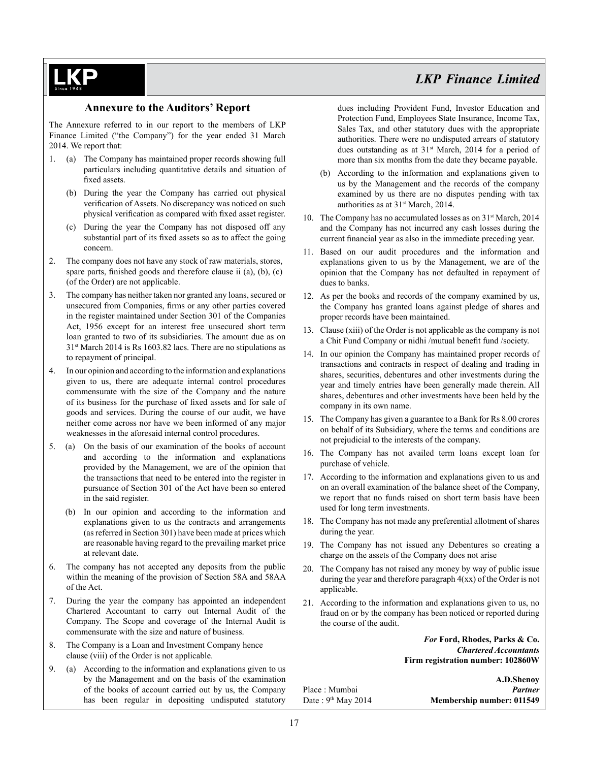## Annexure to the Auditors' Report

The Annexure referred to in our report to the members of LKP Finance Limited ("the Company") for the year ended 31 March 2014. We report that:

1. (a) The Company has maintained proper records showing full particulars including quantitative details and situation of fixed assets.

   (b) During the year the Company has carried out physical verification of Assets. No discrepancy was noticed on such physical verification as compared with fixed asset register.

   (c) During the year the Company has not disposed off any substantial part of its fixed assets so as to affect the going concern.

2. The company does not have any stock of raw materials, stores, spare parts, finished goods and therefore clause ii (a), (b), (c) (of the Order) are not applicable.

3. The company has neither taken nor granted any loans, secured or unsecured from Companies, firms or any other parties covered in the register maintained under Section 301 of the Companies Act, 1956 except for an interest free unsecured short term loan granted to two of its subsidiaries. The amount due as on 31st March 2014 is Rs 1603.82 lacs. There are no stipulations as to repayment of principal.

4. In our opinion and according to the information and explanations given to us, there are adequate internal control procedures commensurate with the size of the Company and the nature of its business for the purchase of fixed assets and for sale of goods and services. During the course of our audit, we have neither come across nor have we been informed of any major weaknesses in the aforesaid internal control procedures.

5. (a) On the basis of our examination of the books of account and according to the information and explanations provided by the Management, we are of the opinion that the transactions that need to be entered into the register in pursuance of Section 301 of the Act have been so entered in the said register.

   (b) In our opinion and according to the information and explanations given to us the contracts and arrangements (as referred in Section 301) have been made at prices which are reasonable having regard to the prevailing market price at relevant date.

6. The company has not accepted any deposits from the public within the meaning of the provision of Section 58A and 58AA of the Act.

7. During the year the company has appointed an independent Chartered Accountant to carry out Internal Audit of the Company. The Scope and coverage of the Internal Audit is commensurate with the size and nature of business.

8. The Company is a Loan and Investment Company hence clause (viii) of the Order is not applicable.

9. (a) According to the information and explanations given to us by the Management and on the basis of the examination of the books of account carried out by us, the Company has been regular in depositing undisputed statutory dues including Provident Fund, Investor Education and Protection Fund, Employees State Insurance, Income Tax, Sales Tax, and other statutory dues with the appropriate authorities. There were no undisputed arrears of statutory dues outstanding as at 31st March, 2014 for a period of more than six months from the date they became payable.

   (b) According to the information and explanations given to us by the Management and the records of the company examined by us there are no disputes pending with tax authorities as at 31st March, 2014.

10. The Company has no accumulated losses as on 31st March, 2014 and the Company has not incurred any cash losses during the current financial year as also in the immediate preceding year.

11. Based on our audit procedures and the information and explanations given to us by the Management, we are of the opinion that the Company has not defaulted in repayment of dues to banks.

12. As per the books and records of the company examined by us, the Company has granted loans against pledge of shares and proper records have been maintained.

13. Clause (xiii) of the Order is not applicable as the company is not a Chit Fund Company or nidhi /mutual benefit fund /society.

14. In our opinion the Company has maintained proper records of transactions and contracts in respect of dealing and trading in shares, securities, debentures and other investments during the year and timely entries have been generally made therein. All shares, debentures and other investments have been held by the company in its own name.

15. The Company has given a guarantee to a Bank for Rs 8.00 crores on behalf of its Subsidiary, where the terms and conditions are not prejudicial to the interests of the company.

16. The Company has not availed term loans except loan for purchase of vehicle.

17. According to the information and explanations given to us and on an overall examination of the balance sheet of the Company, we report that no funds raised on short term basis have been used for long term investments.

18. The Company has not made any preferential allotment of shares during the year.

19. The Company has not issued any Debentures so creating a charge on the assets of the Company does not arise

20. The Company has not raised any money by way of public issue during the year and therefore paragraph 4(xx) of the Order is not applicable.

21. According to the information and explanations given to us, no fraud on or by the company has been noticed or reported during the course of the audit.

*For* **Ford, Rhodes, Parks & Co.**
***Chartered Accountants***
**Firm registration number: 102860W**

**A.D.Shenoy**
***Partner***
**Membership number: 011549**

Place : Mumbai
Date : 9th May 2014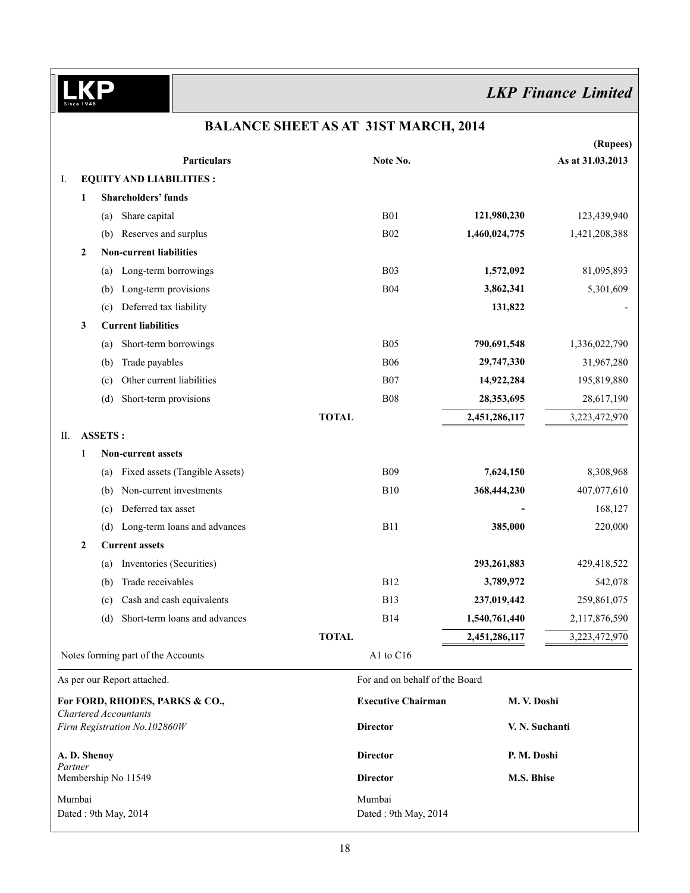**LKP Finance Limited**

# BALANCE SHEET AS AT 31ST MARCH, 2014

(Rupees)

| | Particulars | Note No. | | As at 31.03.2013 |
|---|---|---|---|---|
| I. | **EQUITY AND LIABILITIES :** | | | |
| 1 | **Shareholders' funds** | | | |
| | (a) Share capital | B01 | **121,980,230** | 123,439,940 |
| | (b) Reserves and surplus | B02 | **1,460,024,775** | 1,421,208,388 |
| 2 | **Non-current liabilities** | | | |
| | (a) Long-term borrowings | B03 | **1,572,092** | 81,095,893 |
| | (b) Long-term provisions | B04 | **3,862,341** | 5,301,609 |
| | (c) Deferred tax liability | | **131,822** | - |
| 3 | **Current liabilities** | | | |
| | (a) Short-term borrowings | B05 | **790,691,548** | 1,336,022,790 |
| | (b) Trade payables | B06 | **29,747,330** | 31,967,280 |
| | (c) Other current liabilities | B07 | **14,922,284** | 195,819,880 |
| | (d) Short-term provisions | B08 | **28,353,695** | 28,617,190 |
| | **TOTAL** | | **2,451,286,117** | 3,223,472,970 |
| II. | **ASSETS :** | | | |
| 1 | **Non-current assets** | | | |
| | (a) Fixed assets (Tangible Assets) | B09 | **7,624,150** | 8,308,968 |
| | (b) Non-current investments | B10 | **368,444,230** | 407,077,610 |
| | (c) Deferred tax asset | | **-** | 168,127 |
| | (d) Long-term loans and advances | B11 | **385,000** | 220,000 |
| 2 | **Current assets** | | | |
| | (a) Inventories (Securities) | | **293,261,883** | 429,418,522 |
| | (b) Trade receivables | B12 | **3,789,972** | 542,078 |
| | (c) Cash and cash equivalents | B13 | **237,019,442** | 259,861,075 |
| | (d) Short-term loans and advances | B14 | **1,540,761,440** | 2,117,876,590 |
| | **TOTAL** | | **2,451,286,117** | 3,223,472,970 |

Notes forming part of the Accounts — A1 to C16

As per our Report attached.

**For FORD, RHODES, PARKS & CO.,**
*Chartered Accountants*
*Firm Registration No.102860W*

**A. D. Shenoy**
*Partner*
Membership No 11549

Mumbai
Dated : 9th May, 2014

For and on behalf of the Board

**Executive Chairman** — **M. V. Doshi**

**Director** — **V. N. Suchanti**

**Director** — **P. M. Doshi**

**Director** — **M.S. Bhise**

Mumbai
Dated : 9th May, 2014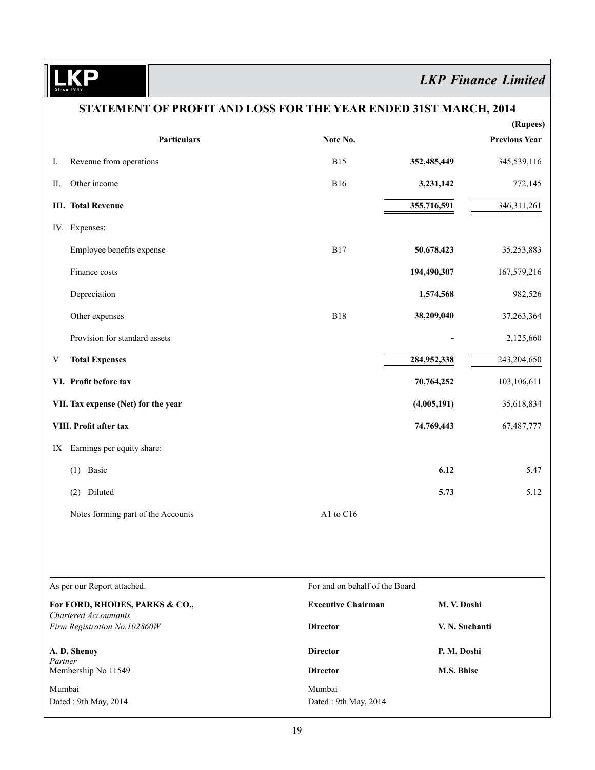LKP Since 1948 | *LKP Finance Limited*

## STATEMENT OF PROFIT AND LOSS FOR THE YEAR ENDED 31ST MARCH, 2014

(Rupees)

| | Particulars | Note No. | | Previous Year |
|---|---|---|---|---|
| I. | Revenue from operations | B15 | **352,485,449** | 345,539,116 |
| II. | Other income | B16 | **3,231,142** | 772,145 |
| **III.** | **Total Revenue** | | **355,716,591** | 346,311,261 |
| IV. | Expenses: | | | |
| | Employee benefits expense | B17 | **50,678,423** | 35,253,883 |
| | Finance costs | | **194,490,307** | 167,579,216 |
| | Depreciation | | **1,574,568** | 982,526 |
| | Other expenses | B18 | **38,209,040** | 37,263,364 |
| | Provision for standard assets | | **-** | 2,125,660 |
| V | **Total Expenses** | | **284,952,338** | 243,204,650 |
| **VI.** | **Profit before tax** | | **70,764,252** | 103,106,611 |
| **VII.** | **Tax expense (Net) for the year** | | **(4,005,191)** | 35,618,834 |
| **VIII.** | **Profit after tax** | | **74,769,443** | 67,487,777 |
| IX | Earnings per equity share: | | | |
| | (1) Basic | | **6.12** | 5.47 |
| | (2) Diluted | | **5.73** | 5.12 |
| | Notes forming part of the Accounts | A1 to C16 | | |

As per our Report attached.

**For FORD, RHODES, PARKS & CO.,**
*Chartered Accountants*
*Firm Registration No.102860W*

**A. D. Shenoy**
*Partner*
Membership No 11549

Mumbai
Dated : 9th May, 2014

For and on behalf of the Board

| | |
|---|---|
| **Executive Chairman** | **M. V. Doshi** |
| **Director** | **V. N. Suchanti** |
| **Director** | **P. M. Doshi** |
| **Director** | **M.S. Bhise** |

Mumbai
Dated : 9th May, 2014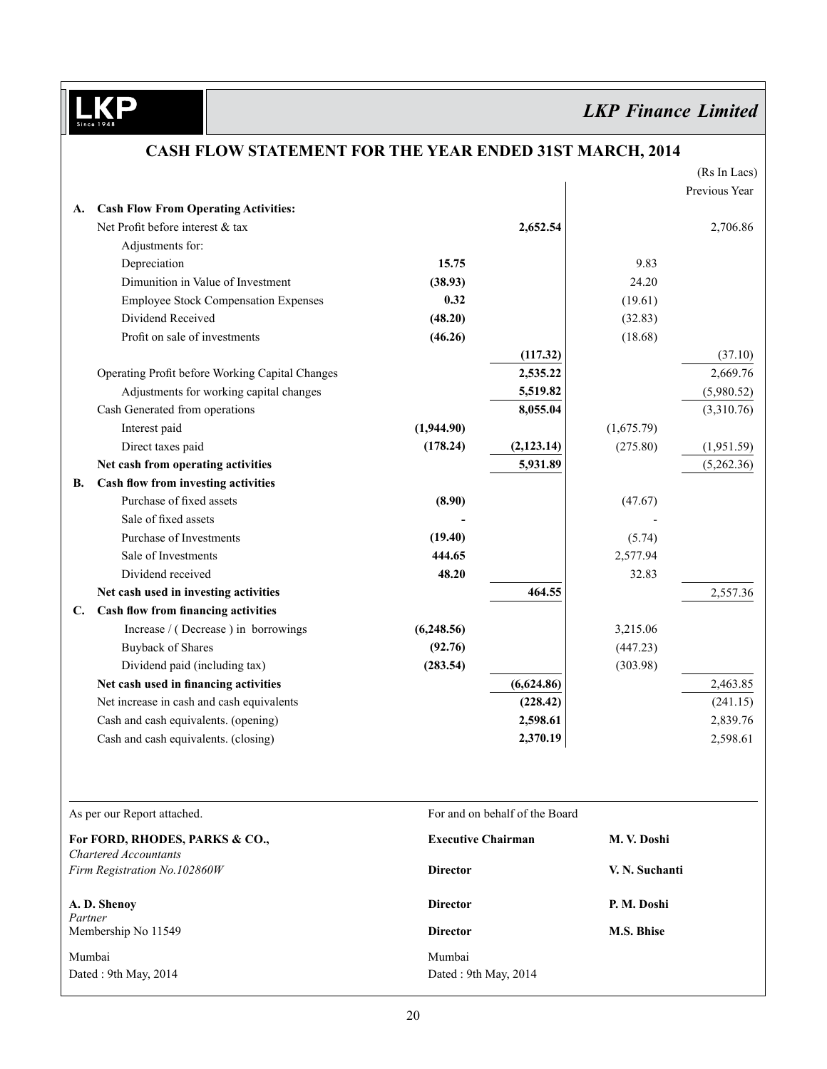**LKP Finance Limited**

# CASH FLOW STATEMENT FOR THE YEAR ENDED 31ST MARCH, 2014

(Rs In Lacs)

| | | | | | Previous Year |
|---|---|---|---|---|---|
| **A.** | **Cash Flow From Operating Activities:** | | | | |
| | Net Profit before interest & tax | | **2,652.54** | | 2,706.86 |
| | Adjustments for: | | | | |
| | Depreciation | **15.75** | | 9.83 | |
| | Dimunition in Value of Investment | **(38.93)** | | 24.20 | |
| | Employee Stock Compensation Expenses | **0.32** | | (19.61) | |
| | Dividend Received | **(48.20)** | | (32.83) | |
| | Profit on sale of investments | **(46.26)** | | (18.68) | |
| | | | **(117.32)** | | (37.10) |
| | Operating Profit before Working Capital Changes | | **2,535.22** | | 2,669.76 |
| | Adjustments for working capital changes | | **5,519.82** | | (5,980.52) |
| | Cash Generated from operations | | **8,055.04** | | (3,310.76) |
| | Interest paid | **(1,944.90)** | | (1,675.79) | |
| | Direct taxes paid | **(178.24)** | **(2,123.14)** | (275.80) | (1,951.59) |
| | **Net cash from operating activities** | | **5,931.89** | | (5,262.36) |
| **B.** | **Cash flow from investing activities** | | | | |
| | Purchase of fixed assets | **(8.90)** | | (47.67) | |
| | Sale of fixed assets | **-** | | - | |
| | Purchase of Investments | **(19.40)** | | (5.74) | |
| | Sale of Investments | **444.65** | | 2,577.94 | |
| | Dividend received | **48.20** | | 32.83 | |
| | **Net cash used in investing activities** | | **464.55** | | 2,557.36 |
| **C.** | **Cash flow from financing activities** | | | | |
| | Increase / ( Decrease ) in borrowings | **(6,248.56)** | | 3,215.06 | |
| | Buyback of Shares | **(92.76)** | | (447.23) | |
| | Dividend paid (including tax) | **(283.54)** | | (303.98) | |
| | **Net cash used in financing activities** | | **(6,624.86)** | | 2,463.85 |
| | Net increase in cash and cash equivalents | | **(228.42)** | | (241.15) |
| | Cash and cash equivalents. (opening) | | **2,598.61** | | 2,839.76 |
| | Cash and cash equivalents. (closing) | | **2,370.19** | | 2,598.61 |

As per our Report attached.

**For FORD, RHODES, PARKS & CO.,**
*Chartered Accountants*
*Firm Registration No.102860W*

**A. D. Shenoy**
*Partner*
Membership No 11549

Mumbai
Dated : 9th May, 2014

For and on behalf of the Board

| | |
|---|---|
| **Executive Chairman** | **M. V. Doshi** |
| **Director** | **V. N. Suchanti** |
| **Director** | **P. M. Doshi** |
| **Director** | **M.S. Bhise** |

Mumbai
Dated : 9th May, 2014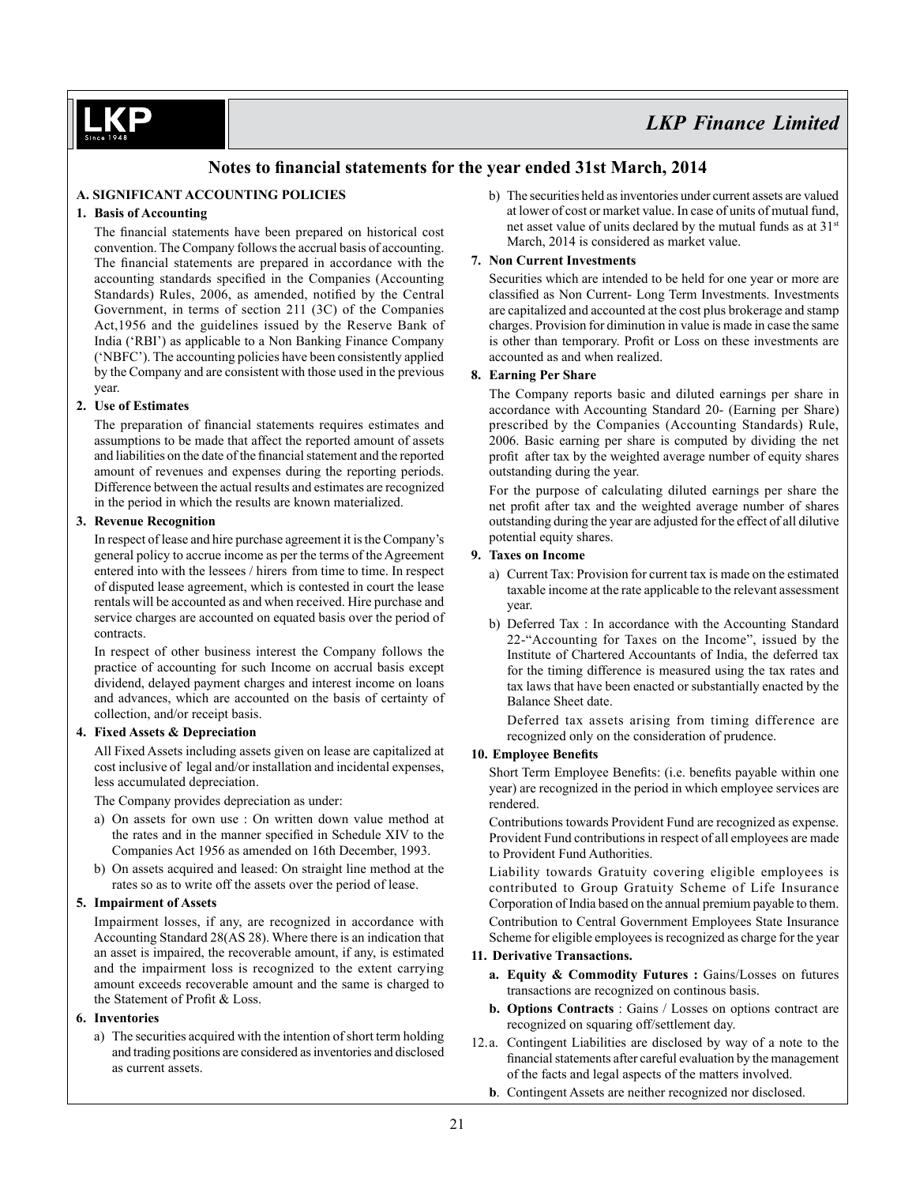## Notes to financial statements for the year ended 31st March, 2014

### A. SIGNIFICANT ACCOUNTING POLICIES

**1. Basis of Accounting**

The financial statements have been prepared on historical cost convention. The Company follows the accrual basis of accounting. The financial statements are prepared in accordance with the accounting standards specified in the Companies (Accounting Standards) Rules, 2006, as amended, notified by the Central Government, in terms of section 211 (3C) of the Companies Act,1956 and the guidelines issued by the Reserve Bank of India ('RBI') as applicable to a Non Banking Finance Company ('NBFC'). The accounting policies have been consistently applied by the Company and are consistent with those used in the previous year.

**2. Use of Estimates**

The preparation of financial statements requires estimates and assumptions to be made that affect the reported amount of assets and liabilities on the date of the financial statement and the reported amount of revenues and expenses during the reporting periods. Difference between the actual results and estimates are recognized in the period in which the results are known materialized.

**3. Revenue Recognition**

In respect of lease and hire purchase agreement it is the Company's general policy to accrue income as per the terms of the Agreement entered into with the lessees / hirers from time to time. In respect of disputed lease agreement, which is contested in court the lease rentals will be accounted as and when received. Hire purchase and service charges are accounted on equated basis over the period of contracts.

In respect of other business interest the Company follows the practice of accounting for such Income on accrual basis except dividend, delayed payment charges and interest income on loans and advances, which are accounted on the basis of certainty of collection, and/or receipt basis.

**4. Fixed Assets & Depreciation**

All Fixed Assets including assets given on lease are capitalized at cost inclusive of legal and/or installation and incidental expenses, less accumulated depreciation.

The Company provides depreciation as under:

a) On assets for own use : On written down value method at the rates and in the manner specified in Schedule XIV to the Companies Act 1956 as amended on 16th December, 1993.

b) On assets acquired and leased: On straight line method at the rates so as to write off the assets over the period of lease.

**5. Impairment of Assets**

Impairment losses, if any, are recognized in accordance with Accounting Standard 28(AS 28). Where there is an indication that an asset is impaired, the recoverable amount, if any, is estimated and the impairment loss is recognized to the extent carrying amount exceeds recoverable amount and the same is charged to the Statement of Profit & Loss.

**6. Inventories**

a) The securities acquired with the intention of short term holding and trading positions are considered as inventories and disclosed as current assets.

b) The securities held as inventories under current assets are valued at lower of cost or market value. In case of units of mutual fund, net asset value of units declared by the mutual funds as at 31st March, 2014 is considered as market value.

**7. Non Current Investments**

Securities which are intended to be held for one year or more are classified as Non Current- Long Term Investments. Investments are capitalized and accounted at the cost plus brokerage and stamp charges. Provision for diminution in value is made in case the same is other than temporary. Profit or Loss on these investments are accounted as and when realized.

**8. Earning Per Share**

The Company reports basic and diluted earnings per share in accordance with Accounting Standard 20- (Earning per Share) prescribed by the Companies (Accounting Standards) Rule, 2006. Basic earning per share is computed by dividing the net profit after tax by the weighted average number of equity shares outstanding during the year.

For the purpose of calculating diluted earnings per share the net profit after tax and the weighted average number of shares outstanding during the year are adjusted for the effect of all dilutive potential equity shares.

**9. Taxes on Income**

a) Current Tax: Provision for current tax is made on the estimated taxable income at the rate applicable to the relevant assessment year.

b) Deferred Tax : In accordance with the Accounting Standard 22-"Accounting for Taxes on the Income", issued by the Institute of Chartered Accountants of India, the deferred tax for the timing difference is measured using the tax rates and tax laws that have been enacted or substantially enacted by the Balance Sheet date.

Deferred tax assets arising from timing difference are recognized only on the consideration of prudence.

**10. Employee Benefits**

Short Term Employee Benefits: (i.e. benefits payable within one year) are recognized in the period in which employee services are rendered.

Contributions towards Provident Fund are recognized as expense. Provident Fund contributions in respect of all employees are made to Provident Fund Authorities.

Liability towards Gratuity covering eligible employees is contributed to Group Gratuity Scheme of Life Insurance Corporation of India based on the annual premium payable to them.

Contribution to Central Government Employees State Insurance Scheme for eligible employees is recognized as charge for the year

**11. Derivative Transactions.**

**a. Equity & Commodity Futures :** Gains/Losses on futures transactions are recognized on continous basis.

**b. Options Contracts** : Gains / Losses on options contract are recognized on squaring off/settlement day.

12.a. Contingent Liabilities are disclosed by way of a note to the financial statements after careful evaluation by the management of the facts and legal aspects of the matters involved.

**b**. Contingent Assets are neither recognized nor disclosed.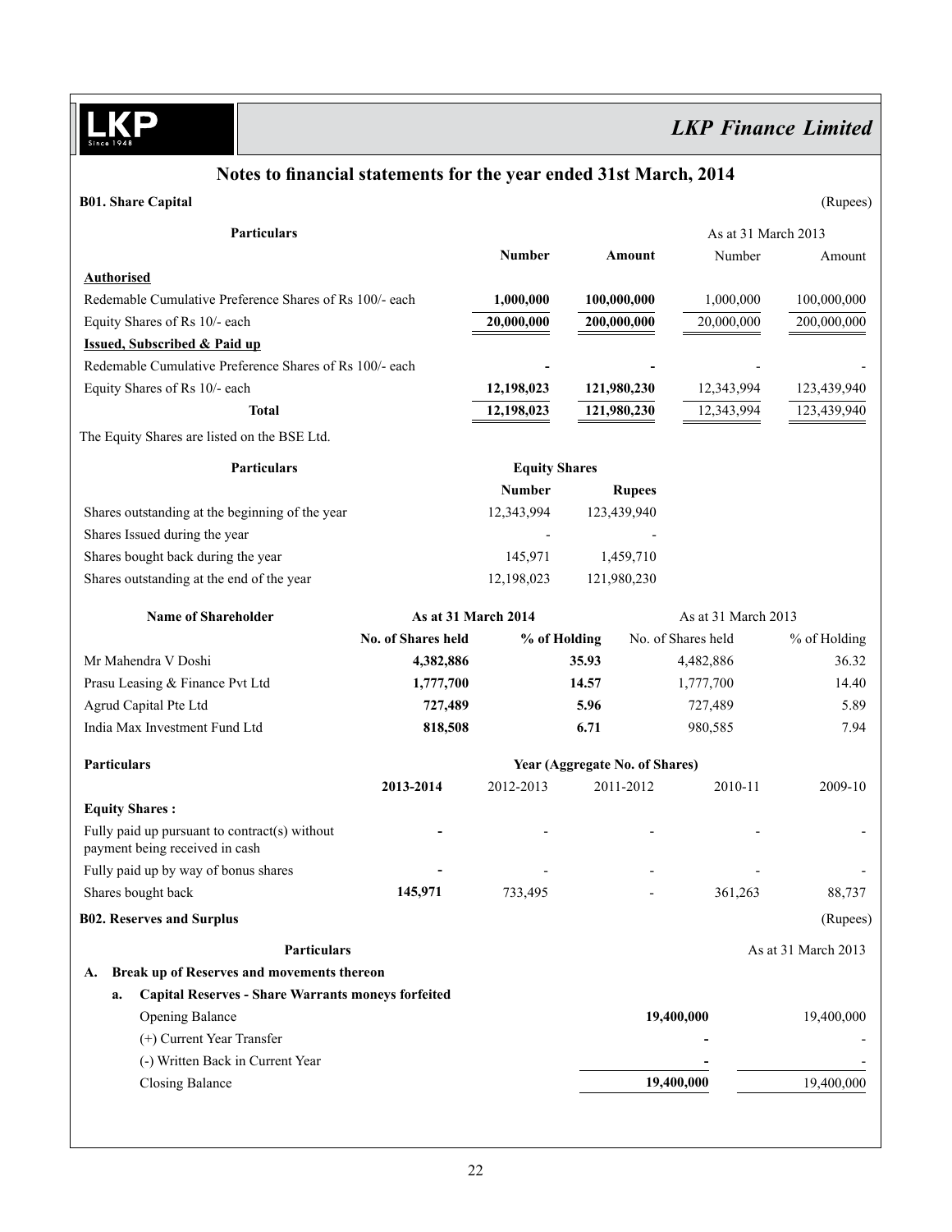## Notes to financial statements for the year ended 31st March, 2014

### B01. Share Capital

(Rupees)

| Particulars | Number | Amount | As at 31 March 2013 Number | Amount |
|---|---|---|---|---|
| **Authorised** | | | | |
| Redemable Cumulative Preference Shares of Rs 100/- each | **1,000,000** | **100,000,000** | 1,000,000 | 100,000,000 |
| Equity Shares of Rs 10/- each | **20,000,000** | **200,000,000** | 20,000,000 | 200,000,000 |
| **Issued, Subscribed & Paid up** | | | | |
| Redemable Cumulative Preference Shares of Rs 100/- each | **-** | **-** | - | - |
| Equity Shares of Rs 10/- each | **12,198,023** | **121,980,230** | 12,343,994 | 123,439,940 |
| **Total** | **12,198,023** | **121,980,230** | 12,343,994 | 123,439,940 |

The Equity Shares are listed on the BSE Ltd.

| Particulars | Equity Shares Number | Rupees |
|---|---|---|
| Shares outstanding at the beginning of the year | 12,343,994 | 123,439,940 |
| Shares Issued during the year | - | - |
| Shares bought back during the year | 145,971 | 1,459,710 |
| Shares outstanding at the end of the year | 12,198,023 | 121,980,230 |

| Name of Shareholder | As at 31 March 2014 | | As at 31 March 2013 | |
|---|---|---|---|---|
| | No. of Shares held | % of Holding | No. of Shares held | % of Holding |
| Mr Mahendra V Doshi | **4,382,886** | **35.93** | 4,482,886 | 36.32 |
| Prasu Leasing & Finance Pvt Ltd | **1,777,700** | **14.57** | 1,777,700 | 14.40 |
| Agrud Capital Pte Ltd | **727,489** | **5.96** | 727,489 | 5.89 |
| India Max Investment Fund Ltd | **818,508** | **6.71** | 980,585 | 7.94 |

| Particulars | Year (Aggregate No. of Shares) | | | | |
|---|---|---|---|---|---|
| | **2013-2014** | 2012-2013 | 2011-2012 | 2010-11 | 2009-10 |
| **Equity Shares :** | | | | | |
| Fully paid up pursuant to contract(s) without payment being received in cash | **-** | - | - | - | - |
| Fully paid up by way of bonus shares | **-** | - | - | - | - |
| Shares bought back | **145,971** | 733,495 | - | 361,263 | 88,737 |

### B02. Reserves and Surplus

(Rupees)

| Particulars | | As at 31 March 2013 |
|---|---|---|
| **A. Break up of Reserves and movements thereon** | | |
| **a. Capital Reserves - Share Warrants moneys forfeited** | | |
| Opening Balance | **19,400,000** | 19,400,000 |
| (+) Current Year Transfer | **-** | - |
| (-) Written Back in Current Year | **-** | - |
| Closing Balance | **19,400,000** | 19,400,000 |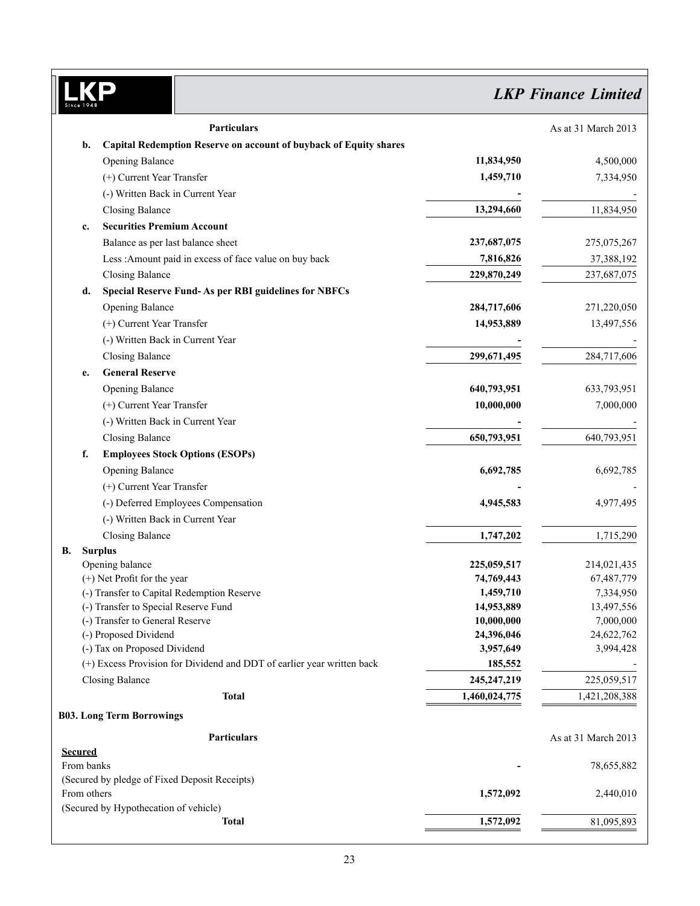| | | Particulars | | As at 31 March 2013 |
|---|---|---|---|---|
| | b. | **Capital Redemption Reserve on account of buyback of Equity shares** | | |
| | | Opening Balance | **11,834,950** | 4,500,000 |
| | | (+) Current Year Transfer | **1,459,710** | 7,334,950 |
| | | (-) Written Back in Current Year | **-** | - |
| | | Closing Balance | **13,294,660** | 11,834,950 |
| | c. | **Securities Premium Account** | | |
| | | Balance as per last balance sheet | **237,687,075** | 275,075,267 |
| | | Less :Amount paid in excess of face value on buy back | **7,816,826** | 37,388,192 |
| | | Closing Balance | **229,870,249** | 237,687,075 |
| | d. | **Special Reserve Fund- As per RBI guidelines for NBFCs** | | |
| | | Opening Balance | **284,717,606** | 271,220,050 |
| | | (+) Current Year Transfer | **14,953,889** | 13,497,556 |
| | | (-) Written Back in Current Year | **-** | - |
| | | Closing Balance | **299,671,495** | 284,717,606 |
| | e. | **General Reserve** | | |
| | | Opening Balance | **640,793,951** | 633,793,951 |
| | | (+) Current Year Transfer | **10,000,000** | 7,000,000 |
| | | (-) Written Back in Current Year | **-** | - |
| | | Closing Balance | **650,793,951** | 640,793,951 |
| | f. | **Employees Stock Options (ESOPs)** | | |
| | | Opening Balance | **6,692,785** | 6,692,785 |
| | | (+) Current Year Transfer | **-** | - |
| | | (-) Deferred Employees Compensation | **4,945,583** | 4,977,495 |
| | | (-) Written Back in Current Year | | |
| | | Closing Balance | **1,747,202** | 1,715,290 |
| **B.** | **Surplus** | | | |
| | | Opening balance | **225,059,517** | 214,021,435 |
| | | (+) Net Profit for the year | **74,769,443** | 67,487,779 |
| | | (-) Transfer to Capital Redemption Reserve | **1,459,710** | 7,334,950 |
| | | (-) Transfer to Special Reserve Fund | **14,953,889** | 13,497,556 |
| | | (-) Transfer to General Reserve | **10,000,000** | 7,000,000 |
| | | (-) Proposed Dividend | **24,396,046** | 24,622,762 |
| | | (-) Tax on Proposed Dividend | **3,957,649** | 3,994,428 |
| | | (+) Excess Provision for Dividend and DDT of earlier year written back | **185,552** | - |
| | | Closing Balance | **245,247,219** | 225,059,517 |
| | | **Total** | **1,460,024,775** | 1,421,208,388 |

**B03. Long Term Borrowings**

| Particulars | | As at 31 March 2013 |
|---|---|---|
| **Secured** | | |
| From banks | **-** | 78,655,882 |
| (Secured by pledge of Fixed Deposit Receipts) | | |
| From others | **1,572,092** | 2,440,010 |
| (Secured by Hypothecation of vehicle) | | |
| **Total** | **1,572,092** | 81,095,893 |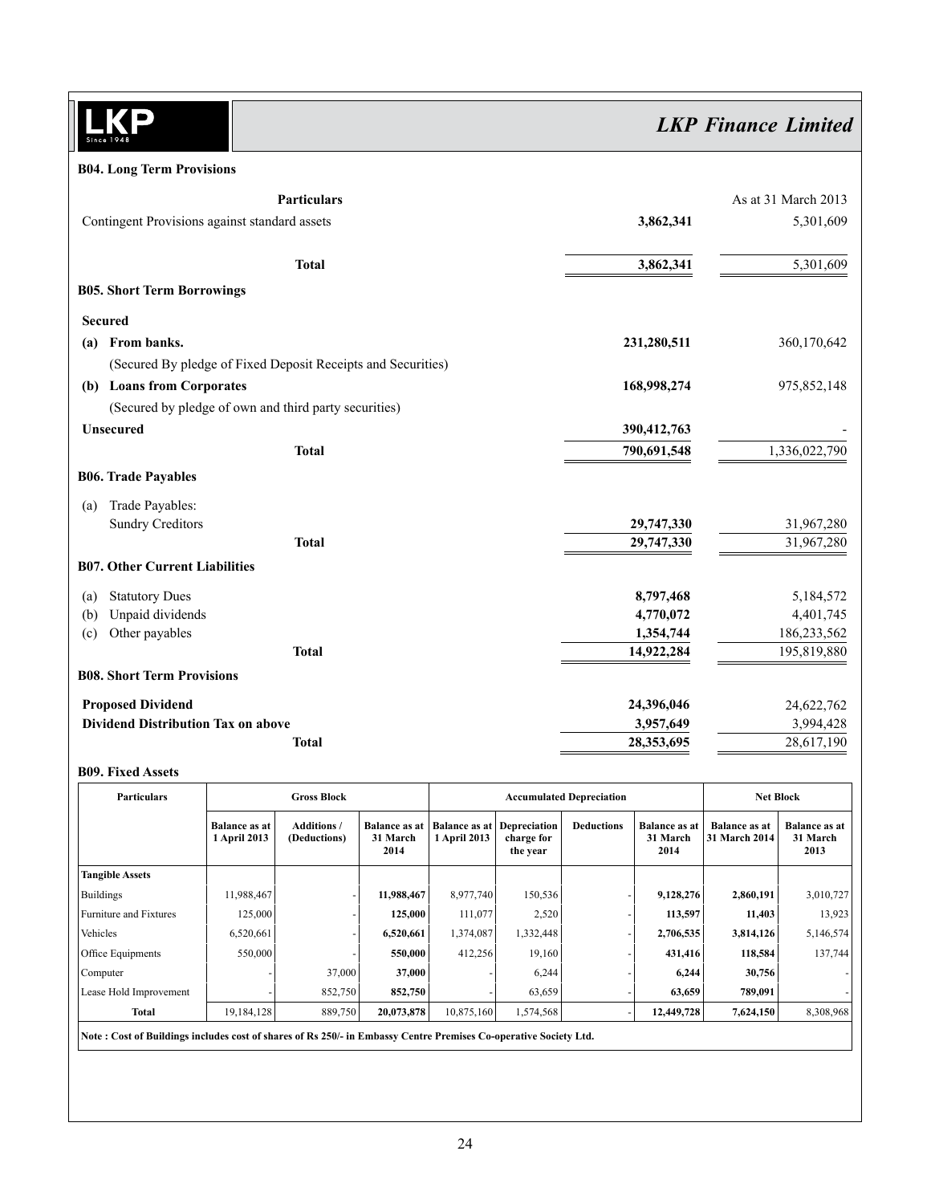## B04. Long Term Provisions

| Particulars | | As at 31 March 2013 |
|---|---|---|
| Contingent Provisions against standard assets | **3,862,341** | 5,301,609 |
| **Total** | **3,862,341** | 5,301,609 |

## B05. Short Term Borrowings

| | | |
|---|---|---|
| **Secured** | | |
| **(a) From banks.** | **231,280,511** | 360,170,642 |
| (Secured By pledge of Fixed Deposit Receipts and Securities) | | |
| **(b) Loans from Corporates** | **168,998,274** | 975,852,148 |
| (Secured by pledge of own and third party securities) | | |
| **Unsecured** | **390,412,763** | - |
| **Total** | **790,691,548** | 1,336,022,790 |

## B06. Trade Payables

| | | |
|---|---|---|
| (a) Trade Payables: | | |
| Sundry Creditors | **29,747,330** | 31,967,280 |
| **Total** | **29,747,330** | 31,967,280 |

## B07. Other Current Liabilities

| | | |
|---|---|---|
| (a) Statutory Dues | **8,797,468** | 5,184,572 |
| (b) Unpaid dividends | **4,770,072** | 4,401,745 |
| (c) Other payables | **1,354,744** | 186,233,562 |
| **Total** | **14,922,284** | 195,819,880 |

## B08. Short Term Provisions

| | | |
|---|---|---|
| **Proposed Dividend** | **24,396,046** | 24,622,762 |
| **Dividend Distribution Tax on above** | **3,957,649** | 3,994,428 |
| **Total** | **28,353,695** | 28,617,190 |

## B09. Fixed Assets

| Particulars | Gross Block | | | Accumulated Depreciation | | | | Net Block | |
|---|---|---|---|---|---|---|---|---|---|
| | Balance as at 1 April 2013 | Additions / (Deductions) | Balance as at 31 March 2014 | Balance as at 1 April 2013 | Depreciation charge for the year | Deductions | Balance as at 31 March 2014 | Balance as at 31 March 2014 | Balance as at 31 March 2013 |
| **Tangible Assets** | | | | | | | | | |
| Buildings | 11,988,467 | - | **11,988,467** | 8,977,740 | 150,536 | - | **9,128,276** | **2,860,191** | 3,010,727 |
| Furniture and Fixtures | 125,000 | - | **125,000** | 111,077 | 2,520 | - | **113,597** | **11,403** | 13,923 |
| Vehicles | 6,520,661 | - | **6,520,661** | 1,374,087 | 1,332,448 | - | **2,706,535** | **3,814,126** | 5,146,574 |
| Office Equipments | 550,000 | - | **550,000** | 412,256 | 19,160 | - | **431,416** | **118,584** | 137,744 |
| Computer | - | 37,000 | **37,000** | - | 6,244 | - | **6,244** | **30,756** | - |
| Lease Hold Improvement | - | 852,750 | **852,750** | - | 63,659 | - | **63,659** | **789,091** | - |
| **Total** | 19,184,128 | 889,750 | **20,073,878** | 10,875,160 | 1,574,568 | - | **12,449,728** | **7,624,150** | 8,308,968 |

**Note : Cost of Buildings includes cost of shares of Rs 250/- in Embassy Centre Premises Co-operative Society Ltd.**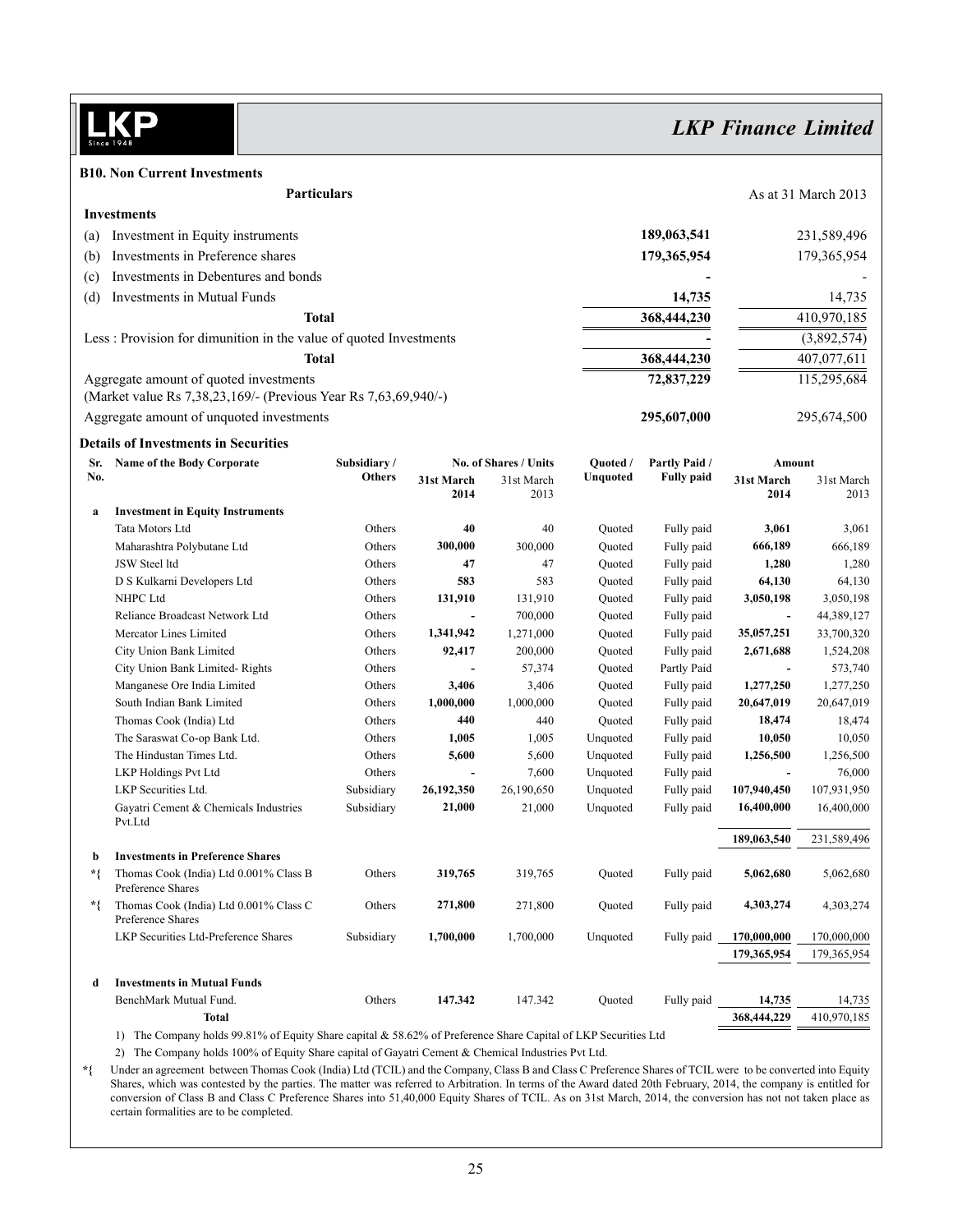### B10. Non Current Investments

| Particulars | | As at 31 March 2013 |
|---|---|---|
| **Investments** | | |
| (a) Investment in Equity instruments | **189,063,541** | 231,589,496 |
| (b) Investments in Preference shares | **179,365,954** | 179,365,954 |
| (c) Investments in Debentures and bonds | **-** | - |
| (d) Investments in Mutual Funds | **14,735** | 14,735 |
| **Total** | **368,444,230** | 410,970,185 |
| Less : Provision for dimunition in the value of quoted Investments | **-** | (3,892,574) |
| **Total** | **368,444,230** | 407,077,611 |
| Aggregate amount of quoted investments (Market value Rs 7,38,23,169/- (Previous Year Rs 7,63,69,940/-) | **72,837,229** | 115,295,684 |
| Aggregate amount of unquoted investments | **295,607,000** | 295,674,500 |

**Details of Investments in Securities**

| Sr. No. | Name of the Body Corporate | Subsidiary / Others | No. of Shares / Units 31st March 2014 | No. of Shares / Units 31st March 2013 | Quoted / Unquoted | Partly Paid / Fully paid | Amount 31st March 2014 | Amount 31st March 2013 |
|---|---|---|---|---|---|---|---|---|
| **a** | **Investment in Equity Instruments** | | | | | | | |
| | Tata Motors Ltd | Others | **40** | 40 | Quoted | Fully paid | **3,061** | 3,061 |
| | Maharashtra Polybutane Ltd | Others | **300,000** | 300,000 | Quoted | Fully paid | **666,189** | 666,189 |
| | JSW Steel ltd | Others | **47** | 47 | Quoted | Fully paid | **1,280** | 1,280 |
| | D S Kulkarni Developers Ltd | Others | **583** | 583 | Quoted | Fully paid | **64,130** | 64,130 |
| | NHPC Ltd | Others | **131,910** | 131,910 | Quoted | Fully paid | **3,050,198** | 3,050,198 |
| | Reliance Broadcast Network Ltd | Others | **-** | 700,000 | Quoted | Fully paid | **-** | 44,389,127 |
| | Mercator Lines Limited | Others | **1,341,942** | 1,271,000 | Quoted | Fully paid | **35,057,251** | 33,700,320 |
| | City Union Bank Limited | Others | **92,417** | 200,000 | Quoted | Fully paid | **2,671,688** | 1,524,208 |
| | City Union Bank Limited- Rights | Others | **-** | 57,374 | Quoted | Partly Paid | **-** | 573,740 |
| | Manganese Ore India Limited | Others | **3,406** | 3,406 | Quoted | Fully paid | **1,277,250** | 1,277,250 |
| | South Indian Bank Limited | Others | **1,000,000** | 1,000,000 | Quoted | Fully paid | **20,647,019** | 20,647,019 |
| | Thomas Cook (India) Ltd | Others | **440** | 440 | Quoted | Fully paid | **18,474** | 18,474 |
| | The Saraswat Co-op Bank Ltd. | Others | **1,005** | 1,005 | Unquoted | Fully paid | **10,050** | 10,050 |
| | The Hindustan Times Ltd. | Others | **5,600** | 5,600 | Unquoted | Fully paid | **1,256,500** | 1,256,500 |
| | LKP Holdings Pvt Ltd | Others | **-** | 7,600 | Unquoted | Fully paid | **-** | 76,000 |
| | LKP Securities Ltd. | Subsidiary | **26,192,350** | 26,190,650 | Unquoted | Fully paid | **107,940,450** | 107,931,950 |
| | Gayatri Cement & Chemicals Industries Pvt.Ltd | Subsidiary | **21,000** | 21,000 | Unquoted | Fully paid | **16,400,000** | 16,400,000 |
| | | | | | | | **189,063,540** | 231,589,496 |
| **b** | **Investments in Preference Shares** | | | | | | | |
| *{ | Thomas Cook (India) Ltd 0.001% Class B Preference Shares | Others | **319,765** | 319,765 | Quoted | Fully paid | **5,062,680** | 5,062,680 |
| *{ | Thomas Cook (India) Ltd 0.001% Class C Preference Shares | Others | **271,800** | 271,800 | Quoted | Fully paid | **4,303,274** | 4,303,274 |
| | LKP Securities Ltd-Preference Shares | Subsidiary | **1,700,000** | 1,700,000 | Unquoted | Fully paid | **170,000,000** | 170,000,000 |
| | | | | | | | **179,365,954** | 179,365,954 |
| **d** | **Investments in Mutual Funds** | | | | | | | |
| | BenchMark Mutual Fund. | Others | **147.342** | 147.342 | Quoted | Fully paid | **14,735** | 14,735 |
| | **Total** | | | | | | **368,444,229** | 410,970,185 |

1) The Company holds 99.81% of Equity Share capital & 58.62% of Preference Share Capital of LKP Securities Ltd

2) The Company holds 100% of Equity Share capital of Gayatri Cement & Chemical Industries Pvt Ltd.

*{ Under an agreement between Thomas Cook (India) Ltd (TCIL) and the Company, Class B and Class C Preference Shares of TCIL were to be converted into Equity Shares, which was contested by the parties. The matter was referred to Arbitration. In terms of the Award dated 20th February, 2014, the company is entitled for conversion of Class B and Class C Preference Shares into 51,40,000 Equity Shares of TCIL. As on 31st March, 2014, the conversion has not not taken place as certain formalities are to be completed.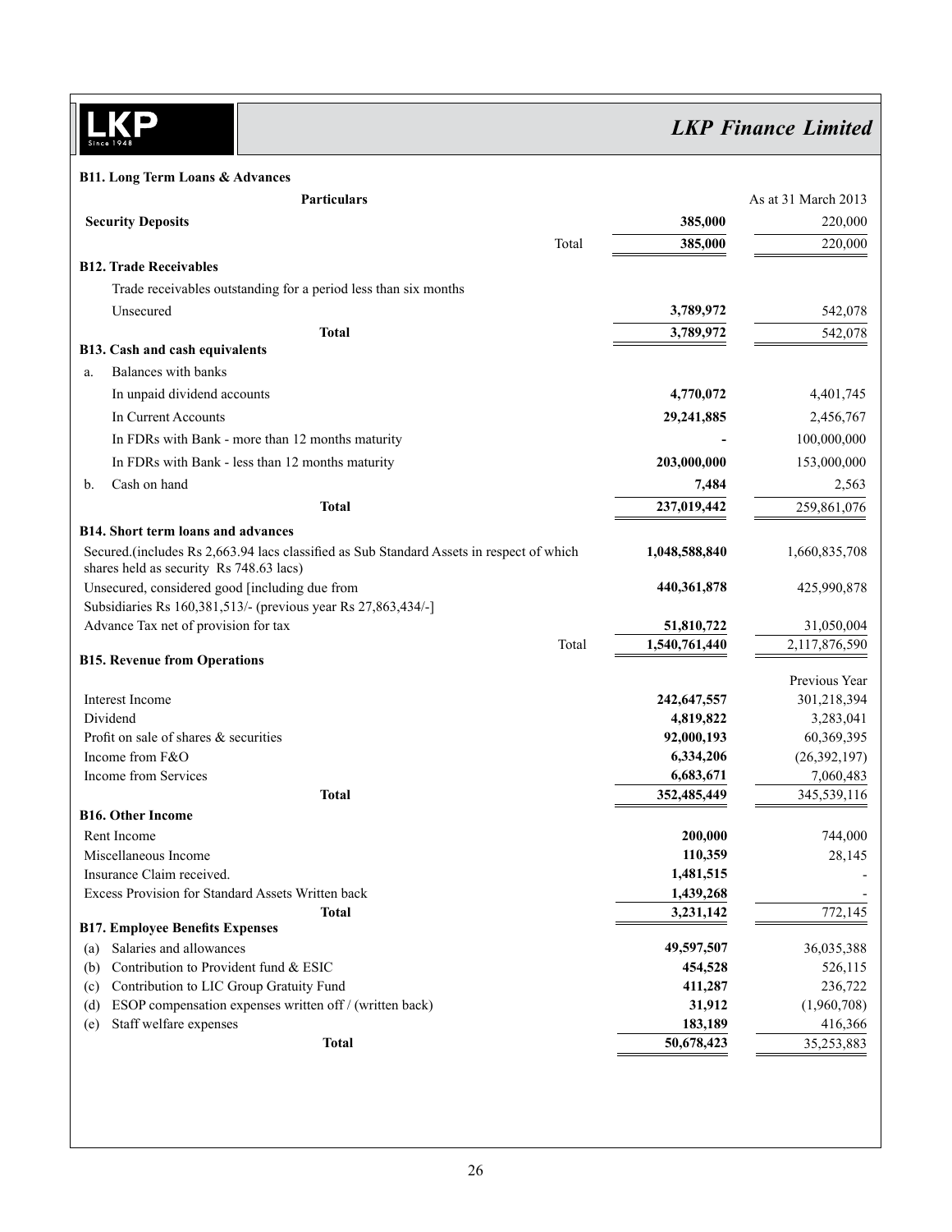### B11. Long Term Loans & Advances

| Particulars | | As at 31 March 2013 |
|---|---|---|
| **Security Deposits** | **385,000** | 220,000 |
| Total | **385,000** | 220,000 |

### B12. Trade Receivables

| Particulars | | |
|---|---|---|
| Trade receivables outstanding for a period less than six months | | |
| Unsecured | **3,789,972** | 542,078 |
| **Total** | **3,789,972** | 542,078 |

### B13. Cash and cash equivalents

| Particulars | | |
|---|---|---|
| a. Balances with banks | | |
| In unpaid dividend accounts | **4,770,072** | 4,401,745 |
| In Current Accounts | **29,241,885** | 2,456,767 |
| In FDRs with Bank - more than 12 months maturity | **-** | 100,000,000 |
| In FDRs with Bank - less than 12 months maturity | **203,000,000** | 153,000,000 |
| b. Cash on hand | **7,484** | 2,563 |
| **Total** | **237,019,442** | 259,861,076 |

### B14. Short term loans and advances

| Particulars | | |
|---|---|---|
| Secured.(includes Rs 2,663.94 lacs classified as Sub Standard Assets in respect of which shares held as security Rs 748.63 lacs) | **1,048,588,840** | 1,660,835,708 |
| Unsecured, considered good [including due from Subsidiaries Rs 160,381,513/- (previous year Rs 27,863,434/-] | **440,361,878** | 425,990,878 |
| Advance Tax net of provision for tax | **51,810,722** | 31,050,004 |
| Total | **1,540,761,440** | 2,117,876,590 |

### B15. Revenue from Operations

| Particulars | | Previous Year |
|---|---|---|
| Interest Income | **242,647,557** | 301,218,394 |
| Dividend | **4,819,822** | 3,283,041 |
| Profit on sale of shares & securities | **92,000,193** | 60,369,395 |
| Income from F&O | **6,334,206** | (26,392,197) |
| Income from Services | **6,683,671** | 7,060,483 |
| **Total** | **352,485,449** | 345,539,116 |

### B16. Other Income

| Particulars | | |
|---|---|---|
| Rent Income | **200,000** | 744,000 |
| Miscellaneous Income | **110,359** | 28,145 |
| Insurance Claim received. | **1,481,515** | - |
| Excess Provision for Standard Assets Written back | **1,439,268** | - |
| **Total** | **3,231,142** | 772,145 |

### B17. Employee Benefits Expenses

| Particulars | | |
|---|---|---|
| (a) Salaries and allowances | **49,597,507** | 36,035,388 |
| (b) Contribution to Provident fund & ESIC | **454,528** | 526,115 |
| (c) Contribution to LIC Group Gratuity Fund | **411,287** | 236,722 |
| (d) ESOP compensation expenses written off / (written back) | **31,912** | (1,960,708) |
| (e) Staff welfare expenses | **183,189** | 416,366 |
| **Total** | **50,678,423** | 35,253,883 |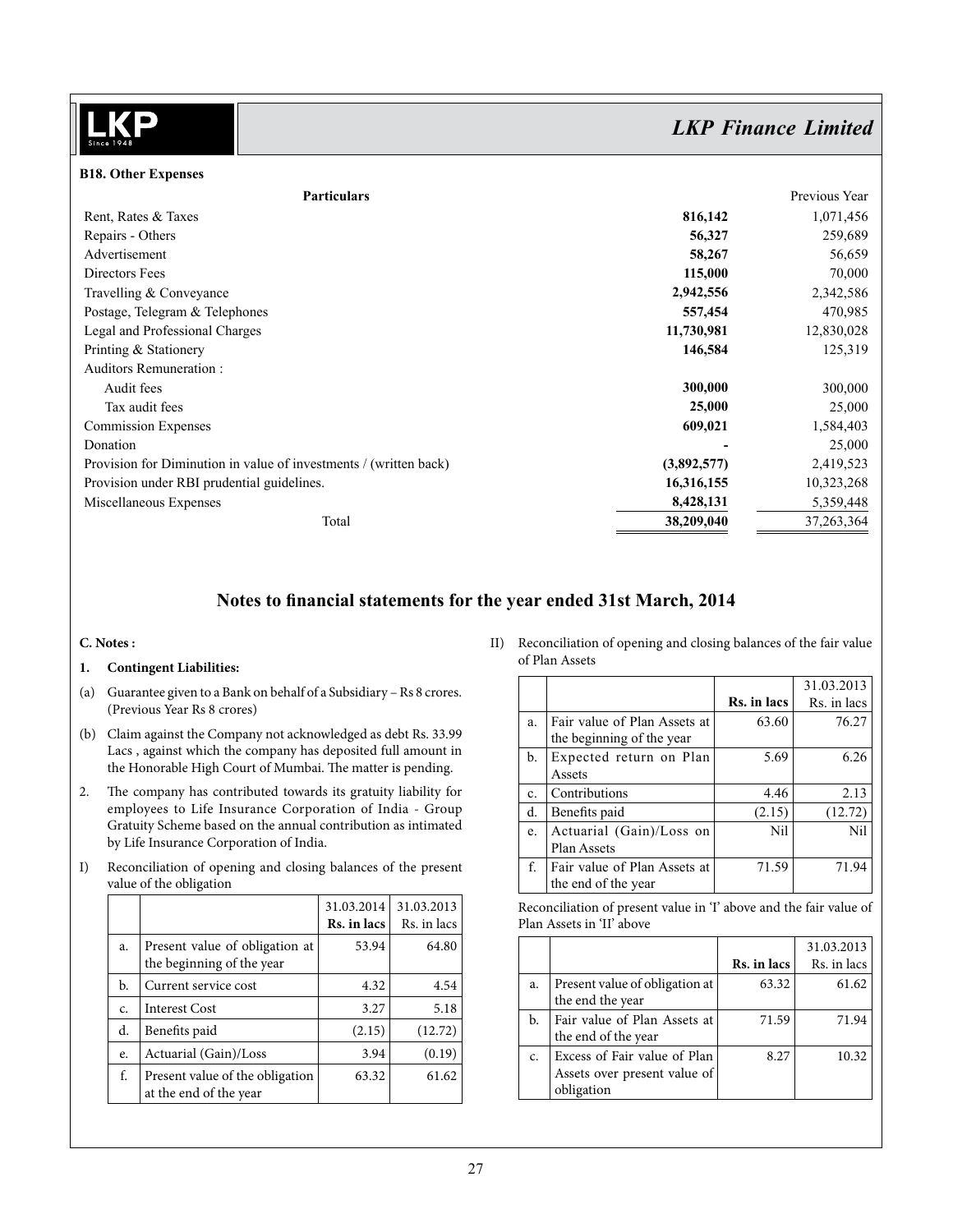#### B18. Other Expenses

| Particulars | | Previous Year |
|---|---|---|
| Rent, Rates & Taxes | **816,142** | 1,071,456 |
| Repairs - Others | **56,327** | 259,689 |
| Advertisement | **58,267** | 56,659 |
| Directors Fees | **115,000** | 70,000 |
| Travelling & Conveyance | **2,942,556** | 2,342,586 |
| Postage, Telegram & Telephones | **557,454** | 470,985 |
| Legal and Professional Charges | **11,730,981** | 12,830,028 |
| Printing & Stationery | **146,584** | 125,319 |
| Auditors Remuneration : | | |
| Audit fees | **300,000** | 300,000 |
| Tax audit fees | **25,000** | 25,000 |
| Commission Expenses | **609,021** | 1,584,403 |
| Donation | **-** | 25,000 |
| Provision for Diminution in value of investments / (written back) | **(3,892,577)** | 2,419,523 |
| Provision under RBI prudential guidelines. | **16,316,155** | 10,323,268 |
| Miscellaneous Expenses | **8,428,131** | 5,359,448 |
| Total | **38,209,040** | 37,263,364 |

## Notes to financial statements for the year ended 31st March, 2014

**C. Notes :**

1. **Contingent Liabilities:**

(a) Guarantee given to a Bank on behalf of a Subsidiary – Rs 8 crores. (Previous Year Rs 8 crores)

(b) Claim against the Company not acknowledged as debt Rs. 33.99 Lacs , against which the company has deposited full amount in the Honorable High Court of Mumbai. The matter is pending.

2. The company has contributed towards its gratuity liability for employees to Life Insurance Corporation of India - Group Gratuity Scheme based on the annual contribution as intimated by Life Insurance Corporation of India.

I) Reconciliation of opening and closing balances of the present value of the obligation

| | | 31.03.2014 **Rs. in lacs** | 31.03.2013 Rs. in lacs |
|---|---|---|---|
| a. | Present value of obligation at the beginning of the year | 53.94 | 64.80 |
| b. | Current service cost | 4.32 | 4.54 |
| c. | Interest Cost | 3.27 | 5.18 |
| d. | Benefits paid | (2.15) | (12.72) |
| e. | Actuarial (Gain)/Loss | 3.94 | (0.19) |
| f. | Present value of the obligation at the end of the year | 63.32 | 61.62 |

II) Reconciliation of opening and closing balances of the fair value of Plan Assets

| | | **Rs. in lacs** | 31.03.2013 Rs. in lacs |
|---|---|---|---|
| a. | Fair value of Plan Assets at the beginning of the year | 63.60 | 76.27 |
| b. | Expected return on Plan Assets | 5.69 | 6.26 |
| c. | Contributions | 4.46 | 2.13 |
| d. | Benefits paid | (2.15) | (12.72) |
| e. | Actuarial (Gain)/Loss on Plan Assets | Nil | Nil |
| f. | Fair value of Plan Assets at the end of the year | 71.59 | 71.94 |

Reconciliation of present value in 'I' above and the fair value of Plan Assets in 'II' above

| | | **Rs. in lacs** | 31.03.2013 Rs. in lacs |
|---|---|---|---|
| a. | Present value of obligation at the end the year | 63.32 | 61.62 |
| b. | Fair value of Plan Assets at the end of the year | 71.59 | 71.94 |
| c. | Excess of Fair value of Plan Assets over present value of obligation | 8.27 | 10.32 |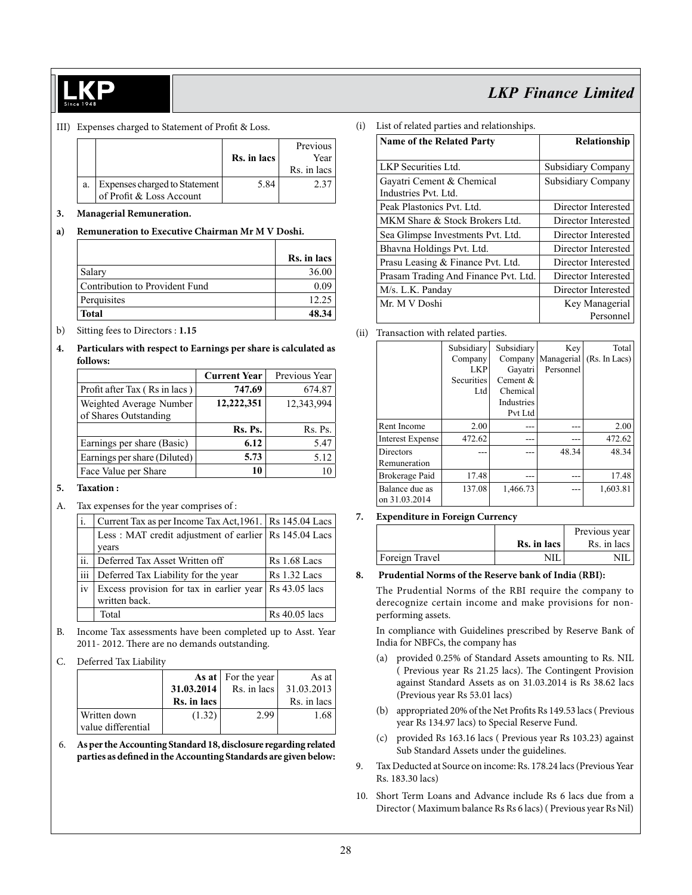III) Expenses charged to Statement of Profit & Loss.

| | | Rs. in lacs | Previous Year Rs. in lacs |
|---|---|---|---|
| a. | Expenses charged to Statement of Profit & Loss Account | 5.84 | 2.37 |

**3. Managerial Remuneration.**

**a) Remuneration to Executive Chairman Mr M V Doshi.**

| | Rs. in lacs |
|---|---|
| Salary | 36.00 |
| Contribution to Provident Fund | 0.09 |
| Perquisites | 12.25 |
| **Total** | **48.34** |

b) Sitting fees to Directors : **1.15**

**4. Particulars with respect to Earnings per share is calculated as follows:**

| | Current Year | Previous Year |
|---|---|---|
| Profit after Tax ( Rs in lacs ) | **747.69** | 674.87 |
| Weighted Average Number of Shares Outstanding | **12,222,351** | 12,343,994 |
| | **Rs. Ps.** | Rs. Ps. |
| Earnings per share (Basic) | **6.12** | 5.47 |
| Earnings per share (Diluted) | **5.73** | 5.12 |
| Face Value per Share | **10** | 10 |

**5. Taxation :**

A. Tax expenses for the year comprises of :

| | | |
|---|---|---|
| i. | Current Tax as per Income Tax Act,1961. | Rs 145.04 Lacs |
| | Less : MAT credit adjustment of earlier years | Rs 145.04 Lacs |
| ii. | Deferred Tax Asset Written off | Rs 1.68 Lacs |
| iii | Deferred Tax Liability for the year | Rs 1.32 Lacs |
| iv | Excess provision for tax in earlier year written back. | Rs 43.05 lacs |
| | Total | Rs 40.05 lacs |

B. Income Tax assessments have been completed up to Asst. Year 2011- 2012. There are no demands outstanding.

C. Deferred Tax Liability

| | As at 31.03.2014 Rs. in lacs | For the year Rs. in lacs | As at 31.03.2013 Rs. in lacs |
|---|---|---|---|
| Written down value differential | (1.32) | 2.99 | 1.68 |

6. **As per the Accounting Standard 18, disclosure regarding related parties as defined in the Accounting Standards are given below:**

(i) List of related parties and relationships.

| Name of the Related Party | Relationship |
|---|---|
| LKP Securities Ltd. | Subsidiary Company |
| Gayatri Cement & Chemical Industries Pvt. Ltd. | Subsidiary Company |
| Peak Plastonics Pvt. Ltd. | Director Interested |
| MKM Share & Stock Brokers Ltd. | Director Interested |
| Sea Glimpse Investments Pvt. Ltd. | Director Interested |
| Bhavna Holdings Pvt. Ltd. | Director Interested |
| Prasu Leasing & Finance Pvt. Ltd. | Director Interested |
| Prasam Trading And Finance Pvt. Ltd. | Director Interested |
| M/s. L.K. Panday | Director Interested |
| Mr. M V Doshi | Key Managerial Personnel |

(ii) Transaction with related parties.

| | Subsidiary Company LKP Securities Ltd | Subsidiary Company Gayatri Cement & Chemical Industries Pvt Ltd | Key Managerial Personnel | Total (Rs. In Lacs) |
|---|---|---|---|---|
| Rent Income | 2.00 | --- | --- | 2.00 |
| Interest Expense | 472.62 | --- | --- | 472.62 |
| Directors Remuneration | --- | --- | 48.34 | 48.34 |
| Brokerage Paid | 17.48 | --- | --- | 17.48 |
| Balance due as on 31.03.2014 | 137.08 | 1,466.73 | --- | 1,603.81 |

**7. Expenditure in Foreign Currency**

| | Rs. in lacs | Previous year Rs. in lacs |
|---|---|---|
| Foreign Travel | NIL | NIL |

**8. Prudential Norms of the Reserve bank of India (RBI):**

The Prudential Norms of the RBI require the company to derecognize certain income and make provisions for non-performing assets.

In compliance with Guidelines prescribed by Reserve Bank of India for NBFCs, the company has

(a) provided 0.25% of Standard Assets amounting to Rs. NIL ( Previous year Rs 21.25 lacs). The Contingent Provision against Standard Assets as on 31.03.2014 is Rs 38.62 lacs (Previous year Rs 53.01 lacs)

(b) appropriated 20% of the Net Profits Rs 149.53 lacs ( Previous year Rs 134.97 lacs) to Special Reserve Fund.

(c) provided Rs 163.16 lacs ( Previous year Rs 103.23) against Sub Standard Assets under the guidelines.

9. Tax Deducted at Source on income: Rs. 178.24 lacs (Previous Year Rs. 183.30 lacs)

10. Short Term Loans and Advance include Rs 6 lacs due from a Director ( Maximum balance Rs Rs 6 lacs) ( Previous year Rs Nil)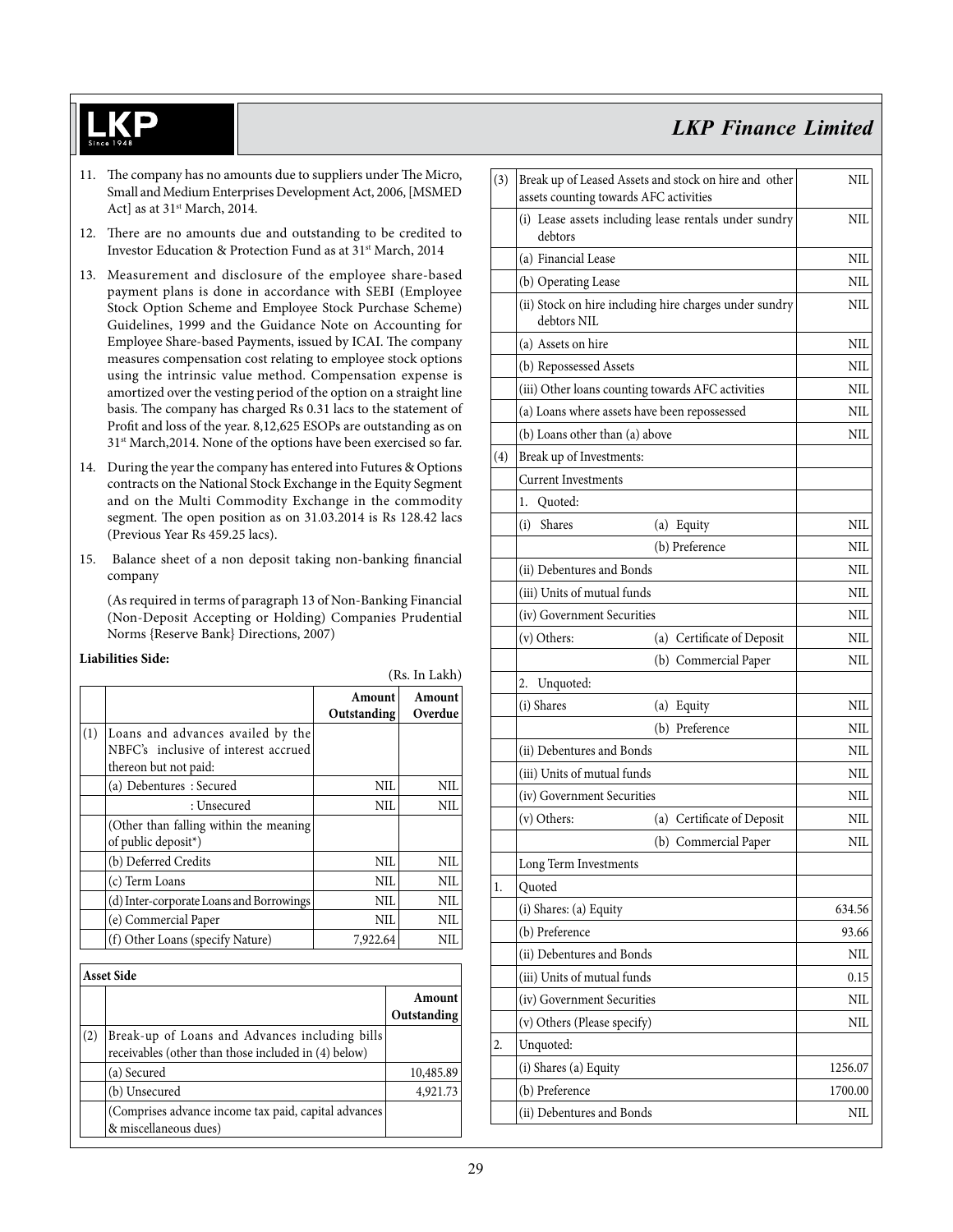11. The company has no amounts due to suppliers under The Micro, Small and Medium Enterprises Development Act, 2006, [MSMED Act] as at 31st March, 2014.

12. There are no amounts due and outstanding to be credited to Investor Education & Protection Fund as at 31st March, 2014

13. Measurement and disclosure of the employee share-based payment plans is done in accordance with SEBI (Employee Stock Option Scheme and Employee Stock Purchase Scheme) Guidelines, 1999 and the Guidance Note on Accounting for Employee Share-based Payments, issued by ICAI. The company measures compensation cost relating to employee stock options using the intrinsic value method. Compensation expense is amortized over the vesting period of the option on a straight line basis. The company has charged Rs 0.31 lacs to the statement of Profit and loss of the year. 8,12,625 ESOPs are outstanding as on 31st March,2014. None of the options have been exercised so far.

14. During the year the company has entered into Futures & Options contracts on the National Stock Exchange in the Equity Segment and on the Multi Commodity Exchange in the commodity segment. The open position as on 31.03.2014 is Rs 128.42 lacs (Previous Year Rs 459.25 lacs).

15. Balance sheet of a non deposit taking non-banking financial company

    (As required in terms of paragraph 13 of Non-Banking Financial (Non-Deposit Accepting or Holding) Companies Prudential Norms {Reserve Bank} Directions, 2007)

**Liabilities Side:**

(Rs. In Lakh)

| | | Amount Outstanding | Amount Overdue |
|---|---|---|---|
| (1) | Loans and advances availed by the NBFC's inclusive of interest accrued thereon but not paid: | | |
| | (a) Debentures : Secured | NIL | NIL |
| | : Unsecured | NIL | NIL |
| | (Other than falling within the meaning of public deposit*) | | |
| | (b) Deferred Credits | NIL | NIL |
| | (c) Term Loans | NIL | NIL |
| | (d) Inter-corporate Loans and Borrowings | NIL | NIL |
| | (e) Commercial Paper | NIL | NIL |
| | (f) Other Loans (specify Nature) | 7,922.64 | NIL |

**Asset Side**

| | | Amount Outstanding |
|---|---|---|
| (2) | Break-up of Loans and Advances including bills receivables (other than those included in (4) below) | |
| | (a) Secured | 10,485.89 |
| | (b) Unsecured | 4,921.73 |
| | (Comprises advance income tax paid, capital advances & miscellaneous dues) | |
| (3) | Break up of Leased Assets and stock on hire and other assets counting towards AFC activities | NIL |
| | (i) Lease assets including lease rentals under sundry debtors | NIL |
| | (a) Financial Lease | NIL |
| | (b) Operating Lease | NIL |
| | (ii) Stock on hire including hire charges under sundry debtors NIL | NIL |
| | (a) Assets on hire | NIL |
| | (b) Repossessed Assets | NIL |
| | (iii) Other loans counting towards AFC activities | NIL |
| | (a) Loans where assets have been repossessed | NIL |
| | (b) Loans other than (a) above | NIL |
| (4) | Break up of Investments: | |
| | Current Investments | |
| | 1. Quoted: | |
| | (i) Shares (a) Equity | NIL |
| | (b) Preference | NIL |
| | (ii) Debentures and Bonds | NIL |
| | (iii) Units of mutual funds | NIL |
| | (iv) Government Securities | NIL |
| | (v) Others: (a) Certificate of Deposit | NIL |
| | (b) Commercial Paper | NIL |
| | 2. Unquoted: | |
| | (i) Shares (a) Equity | NIL |
| | (b) Preference | NIL |
| | (ii) Debentures and Bonds | NIL |
| | (iii) Units of mutual funds | NIL |
| | (iv) Government Securities | NIL |
| | (v) Others: (a) Certificate of Deposit | NIL |
| | (b) Commercial Paper | NIL |
| | Long Term Investments | |
| 1. | Quoted | |
| | (i) Shares: (a) Equity | 634.56 |
| | (b) Preference | 93.66 |
| | (ii) Debentures and Bonds | NIL |
| | (iii) Units of mutual funds | 0.15 |
| | (iv) Government Securities | NIL |
| | (v) Others (Please specify) | NIL |
| 2. | Unquoted: | |
| | (i) Shares (a) Equity | 1256.07 |
| | (b) Preference | 1700.00 |
| | (ii) Debentures and Bonds | NIL |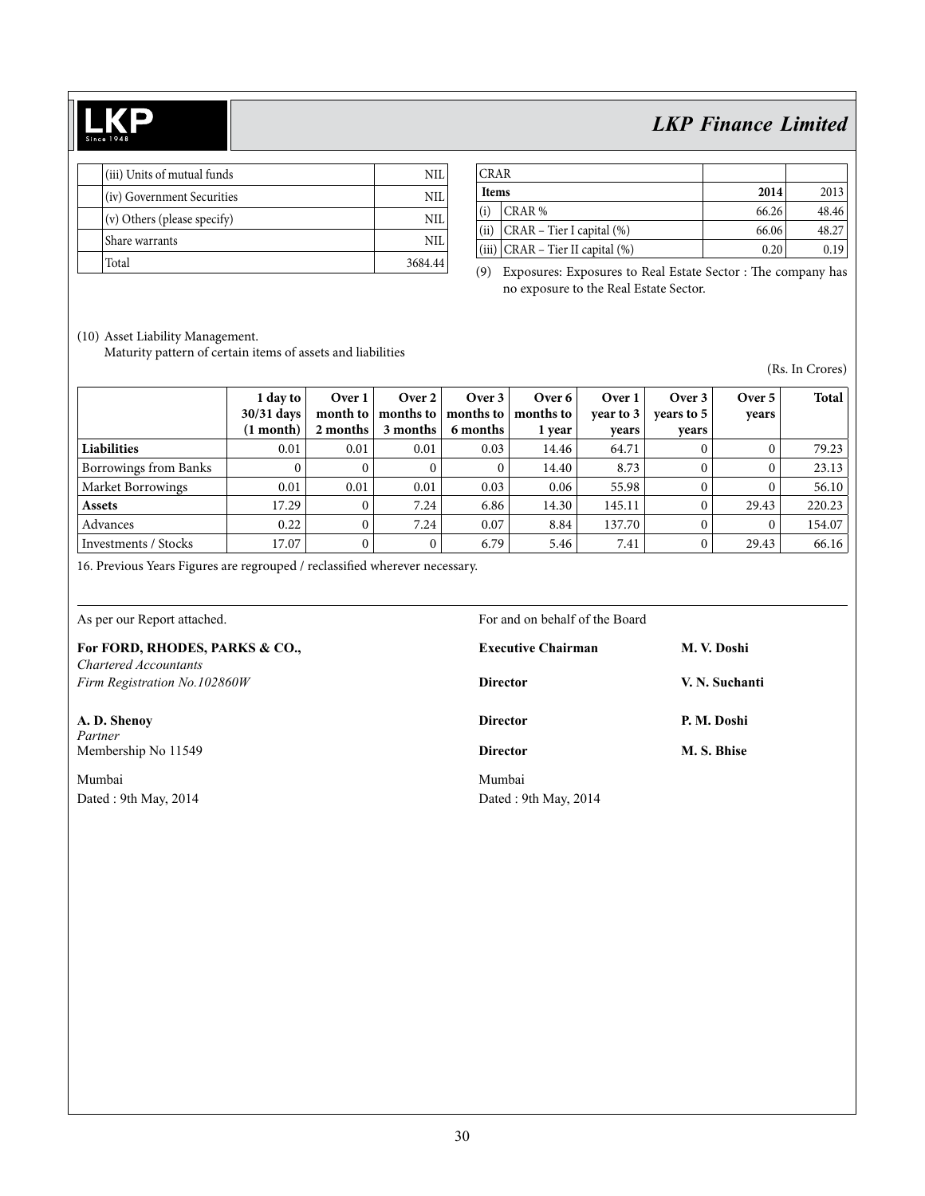| | | |
|---|---|---|
| | (iii) Units of mutual funds | NIL |
| | (iv) Government Securities | NIL |
| | (v) Others (please specify) | NIL |
| | Share warrants | NIL |
| | Total | 3684.44 |

| CRAR | | | |
|---|---|---|---|
| **Items** | | **2014** | 2013 |
| (i) | CRAR % | 66.26 | 48.46 |
| (ii) | CRAR – Tier I capital (%) | 66.06 | 48.27 |
| (iii) | CRAR – Tier II capital (%) | 0.20 | 0.19 |

(9) Exposures: Exposures to Real Estate Sector : The company has no exposure to the Real Estate Sector.

(10) Asset Liability Management.
Maturity pattern of certain items of assets and liabilities

(Rs. In Crores)

| | 1 day to 30/31 days (1 month) | Over 1 month to 2 months | Over 2 months to 3 months | Over 3 months to 6 months | Over 6 months to 1 year | Over 1 year to 3 years | Over 3 years to 5 years | Over 5 years | Total |
|---|---|---|---|---|---|---|---|---|---|
| **Liabilities** | 0.01 | 0.01 | 0.01 | 0.03 | 14.46 | 64.71 | 0 | 0 | 79.23 |
| Borrowings from Banks | 0 | 0 | 0 | 0 | 14.40 | 8.73 | 0 | 0 | 23.13 |
| Market Borrowings | 0.01 | 0.01 | 0.01 | 0.03 | 0.06 | 55.98 | 0 | 0 | 56.10 |
| **Assets** | 17.29 | 0 | 7.24 | 6.86 | 14.30 | 145.11 | 0 | 29.43 | 220.23 |
| Advances | 0.22 | 0 | 7.24 | 0.07 | 8.84 | 137.70 | 0 | 0 | 154.07 |
| Investments / Stocks | 17.07 | 0 | 0 | 6.79 | 5.46 | 7.41 | 0 | 29.43 | 66.16 |

16. Previous Years Figures are regrouped / reclassified wherever necessary.

As per our Report attached.

**For FORD, RHODES, PARKS & CO.,**
*Chartered Accountants*
*Firm Registration No.102860W*

**A. D. Shenoy**
*Partner*
Membership No 11549

Mumbai
Dated : 9th May, 2014

For and on behalf of the Board

**Executive Chairman** **M. V. Doshi**

**Director** **V. N. Suchanti**

**Director** **P. M. Doshi**

**Director** **M. S. Bhise**

Mumbai
Dated : 9th May, 2014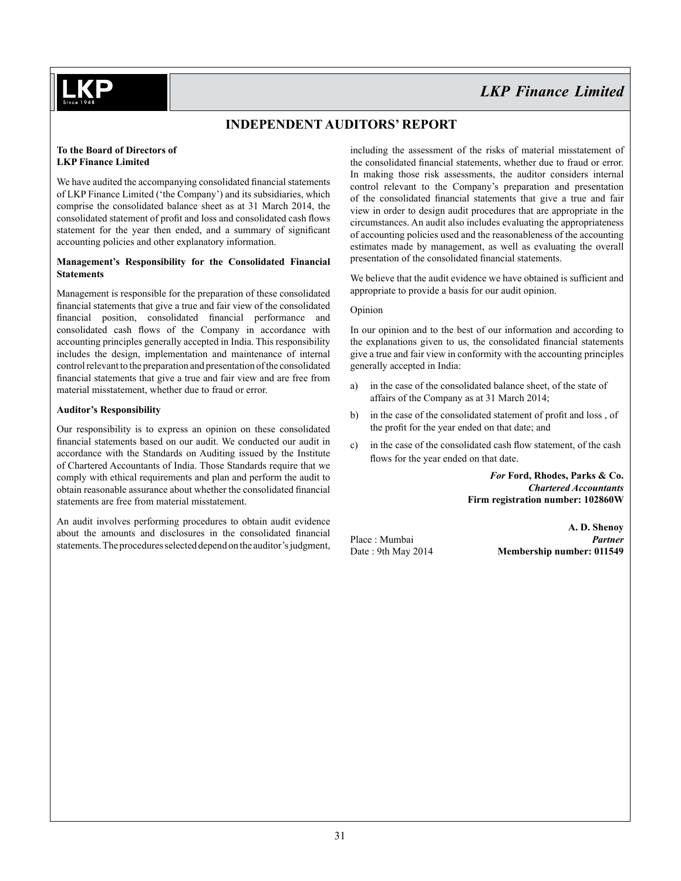# INDEPENDENT AUDITORS' REPORT

**To the Board of Directors of**
**LKP Finance Limited**

We have audited the accompanying consolidated financial statements of LKP Finance Limited ('the Company') and its subsidiaries, which comprise the consolidated balance sheet as at 31 March 2014, the consolidated statement of profit and loss and consolidated cash flows statement for the year then ended, and a summary of significant accounting policies and other explanatory information.

**Management's Responsibility for the Consolidated Financial Statements**

Management is responsible for the preparation of these consolidated financial statements that give a true and fair view of the consolidated financial position, consolidated financial performance and consolidated cash flows of the Company in accordance with accounting principles generally accepted in India. This responsibility includes the design, implementation and maintenance of internal control relevant to the preparation and presentation of the consolidated financial statements that give a true and fair view and are free from material misstatement, whether due to fraud or error.

**Auditor's Responsibility**

Our responsibility is to express an opinion on these consolidated financial statements based on our audit. We conducted our audit in accordance with the Standards on Auditing issued by the Institute of Chartered Accountants of India. Those Standards require that we comply with ethical requirements and plan and perform the audit to obtain reasonable assurance about whether the consolidated financial statements are free from material misstatement.

An audit involves performing procedures to obtain audit evidence about the amounts and disclosures in the consolidated financial statements. The procedures selected depend on the auditor's judgment, including the assessment of the risks of material misstatement of the consolidated financial statements, whether due to fraud or error. In making those risk assessments, the auditor considers internal control relevant to the Company's preparation and presentation of the consolidated financial statements that give a true and fair view in order to design audit procedures that are appropriate in the circumstances. An audit also includes evaluating the appropriateness of accounting policies used and the reasonableness of the accounting estimates made by management, as well as evaluating the overall presentation of the consolidated financial statements.

We believe that the audit evidence we have obtained is sufficient and appropriate to provide a basis for our audit opinion.

Opinion

In our opinion and to the best of our information and according to the explanations given to us, the consolidated financial statements give a true and fair view in conformity with the accounting principles generally accepted in India:

a) in the case of the consolidated balance sheet, of the state of affairs of the Company as at 31 March 2014;

b) in the case of the consolidated statement of profit and loss , of the profit for the year ended on that date; and

c) in the case of the consolidated cash flow statement, of the cash flows for the year ended on that date.

*For* **Ford, Rhodes, Parks & Co.**
***Chartered Accountants***
**Firm registration number: 102860W**

**A. D. Shenoy**
***Partner***
**Membership number: 011549**

Place : Mumbai
Date : 9th May 2014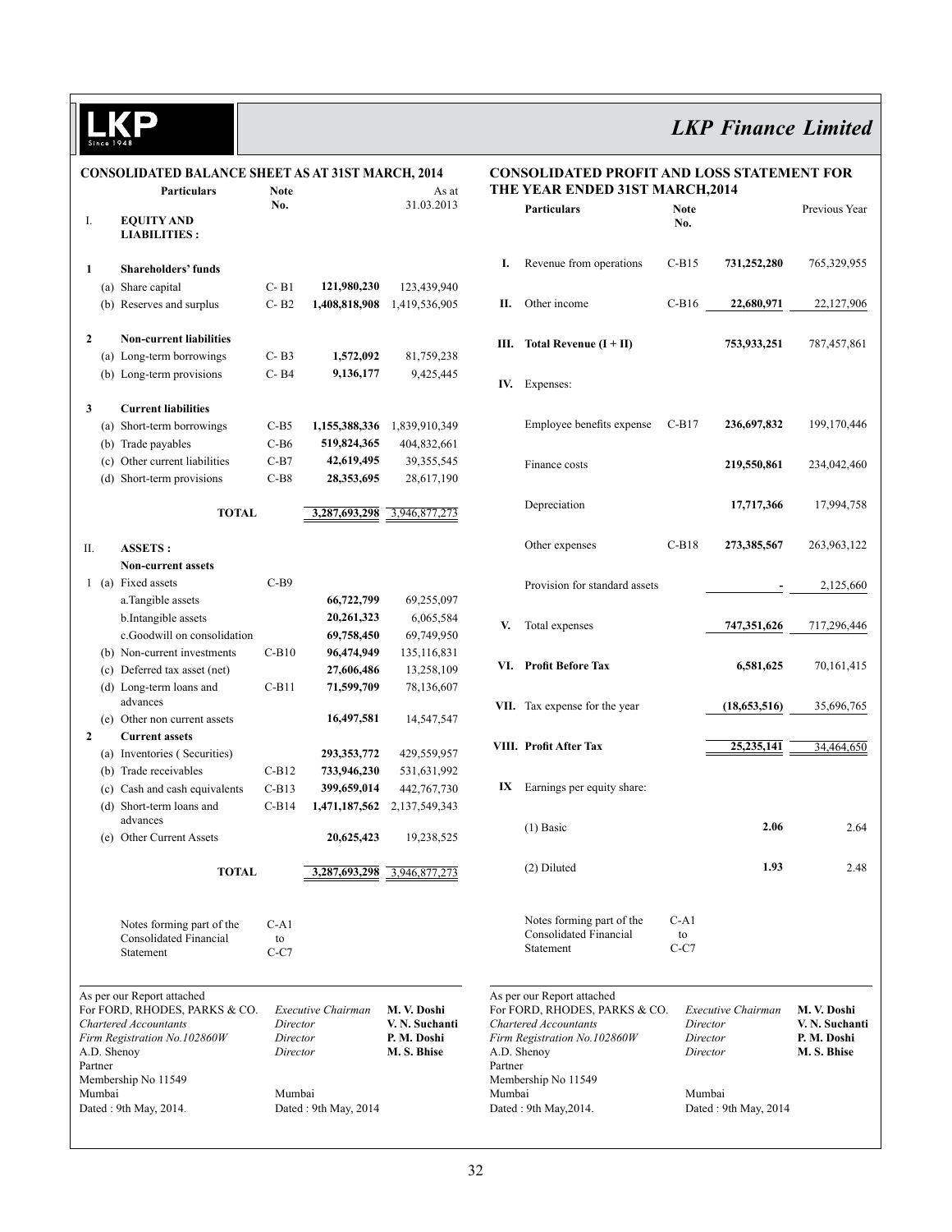## CONSOLIDATED BALANCE SHEET AS AT 31ST MARCH, 2014

| | | Particulars | Note No. | | As at 31.03.2013 |
|---|---|---|---|---|---|
| I. | | **EQUITY AND LIABILITIES :** | | | |
| **1** | | **Shareholders' funds** | | | |
| | (a) | Share capital | C- B1 | **121,980,230** | 123,439,940 |
| | (b) | Reserves and surplus | C- B2 | **1,408,818,908** | 1,419,536,905 |
| **2** | | **Non-current liabilities** | | | |
| | (a) | Long-term borrowings | C- B3 | **1,572,092** | 81,759,238 |
| | (b) | Long-term provisions | C- B4 | **9,136,177** | 9,425,445 |
| **3** | | **Current liabilities** | | | |
| | (a) | Short-term borrowings | C-B5 | **1,155,388,336** | 1,839,910,349 |
| | (b) | Trade payables | C-B6 | **519,824,365** | 404,832,661 |
| | (c) | Other current liabilities | C-B7 | **42,619,495** | 39,355,545 |
| | (d) | Short-term provisions | C-B8 | **28,353,695** | 28,617,190 |
| | | **TOTAL** | | **3,287,693,298** | 3,946,877,273 |
| II. | | **ASSETS :** | | | |
| | | **Non-current assets** | | | |
| 1 | (a) | Fixed assets | C-B9 | | |
| | | a.Tangible assets | | **66,722,799** | 69,255,097 |
| | | b.Intangible assets | | **20,261,323** | 6,065,584 |
| | | c.Goodwill on consolidation | | **69,758,450** | 69,749,950 |
| | (b) | Non-current investments | C-B10 | **96,474,949** | 135,116,831 |
| | (c) | Deferred tax asset (net) | | **27,606,486** | 13,258,109 |
| | (d) | Long-term loans and advances | C-B11 | **71,599,709** | 78,136,607 |
| | (e) | Other non current assets | | **16,497,581** | 14,547,547 |
| **2** | | **Current assets** | | | |
| | (a) | Inventories ( Securities) | | **293,353,772** | 429,559,957 |
| | (b) | Trade receivables | C-B12 | **733,946,230** | 531,631,992 |
| | (c) | Cash and cash equivalents | C-B13 | **399,659,014** | 442,767,730 |
| | (d) | Short-term loans and advances | C-B14 | **1,471,187,562** | 2,137,549,343 |
| | (e) | Other Current Assets | | **20,625,423** | 19,238,525 |
| | | **TOTAL** | | **3,287,693,298** | 3,946,877,273 |
| | | Notes forming part of the Consolidated Financial Statement | C-A1 to C-C7 | | |

As per our Report attached
For FORD, RHODES, PARKS & CO.
*Chartered Accountants*
*Firm Registration No.102860W*
A.D. Shenoy
Partner
Membership No 11549
Mumbai
Dated : 9th May, 2014.

*Executive Chairman* **M. V. Doshi**
*Director* **V. N. Suchanti**
*Director* **P. M. Doshi**
*Director* **M. S. Bhise**

Mumbai
Dated : 9th May, 2014

## CONSOLIDATED PROFIT AND LOSS STATEMENT FOR THE YEAR ENDED 31ST MARCH,2014

| | Particulars | Note No. | | Previous Year |
|---|---|---|---|---|
| **I.** | Revenue from operations | C-B15 | **731,252,280** | 765,329,955 |
| **II.** | Other income | C-B16 | **22,680,971** | 22,127,906 |
| **III.** | **Total Revenue (I + II)** | | **753,933,251** | 787,457,861 |
| **IV.** | Expenses: | | | |
| | Employee benefits expense | C-B17 | **236,697,832** | 199,170,446 |
| | Finance costs | | **219,550,861** | 234,042,460 |
| | Depreciation | | **17,717,366** | 17,994,758 |
| | Other expenses | C-B18 | **273,385,567** | 263,963,122 |
| | Provision for standard assets | | **-** | 2,125,660 |
| **V.** | Total expenses | | **747,351,626** | 717,296,446 |
| **VI.** | **Profit Before Tax** | | **6,581,625** | 70,161,415 |
| **VII.** | Tax expense for the year | | **(18,653,516)** | 35,696,765 |
| **VIII.** | **Profit After Tax** | | **25,235,141** | 34,464,650 |
| **IX** | Earnings per equity share: | | | |
| | (1) Basic | | **2.06** | 2.64 |
| | (2) Diluted | | **1.93** | 2.48 |
| | Notes forming part of the Consolidated Financial Statement | C-A1 to C-C7 | | |

As per our Report attached
For FORD, RHODES, PARKS & CO.
*Chartered Accountants*
*Firm Registration No.102860W*
A.D. Shenoy
Partner
Membership No 11549
Mumbai
Dated : 9th May,2014.

*Executive Chairman* **M. V. Doshi**
*Director* **V. N. Suchanti**
*Director* **P. M. Doshi**
*Director* **M. S. Bhise**

Mumbai
Dated : 9th May, 2014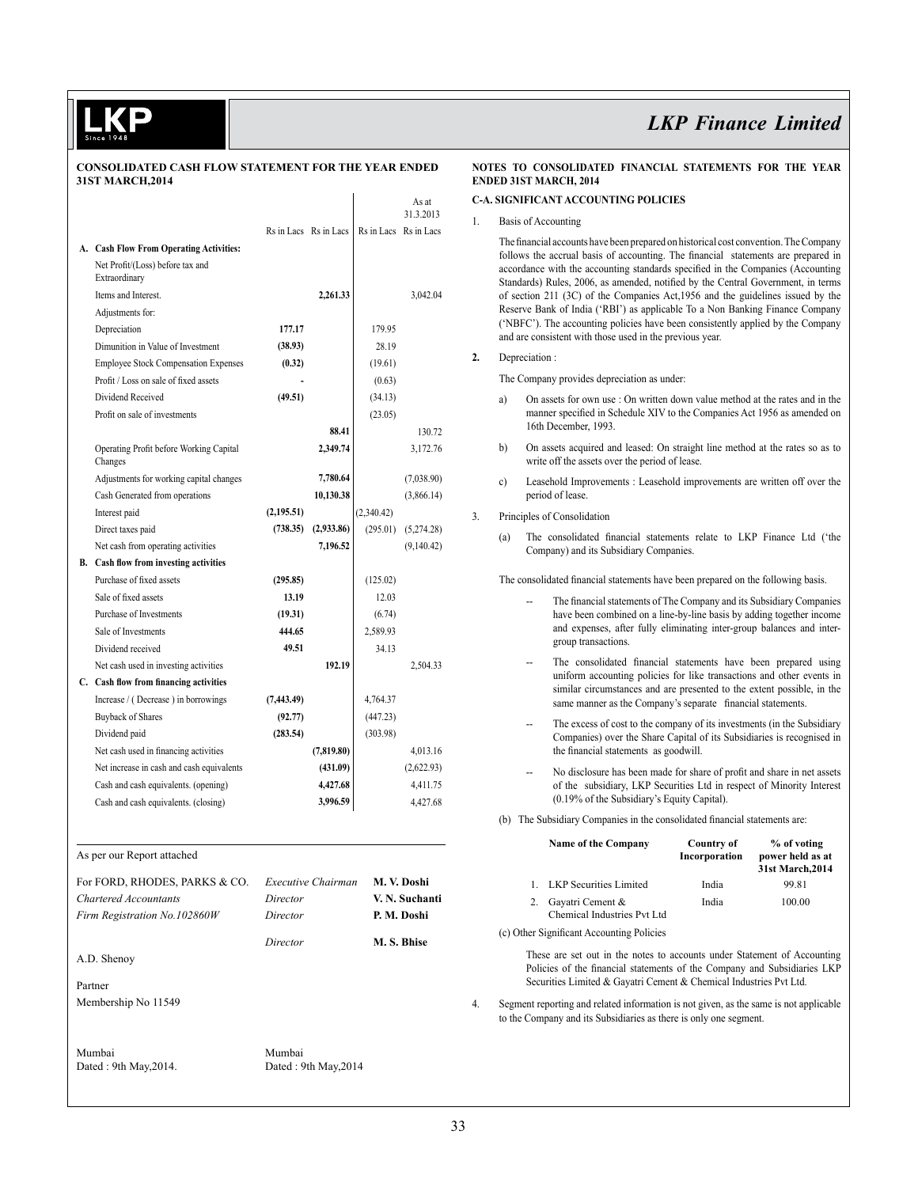## CONSOLIDATED CASH FLOW STATEMENT FOR THE YEAR ENDED 31ST MARCH,2014

| | | | As at 31.3.2013 | |
|---|---|---|---|---|
| | Rs in Lacs | Rs in Lacs | Rs in Lacs | Rs in Lacs |
| **A. Cash Flow From Operating Activities:** | | | | |
| Net Profit/(Loss) before tax and Extraordinary | | | | |
| Items and Interest. | | **2,261.33** | | 3,042.04 |
| Adjustments for: | | | | |
| Depreciation | **177.17** | | 179.95 | |
| Dimunition in Value of Investment | **(38.93)** | | 28.19 | |
| Employee Stock Compensation Expenses | **(0.32)** | | (19.61) | |
| Profit / Loss on sale of fixed assets | **-** | | (0.63) | |
| Dividend Received | **(49.51)** | | (34.13) | |
| Profit on sale of investments | | | (23.05) | |
| | | **88.41** | | 130.72 |
| Operating Profit before Working Capital Changes | | **2,349.74** | | 3,172.76 |
| Adjustments for working capital changes | | **7,780.64** | | (7,038.90) |
| Cash Generated from operations | | **10,130.38** | | (3,866.14) |
| Interest paid | **(2,195.51)** | | (2,340.42) | |
| Direct taxes paid | **(738.35)** | **(2,933.86)** | (295.01) | (5,274.28) |
| Net cash from operating activities | | **7,196.52** | | (9,140.42) |
| **B. Cash flow from investing activities** | | | | |
| Purchase of fixed assets | **(295.85)** | | (125.02) | |
| Sale of fixed assets | **13.19** | | 12.03 | |
| Purchase of Investments | **(19.31)** | | (6.74) | |
| Sale of Investments | **444.65** | | 2,589.93 | |
| Dividend received | **49.51** | | 34.13 | |
| Net cash used in investing activities | | **192.19** | | 2,504.33 |
| **C. Cash flow from financing activities** | | | | |
| Increase / ( Decrease ) in borrowings | **(7,443.49)** | | 4,764.37 | |
| Buyback of Shares | **(92.77)** | | (447.23) | |
| Dividend paid | **(283.54)** | | (303.98) | |
| Net cash used in financing activities | | **(7,819.80)** | | 4,013.16 |
| Net increase in cash and cash equivalents | | **(431.09)** | | (2,622.93) |
| Cash and cash equivalents. (opening) | | **4,427.68** | | 4,411.75 |
| Cash and cash equivalents. (closing) | | **3,996.59** | | 4,427.68 |

As per our Report attached

For FORD, RHODES, PARKS & CO.
*Chartered Accountants*
*Firm Registration No.102860W*

A.D. Shenoy

Partner

Membership No 11549

Mumbai
Dated : 9th May,2014.

*Executive Chairman* **M. V. Doshi**
*Director* **V. N. Suchanti**
*Director* **P. M. Doshi**
*Director* **M. S. Bhise**

Mumbai
Dated : 9th May,2014

## NOTES TO CONSOLIDATED FINANCIAL STATEMENTS FOR THE YEAR ENDED 31ST MARCH, 2014

### C-A. SIGNIFICANT ACCOUNTING POLICIES

1. Basis of Accounting

   The financial accounts have been prepared on historical cost convention. The Company follows the accrual basis of accounting. The financial statements are prepared in accordance with the accounting standards specified in the Companies (Accounting Standards) Rules, 2006, as amended, notified by the Central Government, in terms of section 211 (3C) of the Companies Act,1956 and the guidelines issued by the Reserve Bank of India ('RBI') as applicable To a Non Banking Finance Company ('NBFC'). The accounting policies have been consistently applied by the Company and are consistent with those used in the previous year.

2. Depreciation :

   The Company provides depreciation as under:

   a) On assets for own use : On written down value method at the rates and in the manner specified in Schedule XIV to the Companies Act 1956 as amended on 16th December, 1993.

   b) On assets acquired and leased: On straight line method at the rates so as to write off the assets over the period of lease.

   c) Leasehold Improvements : Leasehold improvements are written off over the period of lease.

3. Principles of Consolidation

   (a) The consolidated financial statements relate to LKP Finance Ltd ('the Company) and its Subsidiary Companies.

   The consolidated financial statements have been prepared on the following basis.

   -- The financial statements of The Company and its Subsidiary Companies have been combined on a line-by-line basis by adding together income and expenses, after fully eliminating inter-group balances and inter-group transactions.

   -- The consolidated financial statements have been prepared using uniform accounting policies for like transactions and other events in similar circumstances and are presented to the extent possible, in the same manner as the Company's separate financial statements.

   -- The excess of cost to the company of its investments (in the Subsidiary Companies) over the Share Capital of its Subsidiaries is recognised in the financial statements as goodwill.

   -- No disclosure has been made for share of profit and share in net assets of the subsidiary, LKP Securities Ltd in respect of Minority Interest (0.19% of the Subsidiary's Equity Capital).

   (b) The Subsidiary Companies in the consolidated financial statements are:

   | | Name of the Company | Country of Incorporation | % of voting power held as at 31st March,2014 |
   |---|---|---|---|
   | 1. | LKP Securities Limited | India | 99.81 |
   | 2. | Gayatri Cement & Chemical Industries Pvt Ltd | India | 100.00 |

   (c) Other Significant Accounting Policies

   These are set out in the notes to accounts under Statement of Accounting Policies of the financial statements of the Company and Subsidiaries LKP Securities Limited & Gayatri Cement & Chemical Industries Pvt Ltd.

4. Segment reporting and related information is not given, as the same is not applicable to the Company and its Subsidiaries as there is only one segment.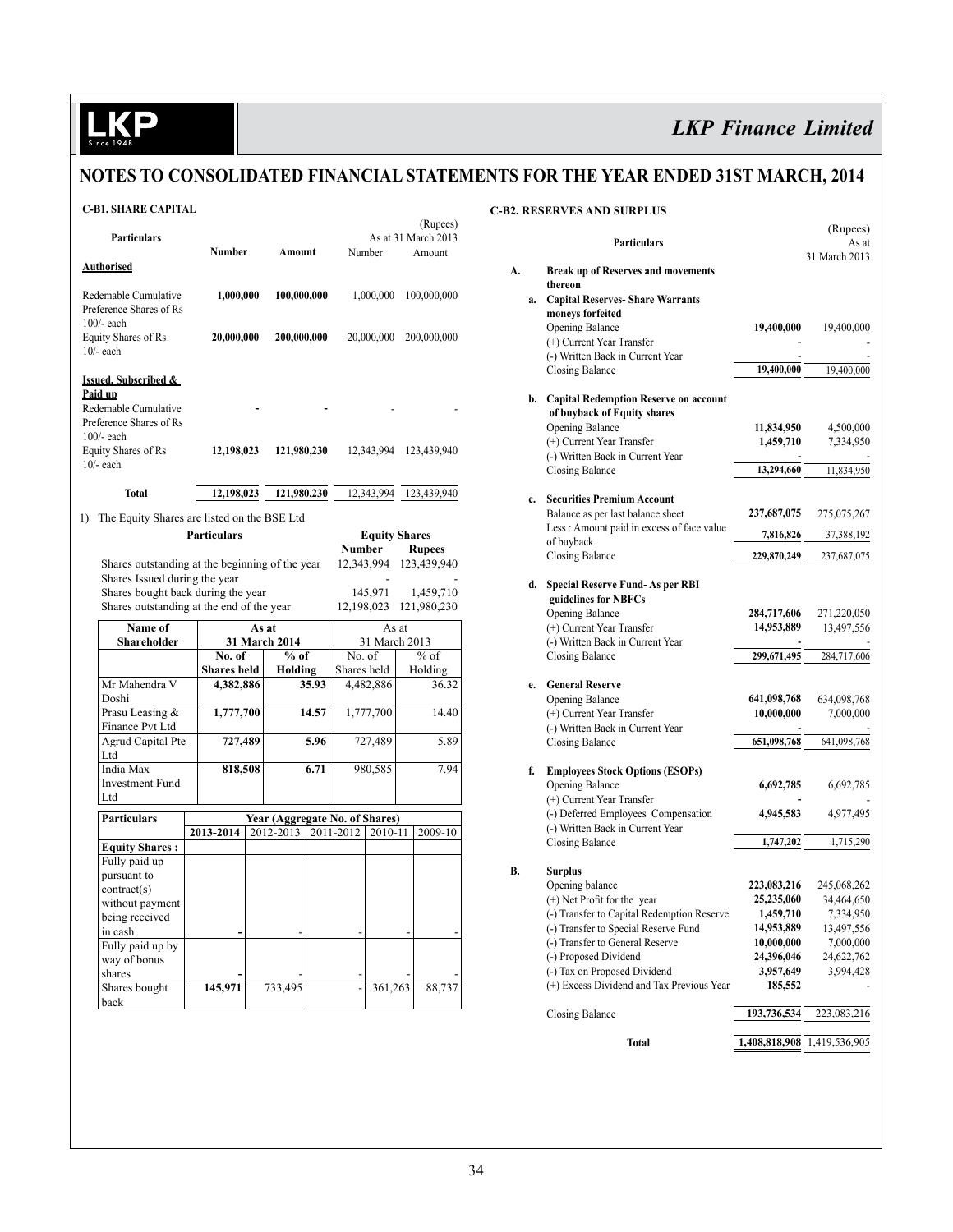# NOTES TO CONSOLIDATED FINANCIAL STATEMENTS FOR THE YEAR ENDED 31ST MARCH, 2014

## C-B1. SHARE CAPITAL

(Rupees)

| Particulars | Number | Amount | As at 31 March 2013 Number | Amount |
|---|---|---|---|---|
| **Authorised** | | | | |
| Redemable Cumulative Preference Shares of Rs 100/- each | **1,000,000** | **100,000,000** | 1,000,000 | 100,000,000 |
| Equity Shares of Rs 10/- each | **20,000,000** | **200,000,000** | 20,000,000 | 200,000,000 |
| **Issued, Subscribed & Paid up** | | | | |
| Redemable Cumulative Preference Shares of Rs 100/- each | **-** | **-** | - | - |
| Equity Shares of Rs 10/- each | **12,198,023** | **121,980,230** | 12,343,994 | 123,439,940 |
| **Total** | **12,198,023** | **121,980,230** | 12,343,994 | 123,439,940 |

1) The Equity Shares are listed on the BSE Ltd

| Particulars | Equity Shares Number | Rupees |
|---|---|---|
| Shares outstanding at the beginning of the year | 12,343,994 | 123,439,940 |
| Shares Issued during the year | - | - |
| Shares bought back during the year | 145,971 | 1,459,710 |
| Shares outstanding at the end of the year | 12,198,023 | 121,980,230 |

| Name of Shareholder | As at 31 March 2014 | | As at 31 March 2013 | |
|---|---|---|---|---|
| | No. of Shares held | % of Holding | No. of Shares held | % of Holding |
| Mr Mahendra V Doshi | **4,382,886** | **35.93** | 4,482,886 | 36.32 |
| Prasu Leasing & Finance Pvt Ltd | **1,777,700** | **14.57** | 1,777,700 | 14.40 |
| Agrud Capital Pte Ltd | **727,489** | **5.96** | 727,489 | 5.89 |
| India Max Investment Fund Ltd | **818,508** | **6.71** | 980,585 | 7.94 |

| Particulars | Year (Aggregate No. of Shares) | | | | |
|---|---|---|---|---|---|
| | 2013-2014 | 2012-2013 | 2011-2012 | 2010-11 | 2009-10 |
| **Equity Shares :** | | | | | |
| Fully paid up pursuant to contract(s) without payment being received in cash | **-** | - | - | - | - |
| Fully paid up by way of bonus shares | **-** | - | - | - | - |
| Shares bought back | **145,971** | 733,495 | - | 361,263 | 88,737 |

## C-B2. RESERVES AND SURPLUS

(Rupees)

| | Particulars | | As at 31 March 2013 |
|---|---|---|---|
| **A.** | **Break up of Reserves and movements thereon** | | |
| **a.** | **Capital Reserves- Share Warrants moneys forfeited** | | |
| | Opening Balance | **19,400,000** | 19,400,000 |
| | (+) Current Year Transfer | **-** | - |
| | (-) Written Back in Current Year | **-** | - |
| | Closing Balance | **19,400,000** | 19,400,000 |
| **b.** | **Capital Redemption Reserve on account of buyback of Equity shares** | | |
| | Opening Balance | **11,834,950** | 4,500,000 |
| | (+) Current Year Transfer | **1,459,710** | 7,334,950 |
| | (-) Written Back in Current Year | **-** | - |
| | Closing Balance | **13,294,660** | 11,834,950 |
| **c.** | **Securities Premium Account** | | |
| | Balance as per last balance sheet | **237,687,075** | 275,075,267 |
| | Less : Amount paid in excess of face value of buyback | **7,816,826** | 37,388,192 |
| | Closing Balance | **229,870,249** | 237,687,075 |
| **d.** | **Special Reserve Fund- As per RBI guidelines for NBFCs** | | |
| | Opening Balance | **284,717,606** | 271,220,050 |
| | (+) Current Year Transfer | **14,953,889** | 13,497,556 |
| | (-) Written Back in Current Year | **-** | - |
| | Closing Balance | **299,671,495** | 284,717,606 |
| **e.** | **General Reserve** | | |
| | Opening Balance | **641,098,768** | 634,098,768 |
| | (+) Current Year Transfer | **10,000,000** | 7,000,000 |
| | (-) Written Back in Current Year | **-** | - |
| | Closing Balance | **651,098,768** | 641,098,768 |
| **f.** | **Employees Stock Options (ESOPs)** | | |
| | Opening Balance | **6,692,785** | 6,692,785 |
| | (+) Current Year Transfer | **-** | - |
| | (-) Deferred Employees Compensation | **4,945,583** | 4,977,495 |
| | (-) Written Back in Current Year | | |
| | Closing Balance | **1,747,202** | 1,715,290 |
| **B.** | **Surplus** | | |
| | Opening balance | **223,083,216** | 245,068,262 |
| | (+) Net Profit for the year | **25,235,060** | 34,464,650 |
| | (-) Transfer to Capital Redemption Reserve | **1,459,710** | 7,334,950 |
| | (-) Transfer to Special Reserve Fund | **14,953,889** | 13,497,556 |
| | (-) Transfer to General Reserve | **10,000,000** | 7,000,000 |
| | (-) Proposed Dividend | **24,396,046** | 24,622,762 |
| | (-) Tax on Proposed Dividend | **3,957,649** | 3,994,428 |
| | (+) Excess Dividend and Tax Previous Year | **185,552** | - |
| | Closing Balance | **193,736,534** | 223,083,216 |
| | **Total** | **1,408,818,908** | 1,419,536,905 |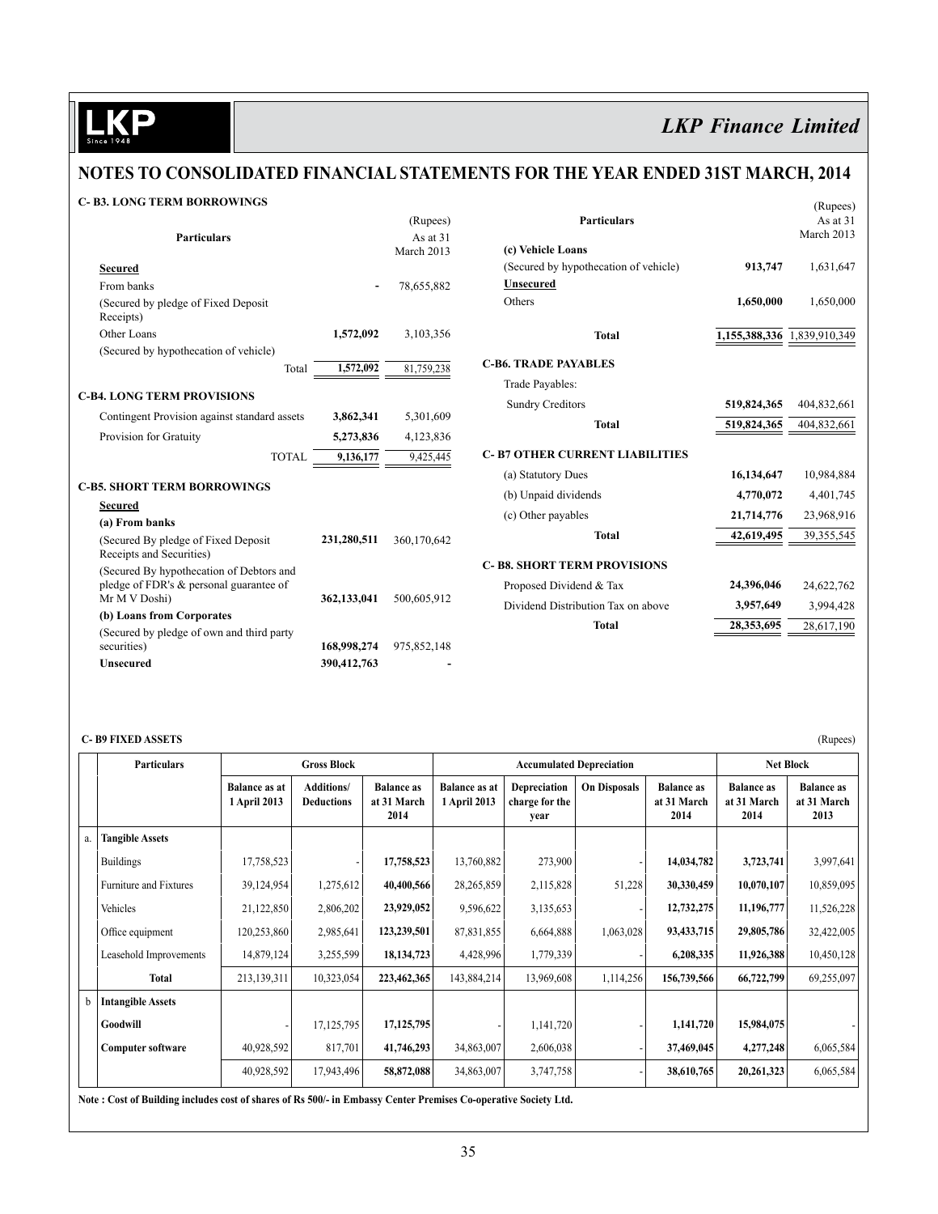## NOTES TO CONSOLIDATED FINANCIAL STATEMENTS FOR THE YEAR ENDED 31ST MARCH, 2014

### C- B3. LONG TERM BORROWINGS

| Particulars | | (Rupees) As at 31 March 2013 |
|---|---|---|
| **Secured** | | |
| From banks | - | 78,655,882 |
| (Secured by pledge of Fixed Deposit Receipts) | | |
| Other Loans | **1,572,092** | 3,103,356 |
| (Secured by hypothecation of vehicle) | | |
| Total | **1,572,092** | 81,759,238 |

### C-B4. LONG TERM PROVISIONS

| Particulars | | |
|---|---|---|
| Contingent Provision against standard assets | **3,862,341** | 5,301,609 |
| Provision for Gratuity | **5,273,836** | 4,123,836 |
| TOTAL | **9,136,177** | 9,425,445 |

### C-B5. SHORT TERM BORROWINGS

| Particulars | | (Rupees) As at 31 March 2013 |
|---|---|---|
| **Secured** | | |
| **(a) From banks** | | |
| (Secured By pledge of Fixed Deposit Receipts and Securities) | **231,280,511** | 360,170,642 |
| (Secured By hypothecation of Debtors and pledge of FDR's & personal guarantee of Mr M V Doshi) | **362,133,041** | 500,605,912 |
| **(b) Loans from Corporates** | | |
| (Secured by pledge of own and third party securities) | **168,998,274** | 975,852,148 |
| **Unsecured** | **390,412,763** | - |
| **(c) Vehicle Loans** | | |
| (Secured by hypothecation of vehicle) | **913,747** | 1,631,647 |
| **Unsecured** | | |
| Others | **1,650,000** | 1,650,000 |
| **Total** | **1,155,388,336** | 1,839,910,349 |

### C-B6. TRADE PAYABLES

| Particulars | | |
|---|---|---|
| Trade Payables: | | |
| Sundry Creditors | **519,824,365** | 404,832,661 |
| **Total** | **519,824,365** | 404,832,661 |

### C- B7 OTHER CURRENT LIABILITIES

| Particulars | | |
|---|---|---|
| (a) Statutory Dues | **16,134,647** | 10,984,884 |
| (b) Unpaid dividends | **4,770,072** | 4,401,745 |
| (c) Other payables | **21,714,776** | 23,968,916 |
| **Total** | **42,619,495** | 39,355,545 |

### C- B8. SHORT TERM PROVISIONS

| Particulars | | |
|---|---|---|
| Proposed Dividend & Tax | **24,396,046** | 24,622,762 |
| Dividend Distribution Tax on above | **3,957,649** | 3,994,428 |
| **Total** | **28,353,695** | 28,617,190 |

### C- B9 FIXED ASSETS

(Rupees)

| | Particulars | Gross Block | | | Accumulated Depreciation | | | | Net Block | |
|---|---|---|---|---|---|---|---|---|---|---|
| | | Balance as at 1 April 2013 | Additions/ Deductions | Balance as at 31 March 2014 | Balance as at 1 April 2013 | Depreciation charge for the year | On Disposals | Balance as at 31 March 2014 | Balance as at 31 March 2014 | Balance as at 31 March 2013 |
| a. | **Tangible Assets** | | | | | | | | | |
| | Buildings | 17,758,523 | - | **17,758,523** | 13,760,882 | 273,900 | - | **14,034,782** | **3,723,741** | 3,997,641 |
| | Furniture and Fixtures | 39,124,954 | 1,275,612 | **40,400,566** | 28,265,859 | 2,115,828 | 51,228 | **30,330,459** | **10,070,107** | 10,859,095 |
| | Vehicles | 21,122,850 | 2,806,202 | **23,929,052** | 9,596,622 | 3,135,653 | - | **12,732,275** | **11,196,777** | 11,526,228 |
| | Office equipment | 120,253,860 | 2,985,641 | **123,239,501** | 87,831,855 | 6,664,888 | 1,063,028 | **93,433,715** | **29,805,786** | 32,422,005 |
| | Leasehold Improvements | 14,879,124 | 3,255,599 | **18,134,723** | 4,428,996 | 1,779,339 | - | **6,208,335** | **11,926,388** | 10,450,128 |
| | **Total** | 213,139,311 | 10,323,054 | **223,462,365** | 143,884,214 | 13,969,608 | 1,114,256 | **156,739,566** | **66,722,799** | 69,255,097 |
| b | **Intangible Assets** | | | | | | | | | |
| | **Goodwill** | - | 17,125,795 | **17,125,795** | - | 1,141,720 | - | **1,141,720** | **15,984,075** | - |
| | **Computer software** | 40,928,592 | 817,701 | **41,746,293** | 34,863,007 | 2,606,038 | - | **37,469,045** | **4,277,248** | 6,065,584 |
| | | 40,928,592 | 17,943,496 | **58,872,088** | 34,863,007 | 3,747,758 | - | **38,610,765** | **20,261,323** | 6,065,584 |

**Note : Cost of Building includes cost of shares of Rs 500/- in Embassy Center Premises Co-operative Society Ltd.**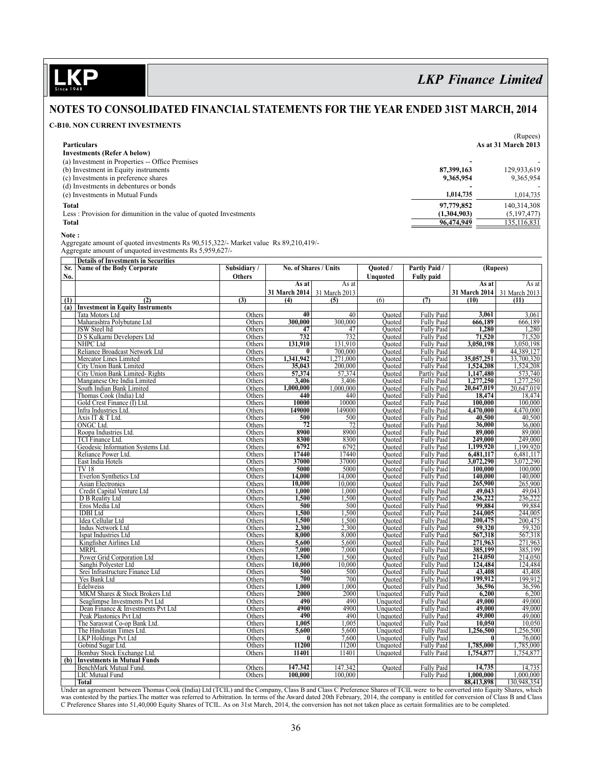## NOTES TO CONSOLIDATED FINANCIAL STATEMENTS FOR THE YEAR ENDED 31ST MARCH, 2014

### C-B10. NON CURRENT INVESTMENTS

(Rupees)

| Particulars | | As at 31 March 2013 |
|---|---|---|
| **Investments (Refer A below)** | | |
| (a) Investment in Properties -- Office Premises | - | - |
| (b) Investment in Equity instruments | 87,399,163 | 129,933,619 |
| (c) Investments in preference shares | 9,365,954 | 9,365,954 |
| (d) Investments in debentures or bonds | - | - |
| (e) Investments in Mutual Funds | 1,014,735 | 1,014,735 |
| **Total** | 97,779,852 | 140,314,308 |
| Less : Provision for dimunition in the value of quoted Investments | (1,304,903) | (5,197,477) |
| **Total** | 96,474,949 | 135,116,831 |

**Note :**

Aggregate amount of quoted investments Rs 90,515,322/- Market value Rs 89,210,419/-

Aggregate amount of unquoted investments Rs 5,959,627/-

**Details of Investments in Securities**

| Sr. No. | Name of the Body Corporate | Subsidiary / Others | No. of Shares / Units | | Quoted / Unquoted | Partly Paid / Fully paid | (Rupees) | |
|---|---|---|---|---|---|---|---|---|
| | | | As at 31 March 2014 | As at 31 March 2013 | | | As at 31 March 2014 | As at 31 March 2013 |
| (1) | (2) | (3) | (4) | (5) | (6) | (7) | (10) | (11) |
| (a) | **Investment in Equity Instruments** | | | | | | | |
| | Tata Motors Ltd | Others | 40 | 40 | Quoted | Fully Paid | 3,061 | 3,061 |
| | Maharashtra Polybutane Ltd | Others | 300,000 | 300,000 | Quoted | Fully Paid | 666,189 | 666,189 |
| | JSW Steel ltd | Others | 47 | 47 | Quoted | Fully Paid | 1,280 | 1,280 |
| | D S Kulkarni Developers Ltd | Others | 732 | 732 | Quoted | Fully Paid | 71,520 | 71,520 |
| | NHPC Ltd | Others | 131,910 | 131,910 | Quoted | Fully Paid | 3,050,198 | 3,050,198 |
| | Reliance Broadcast Network Ltd | Others | 0 | 700,000 | Quoted | Fully Paid | 0 | 44,389,127 |
| | Mercator Lines Limited | Others | 1,341,942 | 1,271,000 | Quoted | Fully Paid | 35,057,251 | 33,700,320 |
| | City Union Bank Limited | Others | 35,043 | 200,000 | Quoted | Fully Paid | 1,524,208 | 1,524,208 |
| | City Union Bank Limited- Rights | Others | 57,374 | 57,374 | Quoted | Partly Paid | 1,147,480 | 573,740 |
| | Manganese Ore India Limited | Others | 3,406 | 3,406 | Quoted | Fully Paid | 1,277,250 | 1,277,250 |
| | South Indian Bank Limited | Others | 1,000,000 | 1,000,000 | Quoted | Fully Paid | 20,647,019 | 20,647,019 |
| | Thomas Cook (India) Ltd | Others | 440 | 440 | Quoted | Fully Paid | 18,474 | 18,474 |
| | Gold Crest Finance (I) Ltd. | Others | 10000 | 10000 | Quoted | Fully Paid | 100,000 | 100,000 |
| | Infra Industries Ltd. | Others | 149000 | 149000 | Quoted | Fully Paid | 4,470,000 | 4,470,000 |
| | Axis IT & T Ltd. | Others | 500 | 500 | Quoted | Fully Paid | 40,500 | 40,500 |
| | ONGC Ltd. | Others | 72 | 72 | Quoted | Fully Paid | 36,000 | 36,000 |
| | Roopa Industries Ltd. | Others | 8900 | 8900 | Quoted | Fully Paid | 89,000 | 89,000 |
| | TCI Finance Ltd. | Others | 8300 | 8300 | Quoted | Fully Paid | 249,000 | 249,000 |
| | Geodesic Information Systems Ltd. | Others | 6792 | 6792 | Quoted | Fully Paid | 1,199,920 | 1,199,920 |
| | Reliance Power Ltd. | Others | 17440 | 17440 | Quoted | Fully Paid | 6,481,117 | 6,481,117 |
| | East India Hotels | Others | 37000 | 37000 | Quoted | Fully Paid | 3,072,290 | 3,072,290 |
| | TV 18 | Others | 5000 | 5000 | Quoted | Fully Paid | 100,000 | 100,000 |
| | Everlon Synthetics Ltd | Others | 14,000 | 14,000 | Quoted | Fully Paid | 140,000 | 140,000 |
| | Asian Electronics | Others | 10,000 | 10,000 | Quoted | Fully Paid | 265,900 | 265,900 |
| | Credit Capital Venture Ltd | Others | 1,000 | 1,000 | Quoted | Fully Paid | 49,043 | 49,043 |
| | D B Reality Ltd | Others | 1,500 | 1,500 | Quoted | Fully Paid | 236,222 | 236,222 |
| | Eros Media Ltd | Others | 500 | 500 | Quoted | Fully Paid | 99,884 | 99,884 |
| | IDBI Ltd | Others | 1,500 | 1,500 | Quoted | Fully Paid | 244,005 | 244,005 |
| | Idea Cellular Ltd | Others | 1,500 | 1,500 | Quoted | Fully Paid | 200,475 | 200,475 |
| | Indus Network Ltd | Others | 2,300 | 2,300 | Quoted | Fully Paid | 59,320 | 59,320 |
| | Ispat Industries Ltd | Others | 8,000 | 8,000 | Quoted | Fully Paid | 567,318 | 567,318 |
| | Kingfisher Airlines Ltd | Others | 5,600 | 5,600 | Quoted | Fully Paid | 271,963 | 271,963 |
| | MRPL | Others | 7,000 | 7,000 | Quoted | Fully Paid | 385,199 | 385,199 |
| | Power Grid Corporation Ltd | Others | 1,500 | 1,500 | Quoted | Fully Paid | 214,050 | 214,050 |
| | Sanghi Polyester Ltd | Others | 10,000 | 10,000 | Quoted | Fully Paid | 124,484 | 124,484 |
| | Srei Infrastructure Finance Ltd | Others | 500 | 500 | Quoted | Fully Paid | 43,408 | 43,408 |
| | Yes Bank Ltd | Others | 700 | 700 | Quoted | Fully Paid | 199,912 | 199,912 |
| | Edelweiss | Others | 1,000 | 1,000 | Quoted | Fully Paid | 36,596 | 36,596 |
| | MKM Shares & Stock Brokers Ltd | Others | 2000 | 2000 | Unquoted | Fully Paid | 6,200 | 6,200 |
| | Seaglimpse Investments Pvt Ltd | Others | 490 | 490 | Unquoted | Fully Paid | 49,000 | 49,000 |
| | Dean Finance & Investments Pvt Ltd | Others | 4900 | 4900 | Unquoted | Fully Paid | 49,000 | 49,000 |
| | Peak Plastonics Pvt Ltd | Others | 490 | 490 | Unquoted | Fully Paid | 49,000 | 49,000 |
| | The Saraswat Co-op Bank Ltd. | Others | 1,005 | 1,005 | Unquoted | Fully Paid | 10,050 | 10,050 |
| | The Hindustan Times Ltd. | Others | 5,600 | 5,600 | Unquoted | Fully Paid | 1,256,500 | 1,256,500 |
| | LKP Holdings Pvt Ltd | Others | 0 | 7,600 | Unquoted | Fully Paid | 0 | 76,000 |
| | Gobind Sugar Ltd. | Others | 11200 | 11200 | Unquoted | Fully Paid | 1,785,000 | 1,785,000 |
| | Bombay Stock Exchange Ltd. | Others | 11401 | 11401 | Unquoted | Fully Paid | 1,754,877 | 1,754,877 |
| (b) | **Investments in Mutual Funds** | | | | | | | |
| | BenchMark Mutual Fund. | Others | 147.342 | 147.342 | Quoted | Fully Paid | 14,735 | 14,735 |
| | LIC Mutual Fund | Others | 100,000 | 100,000 | | Fully Paid | 1,000,000 | 1,000,000 |
| | **Total** | | | | | | 88,413,898 | 130,948,354 |

Under an agreement between Thomas Cook (India) Ltd (TCIL) and the Company, Class B and Class C Preference Shares of TCIL were to be converted into Equity Shares, which was contested by the parties.The matter was referred to Arbitration. In terms of the Award dated 20th February, 2014, the company is entitled for conversion of Class B and Class C Preference Shares into 51,40,000 Equity Shares of TCIL. As on 31st March, 2014, the conversion has not not taken place as certain formalities are to be completed.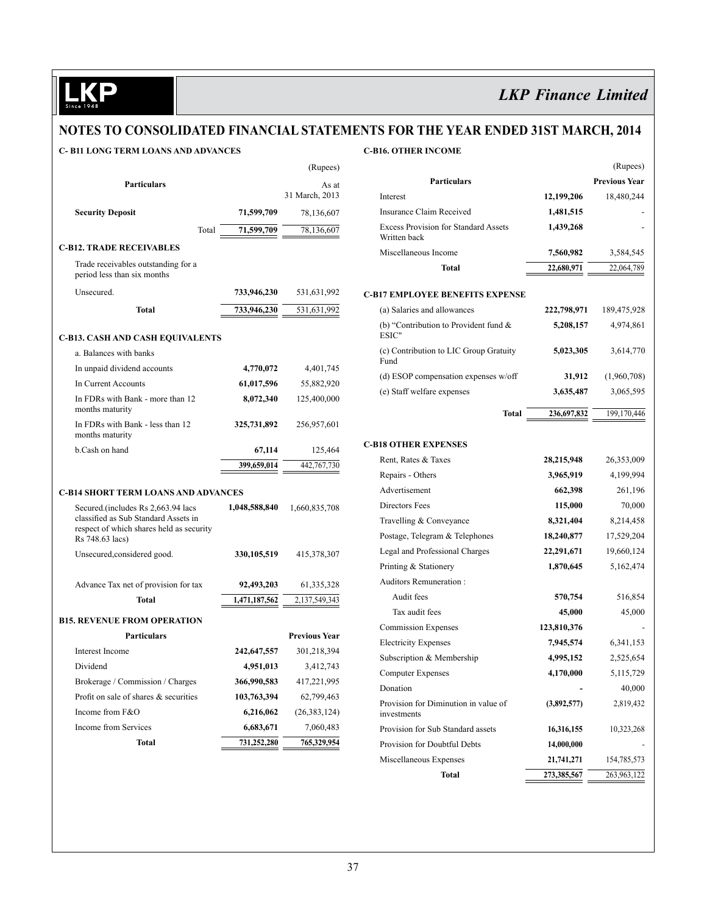## NOTES TO CONSOLIDATED FINANCIAL STATEMENTS FOR THE YEAR ENDED 31ST MARCH, 2014

### C- B11 LONG TERM LOANS AND ADVANCES

| Particulars | | (Rupees) As at 31 March, 2013 |
|---|---|---|
| **Security Deposit** | **71,599,709** | 78,136,607 |
| Total | **71,599,709** | 78,136,607 |

### C-B12. TRADE RECEIVABLES

| Particulars | | |
|---|---|---|
| Trade receivables outstanding for a period less than six months | | |
| Unsecured. | **733,946,230** | 531,631,992 |
| **Total** | **733,946,230** | 531,631,992 |

### C-B13. CASH AND CASH EQUIVALENTS

| Particulars | | |
|---|---|---|
| a. Balances with banks | | |
| In unpaid dividend accounts | **4,770,072** | 4,401,745 |
| In Current Accounts | **61,017,596** | 55,882,920 |
| In FDRs with Bank - more than 12 months maturity | **8,072,340** | 125,400,000 |
| In FDRs with Bank - less than 12 months maturity | **325,731,892** | 256,957,601 |
| b.Cash on hand | **67,114** | 125,464 |
| | **399,659,014** | 442,767,730 |

### C-B14 SHORT TERM LOANS AND ADVANCES

| Particulars | | |
|---|---|---|
| Secured.(includes Rs 2,663.94 lacs classified as Sub Standard Assets in respect of which shares held as security Rs 748.63 lacs) | **1,048,588,840** | 1,660,835,708 |
| Unsecured,considered good. | **330,105,519** | 415,378,307 |
| Advance Tax net of provision for tax | **92,493,203** | 61,335,328 |
| **Total** | **1,471,187,562** | 2,137,549,343 |

### B15. REVENUE FROM OPERATION

| Particulars | | Previous Year |
|---|---|---|
| Interest Income | **242,647,557** | 301,218,394 |
| Dividend | **4,951,013** | 3,412,743 |
| Brokerage / Commission / Charges | **366,990,583** | 417,221,995 |
| Profit on sale of shares & securities | **103,763,394** | 62,799,463 |
| Income from F&O | **6,216,062** | (26,383,124) |
| Income from Services | **6,683,671** | 7,060,483 |
| **Total** | **731,252,280** | 765,329,954 |

### C-B16. OTHER INCOME

| Particulars | | (Rupees) Previous Year |
|---|---|---|
| Interest | **12,199,206** | 18,480,244 |
| Insurance Claim Received | **1,481,515** | - |
| Excess Provision for Standard Assets Written back | **1,439,268** | - |
| Miscellaneous Income | **7,560,982** | 3,584,545 |
| **Total** | **22,680,971** | 22,064,789 |

### C-B17 EMPLOYEE BENEFITS EXPENSE

| Particulars | | |
|---|---|---|
| (a) Salaries and allowances | **222,798,971** | 189,475,928 |
| (b) "Contribution to Provident fund & ESIC" | **5,208,157** | 4,974,861 |
| (c) Contribution to LIC Group Gratuity Fund | **5,023,305** | 3,614,770 |
| (d) ESOP compensation expenses w/off | **31,912** | (1,960,708) |
| (e) Staff welfare expenses | **3,635,487** | 3,065,595 |
| **Total** | **236,697,832** | 199,170,446 |

### C-B18 OTHER EXPENSES

| Particulars | | |
|---|---|---|
| Rent, Rates & Taxes | **28,215,948** | 26,353,009 |
| Repairs - Others | **3,965,919** | 4,199,994 |
| Advertisement | **662,398** | 261,196 |
| Directors Fees | **115,000** | 70,000 |
| Travelling & Conveyance | **8,321,404** | 8,214,458 |
| Postage, Telegram & Telephones | **18,240,877** | 17,529,204 |
| Legal and Professional Charges | **22,291,671** | 19,660,124 |
| Printing & Stationery | **1,870,645** | 5,162,474 |
| Auditors Remuneration : | | |
| Audit fees | **570,754** | 516,854 |
| Tax audit fees | **45,000** | 45,000 |
| Commission Expenses | **123,810,376** | - |
| Electricity Expenses | **7,945,574** | 6,341,153 |
| Subscription & Membership | **4,995,152** | 2,525,654 |
| Computer Expenses | **4,170,000** | 5,115,729 |
| Donation | **-** | 40,000 |
| Provision for Diminution in value of investments | **(3,892,577)** | 2,819,432 |
| Provision for Sub Standard assets | **16,316,155** | 10,323,268 |
| Provision for Doubtful Debts | **14,000,000** | - |
| Miscellaneous Expenses | **21,741,271** | 154,785,573 |
| **Total** | **273,385,567** | 263,963,122 |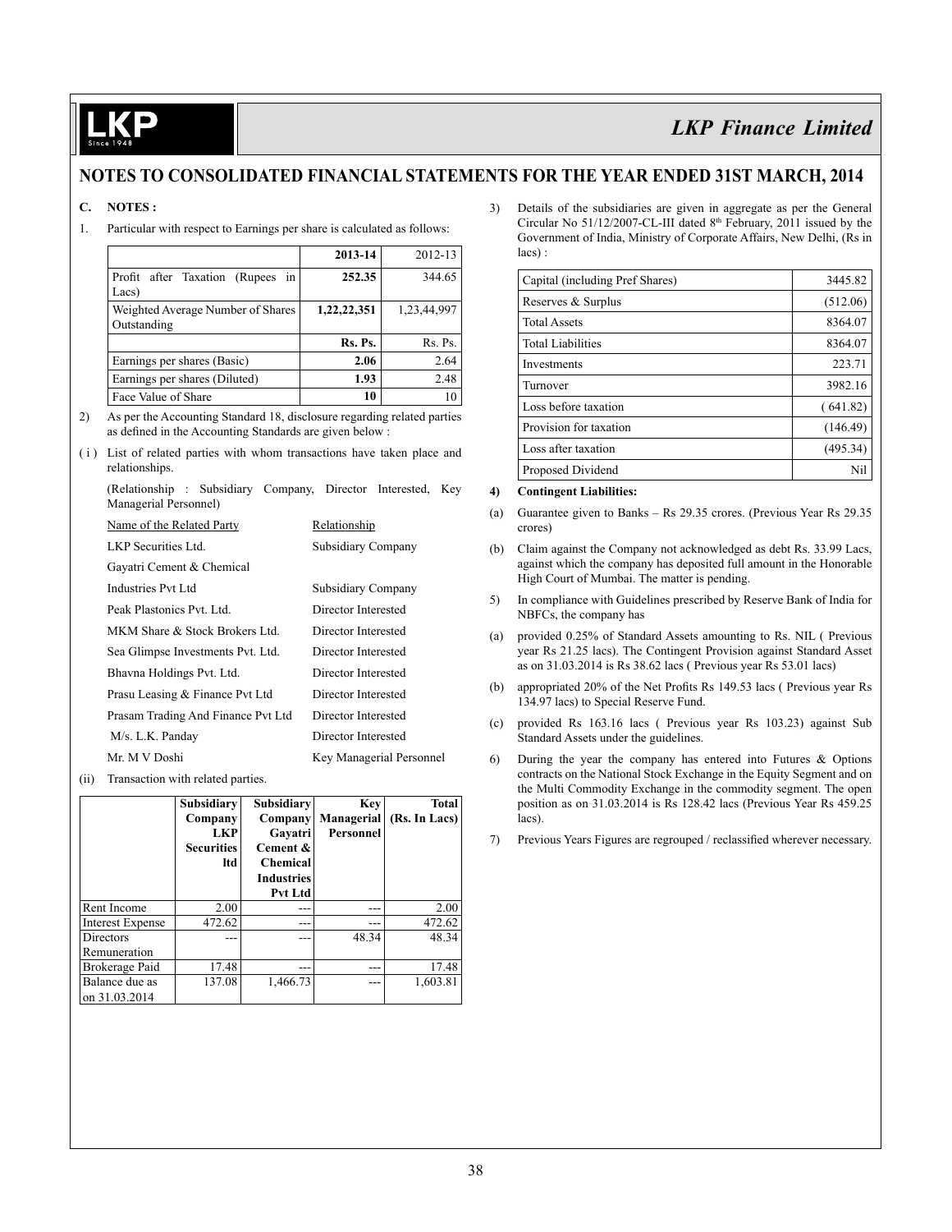## NOTES TO CONSOLIDATED FINANCIAL STATEMENTS FOR THE YEAR ENDED 31ST MARCH, 2014

**C. NOTES :**

1. Particular with respect to Earnings per share is calculated as follows:

| | **2013-14** | 2012-13 |
|---|---|---|
| Profit after Taxation (Rupees in Lacs) | **252.35** | 344.65 |
| Weighted Average Number of Shares Outstanding | **1,22,22,351** | 1,23,44,997 |
| | **Rs. Ps.** | Rs. Ps. |
| Earnings per shares (Basic) | **2.06** | 2.64 |
| Earnings per shares (Diluted) | **1.93** | 2.48 |
| Face Value of Share | **10** | 10 |

2) As per the Accounting Standard 18, disclosure regarding related parties as defined in the Accounting Standards are given below :

( i ) List of related parties with whom transactions have taken place and relationships.

(Relationship : Subsidiary Company, Director Interested, Key Managerial Personnel)

| Name of the Related Party | Relationship |
|---|---|
| LKP Securities Ltd. | Subsidiary Company |
| Gayatri Cement & Chemical Industries Pvt Ltd | Subsidiary Company |
| Peak Plastonics Pvt. Ltd. | Director Interested |
| MKM Share & Stock Brokers Ltd. | Director Interested |
| Sea Glimpse Investments Pvt. Ltd. | Director Interested |
| Bhavna Holdings Pvt. Ltd. | Director Interested |
| Prasu Leasing & Finance Pvt Ltd | Director Interested |
| Prasam Trading And Finance Pvt Ltd | Director Interested |
| M/s. L.K. Panday | Director Interested |
| Mr. M V Doshi | Key Managerial Personnel |

(ii) Transaction with related parties.

| | **Subsidiary Company LKP Securities ltd** | **Subsidiary Company Gayatri Cement & Chemical Industries Pvt Ltd** | **Key Managerial Personnel** | **Total (Rs. In Lacs)** |
|---|---|---|---|---|
| Rent Income | 2.00 | --- | --- | 2.00 |
| Interest Expense | 472.62 | --- | --- | 472.62 |
| Directors Remuneration | --- | --- | 48.34 | 48.34 |
| Brokerage Paid | 17.48 | --- | --- | 17.48 |
| Balance due as on 31.03.2014 | 137.08 | 1,466.73 | --- | 1,603.81 |

3) Details of the subsidiaries are given in aggregate as per the General Circular No 51/12/2007-CL-III dated 8th February, 2011 issued by the Government of India, Ministry of Corporate Affairs, New Delhi, (Rs in lacs) :

| | |
|---|---|
| Capital (including Pref Shares) | 3445.82 |
| Reserves & Surplus | (512.06) |
| Total Assets | 8364.07 |
| Total Liabilities | 8364.07 |
| Investments | 223.71 |
| Turnover | 3982.16 |
| Loss before taxation | ( 641.82) |
| Provision for taxation | (146.49) |
| Loss after taxation | (495.34) |
| Proposed Dividend | Nil |

**4) Contingent Liabilities:**

(a) Guarantee given to Banks – Rs 29.35 crores. (Previous Year Rs 29.35 crores)

(b) Claim against the Company not acknowledged as debt Rs. 33.99 Lacs, against which the company has deposited full amount in the Honorable High Court of Mumbai. The matter is pending.

5) In compliance with Guidelines prescribed by Reserve Bank of India for NBFCs, the company has

(a) provided 0.25% of Standard Assets amounting to Rs. NIL ( Previous year Rs 21.25 lacs). The Contingent Provision against Standard Asset as on 31.03.2014 is Rs 38.62 lacs ( Previous year Rs 53.01 lacs)

(b) appropriated 20% of the Net Profits Rs 149.53 lacs ( Previous year Rs 134.97 lacs) to Special Reserve Fund.

(c) provided Rs 163.16 lacs ( Previous year Rs 103.23) against Sub Standard Assets under the guidelines.

6) During the year the company has entered into Futures & Options contracts on the National Stock Exchange in the Equity Segment and on the Multi Commodity Exchange in the commodity segment. The open position as on 31.03.2014 is Rs 128.42 lacs (Previous Year Rs 459.25 lacs).

7) Previous Years Figures are regrouped / reclassified wherever necessary.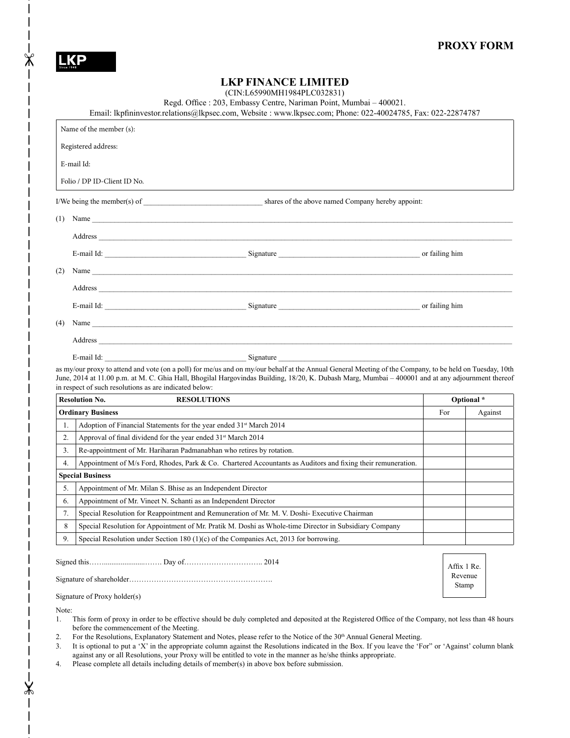# PROXY FORM

LKP

## LKP FINANCE LIMITED

(CIN:L65990MH1984PLC032831)

Regd. Office : 203, Embassy Centre, Nariman Point, Mumbai – 400021.

Email: lkpfininvestor.relations@lkpsec.com, Website : www.lkpsec.com; Phone: 022-40024785, Fax: 022-22874787

Name of the member (s):

Registered address:

E-mail Id:

Folio / DP ID-Client ID No.

I/We being the member(s) of _______________________________ shares of the above named Company hereby appoint:

(1) Name ________________________________________________

Address ________________________________________________

E-mail Id: ____________________________ Signature ____________________________ or failing him

(2) Name ________________________________________________

Address ________________________________________________

E-mail Id: ____________________________ Signature ____________________________ or failing him

(4) Name ________________________________________________

Address ________________________________________________

E-mail Id: ____________________________ Signature ____________________________

as my/our proxy to attend and vote (on a poll) for me/us and on my/our behalf at the Annual General Meeting of the Company, to be held on Tuesday, 10th June, 2014 at 11.00 p.m. at M. C. Ghia Hall, Bhogilal Hargovindas Building, 18/20, K. Dubash Marg, Mumbai – 400001 and at any adjournment thereof in respect of such resolutions as are indicated below:

| Resolution No. | RESOLUTIONS | Optional * | |
|---|---|---|---|
| **Ordinary Business** | | For | Against |
| 1. | Adoption of Financial Statements for the year ended 31st March 2014 | | |
| 2. | Approval of final dividend for the year ended 31st March 2014 | | |
| 3. | Re-appointment of Mr. Hariharan Padmanabhan who retires by rotation. | | |
| 4. | Appointment of M/s Ford, Rhodes, Park & Co. Chartered Accountants as Auditors and fixing their remuneration. | | |
| **Special Business** | | | |
| 5. | Appointment of Mr. Milan S. Bhise as an Independent Director | | |
| 6. | Appointment of Mr. Vineet N. Schanti as an Independent Director | | |
| 7. | Special Resolution for Reappointment and Remuneration of Mr. M. V. Doshi- Executive Chairman | | |
| 8 | Special Resolution for Appointment of Mr. Pratik M. Doshi as Whole-time Director in Subsidiary Company | | |
| 9. | Special Resolution under Section 180 (1)(c) of the Companies Act, 2013 for borrowing. | | |

Signed this……...................……. Day of………………………….. 2014

Signature of shareholder………………………………………………….

Signature of Proxy holder(s)

Affix 1 Re. Revenue Stamp

Note:

1. This form of proxy in order to be effective should be duly completed and deposited at the Registered Office of the Company, not less than 48 hours before the commencement of the Meeting.
2. For the Resolutions, Explanatory Statement and Notes, please refer to the Notice of the 30th Annual General Meeting.
3. It is optional to put a 'X' in the appropriate column against the Resolutions indicated in the Box. If you leave the 'For' or 'Against' column blank against any or all Resolutions, your Proxy will be entitled to vote in the manner as he/she thinks appropriate.
4. Please complete all details including details of member(s) in above box before submission.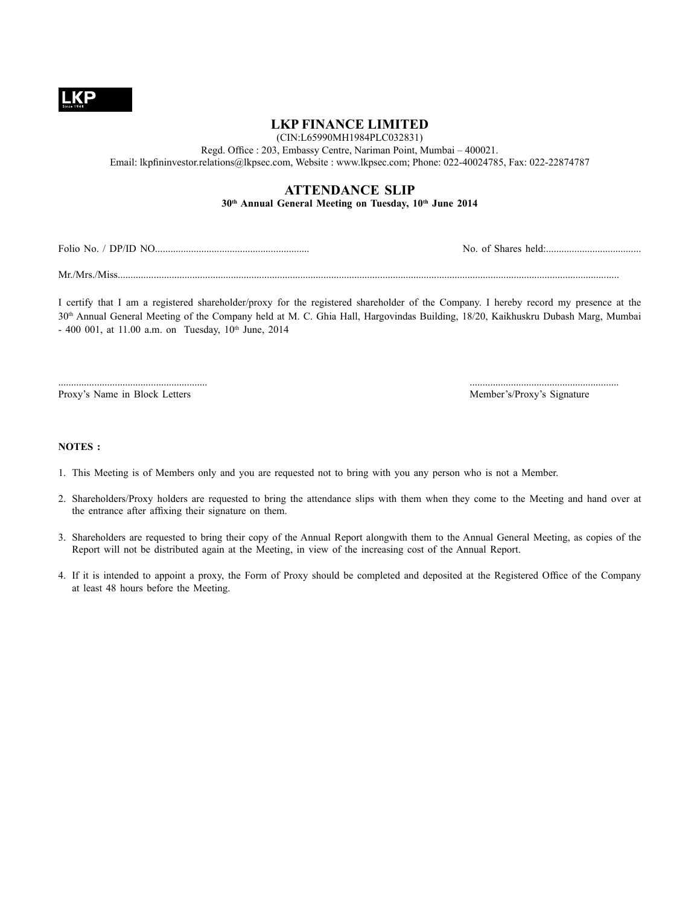LKP

# LKP FINANCE LIMITED

(CIN:L65990MH1984PLC032831)

Regd. Office : 203, Embassy Centre, Nariman Point, Mumbai – 400021.

Email: lkpfininvestor.relations@lkpsec.com, Website : www.lkpsec.com; Phone: 022-40024785, Fax: 022-22874787

## ATTENDANCE SLIP

**30th Annual General Meeting on Tuesday, 10th June 2014**

Folio No. / DP/ID NO........................................................... No. of Shares held:.....................................

Mr./Mrs./Miss...............................................................................................................................................................................

I certify that I am a registered shareholder/proxy for the registered shareholder of the Company. I hereby record my presence at the 30th Annual General Meeting of the Company held at M. C. Ghia Hall, Hargovindas Building, 18/20, Kaikhuskru Dubash Marg, Mumbai - 400 001, at 11.00 a.m. on Tuesday, 10th June, 2014

.........................................................
Proxy's Name in Block Letters

.........................................................
Member's/Proxy's Signature

**NOTES :**

1. This Meeting is of Members only and you are requested not to bring with you any person who is not a Member.
2. Shareholders/Proxy holders are requested to bring the attendance slips with them when they come to the Meeting and hand over at the entrance after affixing their signature on them.
3. Shareholders are requested to bring their copy of the Annual Report alongwith them to the Annual General Meeting, as copies of the Report will not be distributed again at the Meeting, in view of the increasing cost of the Annual Report.
4. If it is intended to appoint a proxy, the Form of Proxy should be completed and deposited at the Registered Office of the Company at least 48 hours before the Meeting.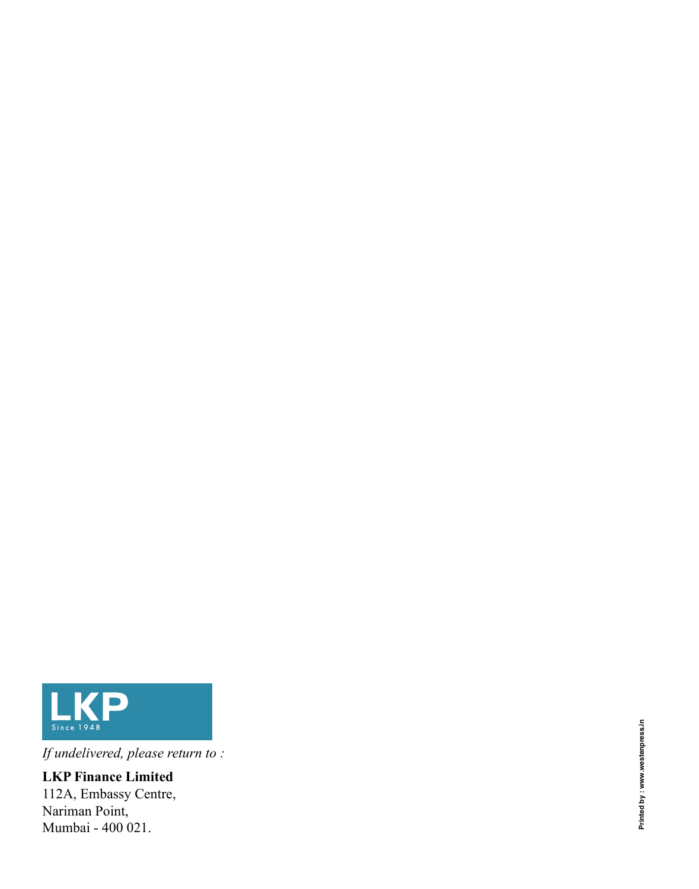LKP

Since 1948

*If undelivered, please return to :*

**LKP Finance Limited**
112A, Embassy Centre,
Nariman Point,
Mumbai - 400 021.

Printed by : www.westenpress.in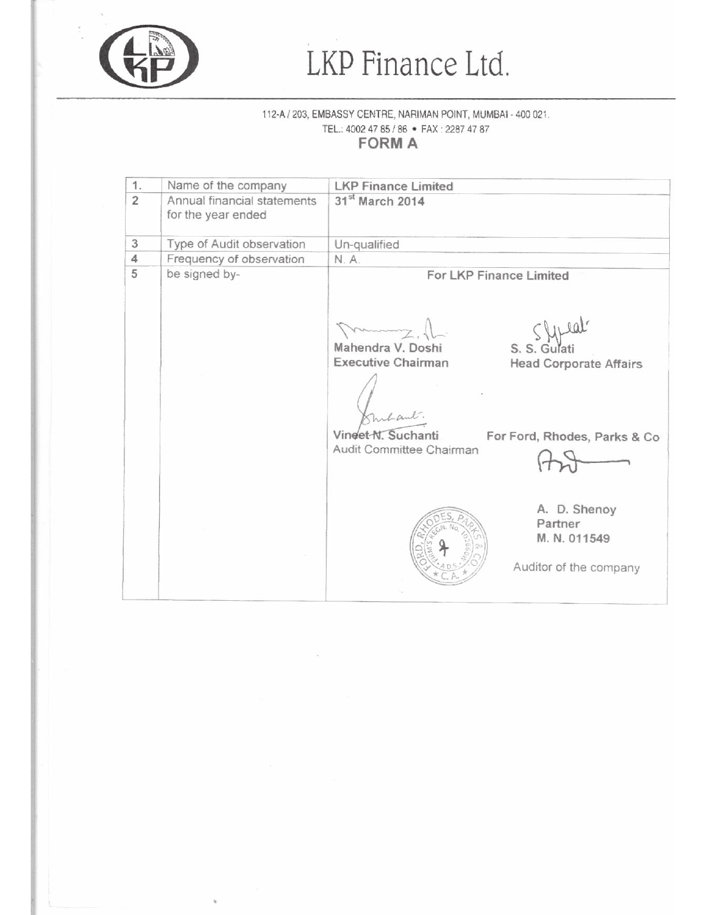# LKP Finance Ltd.

112-A / 203, EMBASSY CENTRE, NARIMAN POINT, MUMBAI - 400 021.
TEL.: 4002 47 85 / 86 • FAX : 2287 47 87

## FORM A

| | | |
|---|---|---|
| 1. | Name of the company | **LKP Finance Limited** |
| 2 | Annual financial statements for the year ended | **31st March 2014** |
| 3 | Type of Audit observation | Un-qualified |
| 4 | Frequency of observation | N. A. |
| 5 | be signed by- | **For LKP Finance Limited**<br><br>**Mahendra V. Doshi**<br>**Executive Chairman**<br><br>S. S. Gulati<br>**Head Corporate Affairs**<br><br>Vineet N. Suchanti<br>Audit Committee Chairman<br><br>For Ford, Rhodes, Parks & Co<br><br>A. D. Shenoy<br>Partner<br>M. N. 011549<br><br>Auditor of the company |